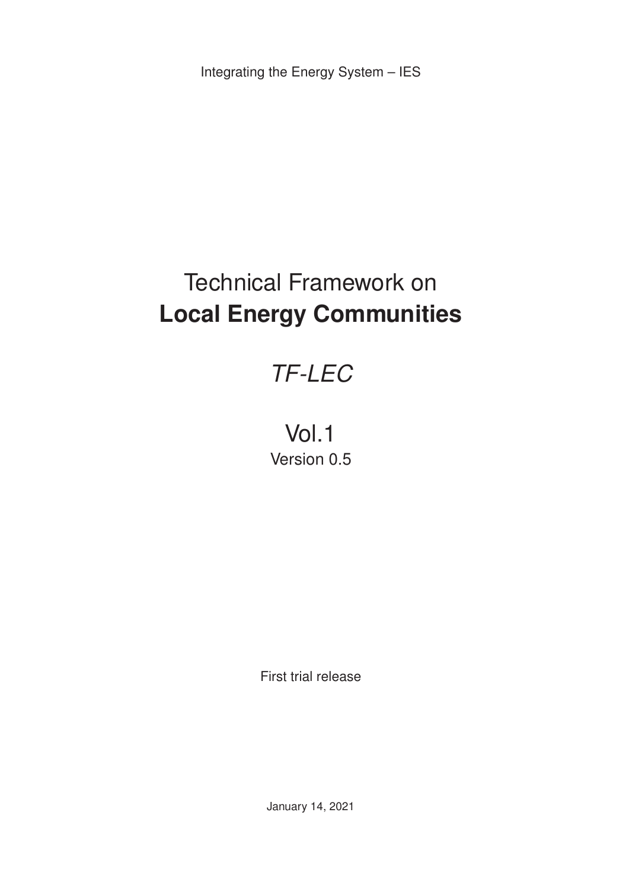Integrating the Energy System – IES

# Technical Framework on **Local Energy Communities**

## *TF-LEC*

## Vol.1

Version 0.5

First trial release

January 14, 2021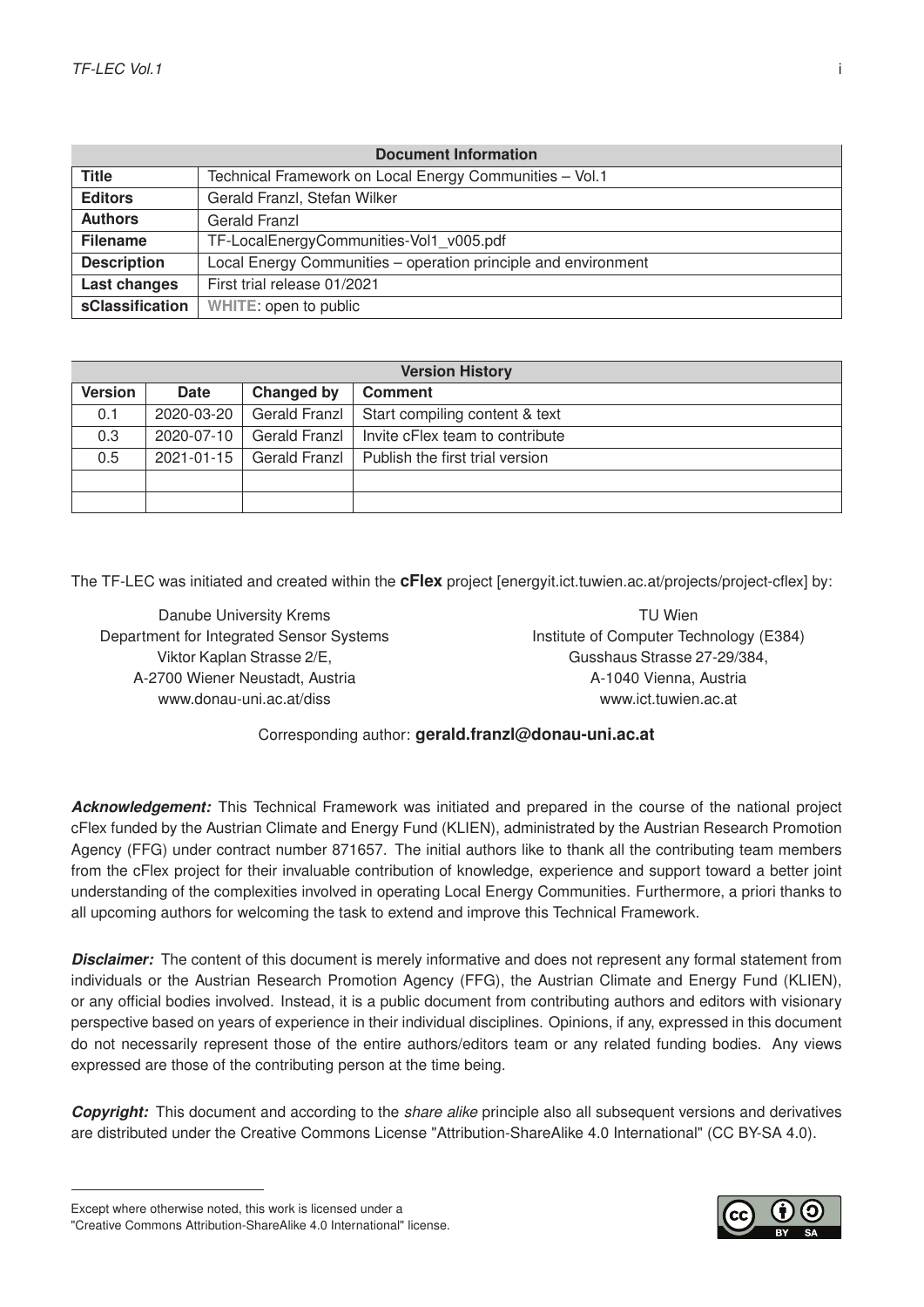| Document Information | |
|---|---|
| **Title** | Technical Framework on Local Energy Communities – Vol.1 |
| **Editors** | Gerald Franzl, Stefan Wilker |
| **Authors** | Gerald Franzl |
| **Filename** | TF-LocalEnergyCommunities-Vol1_v005.pdf |
| **Description** | Local Energy Communities – operation principle and environment |
| **Last changes** | First trial release 01/2021 |
| **sClassification** | WHITE: open to public |

| Version History | | | |
|---|---|---|---|
| **Version** | **Date** | **Changed by** | **Comment** |
| 0.1 | 2020-03-20 | Gerald Franzl | Start compiling content & text |
| 0.3 | 2020-07-10 | Gerald Franzl | Invite cFlex team to contribute |
| 0.5 | 2021-01-15 | Gerald Franzl | Publish the first trial version |
| | | | |
| | | | |

The TF-LEC was initiated and created within the **cFlex** project [energyit.ict.tuwien.ac.at/projects/project-cflex] by:

Danube University Krems
Department for Integrated Sensor Systems
Viktor Kaplan Strasse 2/E,
A-2700 Wiener Neustadt, Austria
www.donau-uni.ac.at/diss

TU Wien
Institute of Computer Technology (E384)
Gusshaus Strasse 27-29/384,
A-1040 Vienna, Austria
www.ict.tuwien.ac.at

Corresponding author: **gerald.franzl@donau-uni.ac.at**

***Acknowledgement:*** This Technical Framework was initiated and prepared in the course of the national project cFlex funded by the Austrian Climate and Energy Fund (KLIEN), administrated by the Austrian Research Promotion Agency (FFG) under contract number 871657. The initial authors like to thank all the contributing team members from the cFlex project for their invaluable contribution of knowledge, experience and support toward a better joint understanding of the complexities involved in operating Local Energy Communities. Furthermore, a priori thanks to all upcoming authors for welcoming the task to extend and improve this Technical Framework.

***Disclaimer:*** The content of this document is merely informative and does not represent any formal statement from individuals or the Austrian Research Promotion Agency (FFG), the Austrian Climate and Energy Fund (KLIEN), or any official bodies involved. Instead, it is a public document from contributing authors and editors with visionary perspective based on years of experience in their individual disciplines. Opinions, if any, expressed in this document do not necessarily represent those of the entire authors/editors team or any related funding bodies. Any views expressed are those of the contributing person at the time being.

***Copyright:*** This document and according to the *share alike* principle also all subsequent versions and derivatives are distributed under the Creative Commons License "Attribution-ShareAlike 4.0 International" (CC BY-SA 4.0).

Except where otherwise noted, this work is licensed under a
"Creative Commons Attribution-ShareAlike 4.0 International" license.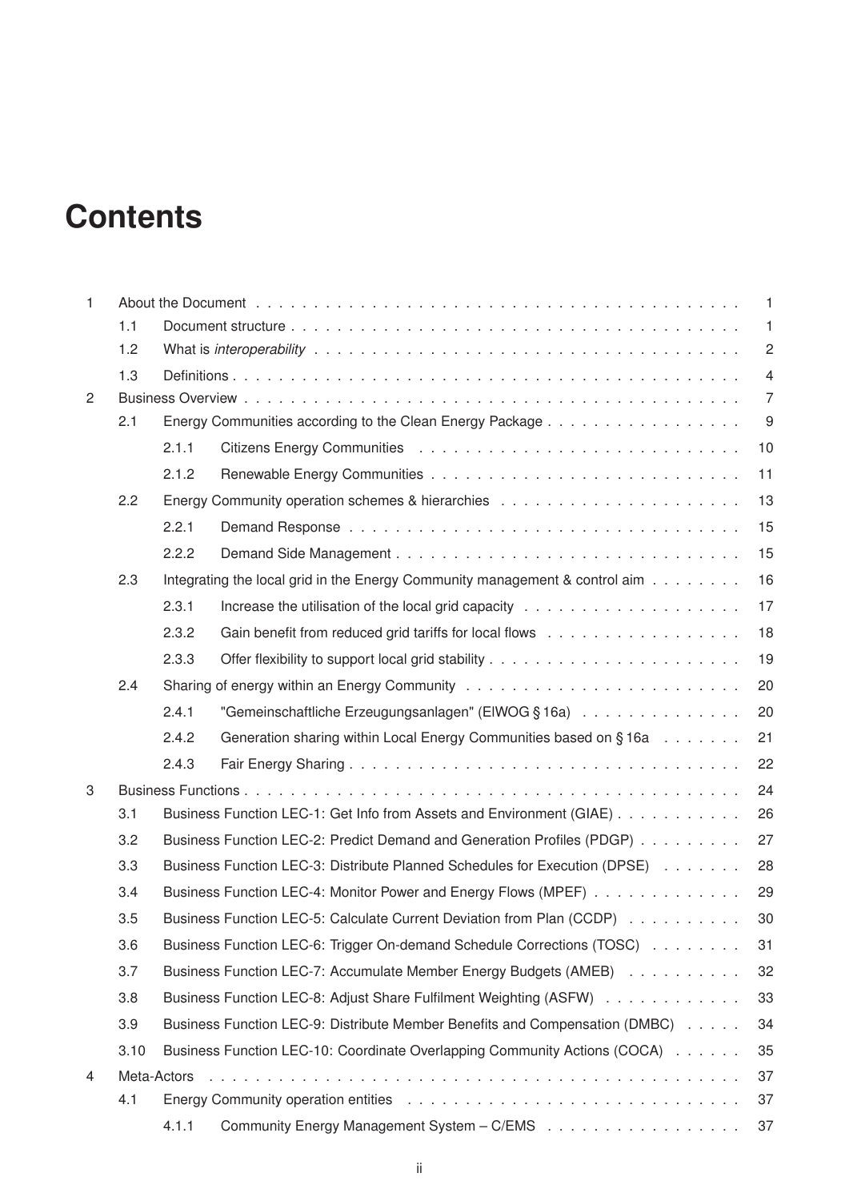# Contents

- 1 About the Document . . . 1
  - 1.1 Document structure . . . 1
  - 1.2 What is *interoperability* . . . 2
  - 1.3 Definitions . . . 4
- 2 Business Overview . . . 7
  - 2.1 Energy Communities according to the Clean Energy Package . . . 9
    - 2.1.1 Citizens Energy Communities . . . 10
    - 2.1.2 Renewable Energy Communities . . . 11
  - 2.2 Energy Community operation schemes & hierarchies . . . 13
    - 2.2.1 Demand Response . . . 15
    - 2.2.2 Demand Side Management . . . 15
  - 2.3 Integrating the local grid in the Energy Community management & control aim . . . 16
    - 2.3.1 Increase the utilisation of the local grid capacity . . . 17
    - 2.3.2 Gain benefit from reduced grid tariffs for local flows . . . 18
    - 2.3.3 Offer flexibility to support local grid stability . . . 19
  - 2.4 Sharing of energy within an Energy Community . . . 20
    - 2.4.1 "Gemeinschaftliche Erzeugungsanlagen" (ElWOG § 16a) . . . 20
    - 2.4.2 Generation sharing within Local Energy Communities based on § 16a . . . 21
    - 2.4.3 Fair Energy Sharing . . . 22
- 3 Business Functions . . . 24
  - 3.1 Business Function LEC-1: Get Info from Assets and Environment (GIAE) . . . 26
  - 3.2 Business Function LEC-2: Predict Demand and Generation Profiles (PDGP) . . . 27
  - 3.3 Business Function LEC-3: Distribute Planned Schedules for Execution (DPSE) . . . 28
  - 3.4 Business Function LEC-4: Monitor Power and Energy Flows (MPEF) . . . 29
  - 3.5 Business Function LEC-5: Calculate Current Deviation from Plan (CCDP) . . . 30
  - 3.6 Business Function LEC-6: Trigger On-demand Schedule Corrections (TOSC) . . . 31
  - 3.7 Business Function LEC-7: Accumulate Member Energy Budgets (AMEB) . . . 32
  - 3.8 Business Function LEC-8: Adjust Share Fulfilment Weighting (ASFW) . . . 33
  - 3.9 Business Function LEC-9: Distribute Member Benefits and Compensation (DMBC) . . . 34
  - 3.10 Business Function LEC-10: Coordinate Overlapping Community Actions (COCA) . . . 35
- 4 Meta-Actors . . . 37
  - 4.1 Energy Community operation entities . . . 37
    - 4.1.1 Community Energy Management System – C/EMS . . . 37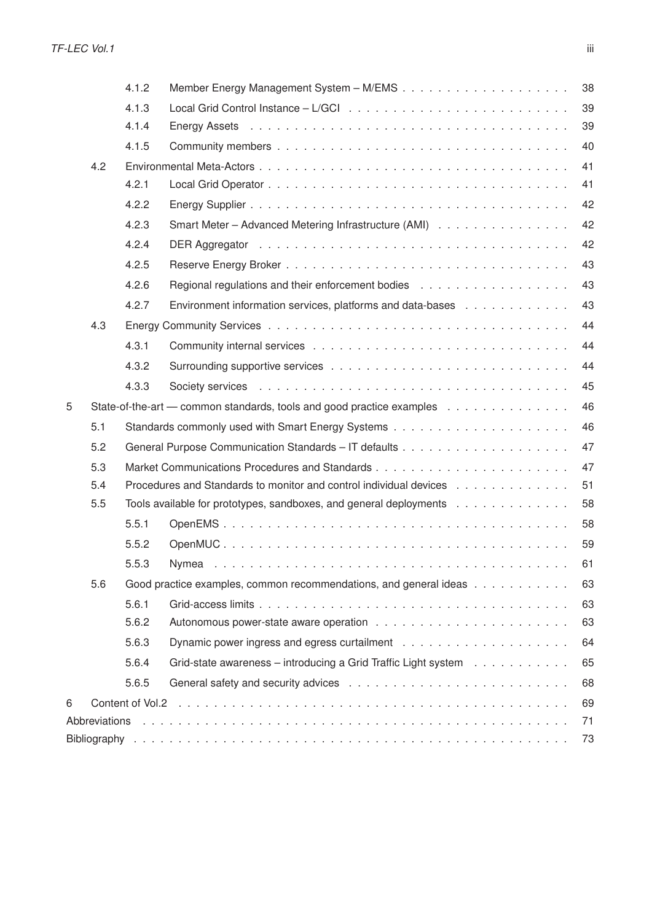| | | | |
|---|---|---|---|
| | 4.1.2 | Member Energy Management System – M/EMS | 38 |
| | 4.1.3 | Local Grid Control Instance – L/GCI | 39 |
| | 4.1.4 | Energy Assets | 39 |
| | 4.1.5 | Community members | 40 |
| 4.2 | | Environmental Meta-Actors | 41 |
| | 4.2.1 | Local Grid Operator | 41 |
| | 4.2.2 | Energy Supplier | 42 |
| | 4.2.3 | Smart Meter – Advanced Metering Infrastructure (AMI) | 42 |
| | 4.2.4 | DER Aggregator | 42 |
| | 4.2.5 | Reserve Energy Broker | 43 |
| | 4.2.6 | Regional regulations and their enforcement bodies | 43 |
| | 4.2.7 | Environment information services, platforms and data-bases | 43 |
| 4.3 | | Energy Community Services | 44 |
| | 4.3.1 | Community internal services | 44 |
| | 4.3.2 | Surrounding supportive services | 44 |
| | 4.3.3 | Society services | 45 |
| 5 | | State-of-the-art — common standards, tools and good practice examples | 46 |
| 5.1 | | Standards commonly used with Smart Energy Systems | 46 |
| 5.2 | | General Purpose Communication Standards – IT defaults | 47 |
| 5.3 | | Market Communications Procedures and Standards | 47 |
| 5.4 | | Procedures and Standards to monitor and control individual devices | 51 |
| 5.5 | | Tools available for prototypes, sandboxes, and general deployments | 58 |
| | 5.5.1 | OpenEMS | 58 |
| | 5.5.2 | OpenMUC | 59 |
| | 5.5.3 | Nymea | 61 |
| 5.6 | | Good practice examples, common recommendations, and general ideas | 63 |
| | 5.6.1 | Grid-access limits | 63 |
| | 5.6.2 | Autonomous power-state aware operation | 63 |
| | 5.6.3 | Dynamic power ingress and egress curtailment | 64 |
| | 5.6.4 | Grid-state awareness – introducing a Grid Traffic Light system | 65 |
| | 5.6.5 | General safety and security advices | 68 |
| 6 | | Content of Vol.2 | 69 |
| Abbreviations | | | 71 |
| Bibliography | | | 73 |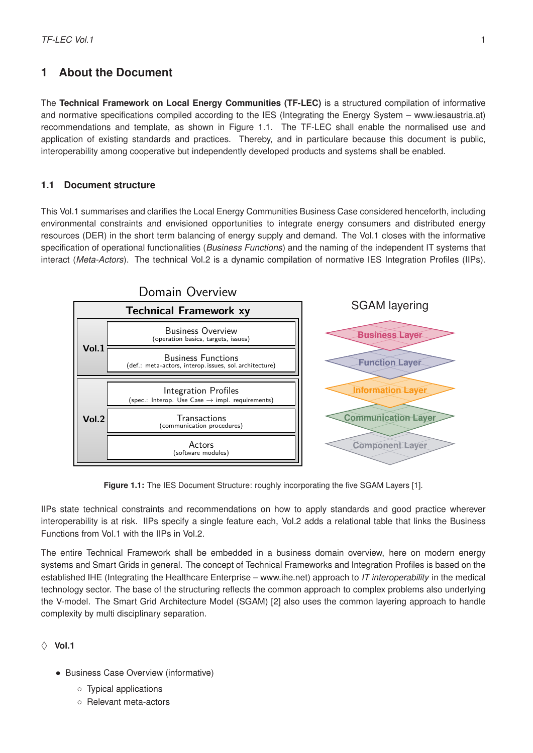# 1 About the Document

The **Technical Framework on Local Energy Communities (TF-LEC)** is a structured compilation of informative and normative specifications compiled according to the IES (Integrating the Energy System – www.iesaustria.at) recommendations and template, as shown in Figure 1.1. The TF-LEC shall enable the normalised use and application of existing standards and practices. Thereby, and in particulare because this document is public, interoperability among cooperative but independently developed products and systems shall be enabled.

## 1.1 Document structure

This Vol.1 summarises and clarifies the Local Energy Communities Business Case considered henceforth, including environmental constraints and envisioned opportunities to integrate energy consumers and distributed energy resources (DER) in the short term balancing of energy supply and demand. The Vol.1 closes with the informative specification of operational functionalities (*Business Functions*) and the naming of the independent IT systems that interact (*Meta-Actors*). The technical Vol.2 is a dynamic compilation of normative IES Integration Profiles (IIPs).

Domain Overview

| Technical Framework xy | |
|---|---|
| Vol.1 | Business Overview (operation basics, targets, issues) |
| | Business Functions (def.: meta-actors, interop. issues, sol. architecture) |
| Vol.2 | Integration Profiles (spec.: Interop. Use Case → impl. requirements) |
| | Transactions (communication procedures) |
| | Actors (software modules) |

SGAM layering: Business Layer, Function Layer, Information Layer, Communication Layer, Component Layer

**Figure 1.1:** The IES Document Structure: roughly incorporating the five SGAM Layers [1].

IIPs state technical constraints and recommendations on how to apply standards and good practice wherever interoperability is at risk. IIPs specify a single feature each, Vol.2 adds a relational table that links the Business Functions from Vol.1 with the IIPs in Vol.2.

The entire Technical Framework shall be embedded in a business domain overview, here on modern energy systems and Smart Grids in general. The concept of Technical Frameworks and Integration Profiles is based on the established IHE (Integrating the Healthcare Enterprise – www.ihe.net) approach to *IT interoperability* in the medical technology sector. The base of the structuring reflects the common approach to complex problems also underlying the V-model. The Smart Grid Architecture Model (SGAM) [2] also uses the common layering approach to handle complexity by multi disciplinary separation.

◊ **Vol.1**

- Business Case Overview (informative)
  - Typical applications
  - Relevant meta-actors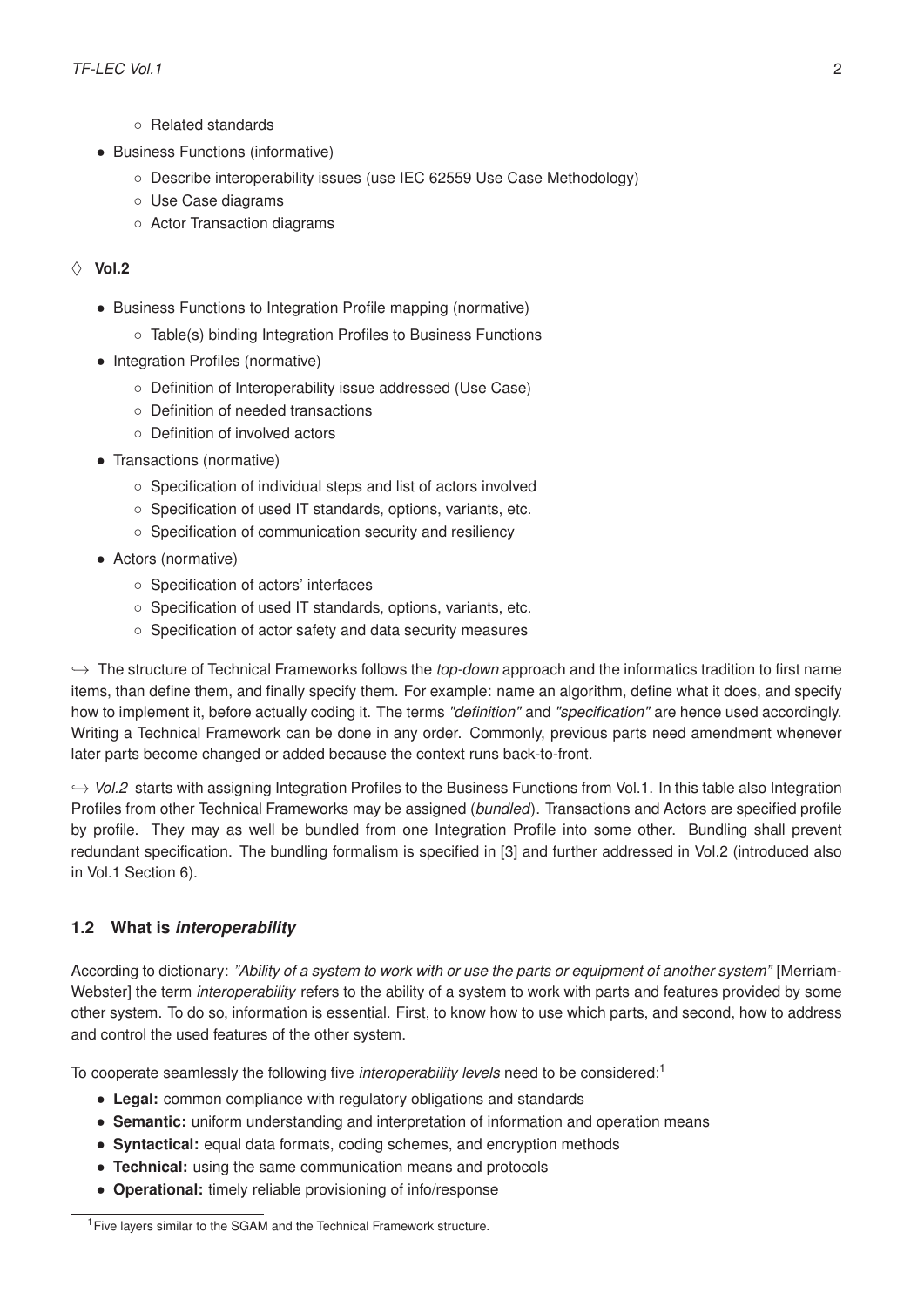- Related standards
- Business Functions (informative)
  - Describe interoperability issues (use IEC 62559 Use Case Methodology)
  - Use Case diagrams
  - Actor Transaction diagrams

◇ **Vol.2**

- Business Functions to Integration Profile mapping (normative)
  - Table(s) binding Integration Profiles to Business Functions
- Integration Profiles (normative)
  - Definition of Interoperability issue addressed (Use Case)
  - Definition of needed transactions
  - Definition of involved actors
- Transactions (normative)
  - Specification of individual steps and list of actors involved
  - Specification of used IT standards, options, variants, etc.
  - Specification of communication security and resiliency
- Actors (normative)
  - Specification of actors' interfaces
  - Specification of used IT standards, options, variants, etc.
  - Specification of actor safety and data security measures

↪ The structure of Technical Frameworks follows the *top-down* approach and the informatics tradition to first name items, than define them, and finally specify them. For example: name an algorithm, define what it does, and specify how to implement it, before actually coding it. The terms *"definition"* and *"specification"* are hence used accordingly. Writing a Technical Framework can be done in any order. Commonly, previous parts need amendment whenever later parts become changed or added because the context runs back-to-front.

↪ *Vol.2* starts with assigning Integration Profiles to the Business Functions from Vol.1. In this table also Integration Profiles from other Technical Frameworks may be assigned (*bundled*). Transactions and Actors are specified profile by profile. They may as well be bundled from one Integration Profile into some other. Bundling shall prevent redundant specification. The bundling formalism is specified in [3] and further addressed in Vol.2 (introduced also in Vol.1 Section 6).

### 1.2 What is *interoperability*

According to dictionary: *"Ability of a system to work with or use the parts or equipment of another system"* [Merriam-Webster] the term *interoperability* refers to the ability of a system to work with parts and features provided by some other system. To do so, information is essential. First, to know how to use which parts, and second, how to address and control the used features of the other system.

To cooperate seamlessly the following five *interoperability levels* need to be considered:[1]

- **Legal:** common compliance with regulatory obligations and standards
- **Semantic:** uniform understanding and interpretation of information and operation means
- **Syntactical:** equal data formats, coding schemes, and encryption methods
- **Technical:** using the same communication means and protocols
- **Operational:** timely reliable provisioning of info/response

[1] Five layers similar to the SGAM and the Technical Framework structure.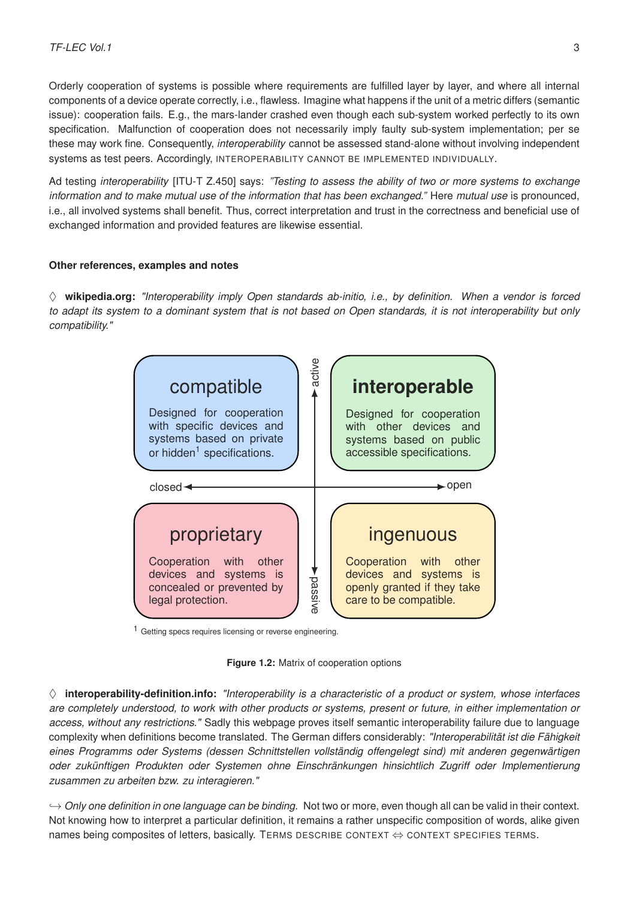Orderly cooperation of systems is possible where requirements are fulfilled layer by layer, and where all internal components of a device operate correctly, i.e., flawless. Imagine what happens if the unit of a metric differs (semantic issue): cooperation fails. E.g., the mars-lander crashed even though each sub-system worked perfectly to its own specification. Malfunction of cooperation does not necessarily imply faulty sub-system implementation; per se these may work fine. Consequently, *interoperability* cannot be assessed stand-alone without involving independent systems as test peers. Accordingly, INTEROPERABILITY CANNOT BE IMPLEMENTED INDIVIDUALLY.

Ad testing *interoperability* [ITU-T Z.450] says: *"Testing to assess the ability of two or more systems to exchange information and to make mutual use of the information that has been exchanged."* Here *mutual use* is pronounced, i.e., all involved systems shall benefit. Thus, correct interpretation and trust in the correctness and beneficial use of exchanged information and provided features are likewise essential.

#### Other references, examples and notes

◇ **wikipedia.org:** *"Interoperability imply Open standards ab-initio, i.e., by definition. When a vendor is forced to adapt its system to a dominant system that is not based on Open standards, it is not interoperability but only compatibility."*

| | closed | open |
|---|---|---|
| **active** | **compatible**: Designed for cooperation with specific devices and systems based on private or hidden[1] specifications. | **interoperable**: Designed for cooperation with other devices and systems based on public accessible specifications. |
| **passive** | **proprietary**: Cooperation with other devices and systems is concealed or prevented by legal protection. | **ingenuous**: Cooperation with other devices and systems is openly granted if they take care to be compatible. |

[1] Getting specs requires licensing or reverse engineering.

**Figure 1.2:** Matrix of cooperation options

◇ **interoperability-definition.info:** *"Interoperability is a characteristic of a product or system, whose interfaces are completely understood, to work with other products or systems, present or future, in either implementation or access, without any restrictions."* Sadly this webpage proves itself semantic interoperability failure due to language complexity when definitions become translated. The German differs considerably: *"Interoperabilität ist die Fähigkeit eines Programms oder Systems (dessen Schnittstellen vollständig offengelegt sind) mit anderen gegenwärtigen oder zukünftigen Produkten oder Systemen ohne Einschränkungen hinsichtlich Zugriff oder Implementierung zusammen zu arbeiten bzw. zu interagieren."*

↪ *Only one definition in one language can be binding.* Not two or more, even though all can be valid in their context. Not knowing how to interpret a particular definition, it remains a rather unspecific composition of words, alike given names being composites of letters, basically. TERMS DESCRIBE CONTEXT ⇔ CONTEXT SPECIFIES TERMS.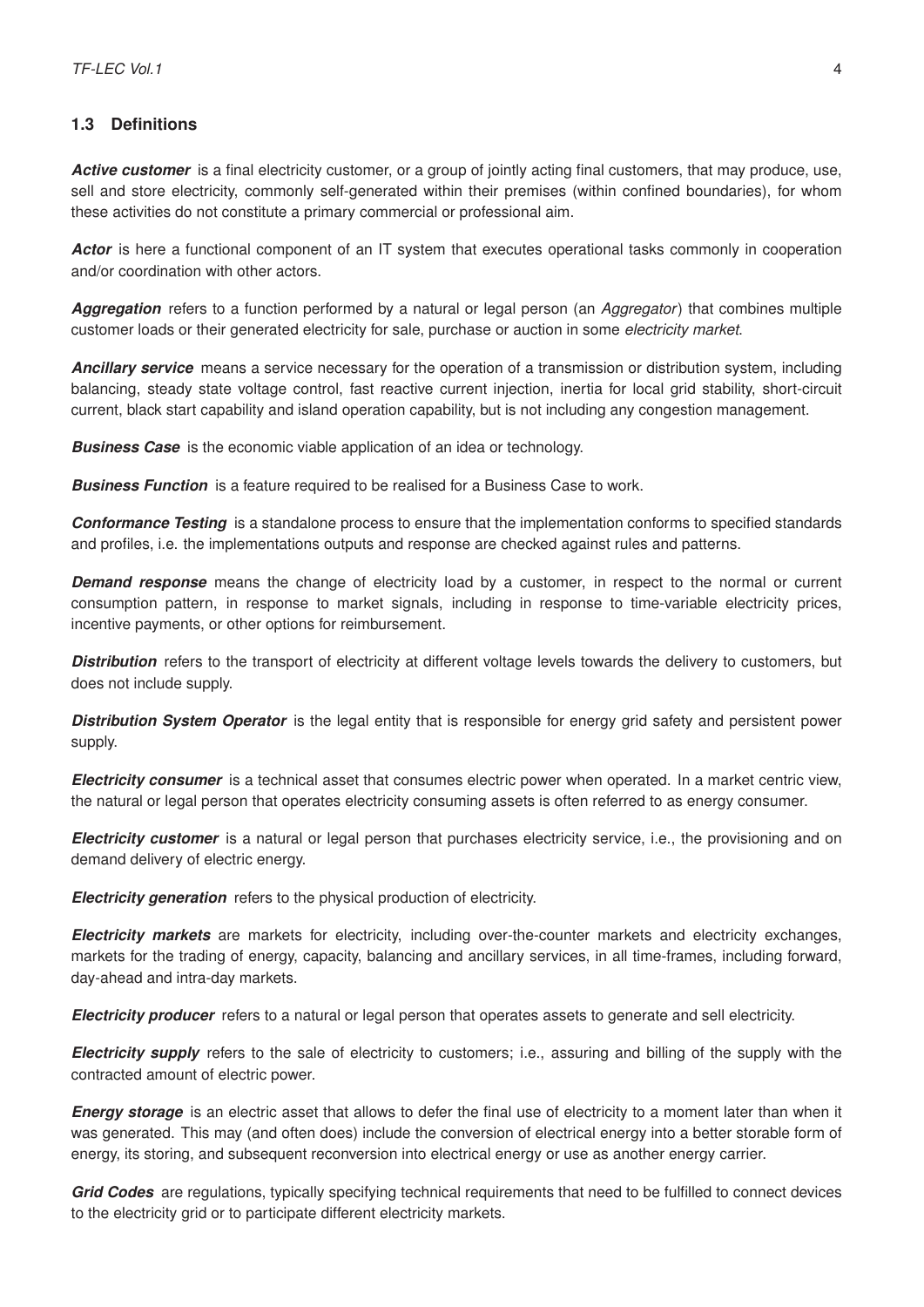### 1.3 Definitions

***Active customer*** is a final electricity customer, or a group of jointly acting final customers, that may produce, use, sell and store electricity, commonly self-generated within their premises (within confined boundaries), for whom these activities do not constitute a primary commercial or professional aim.

***Actor*** is here a functional component of an IT system that executes operational tasks commonly in cooperation and/or coordination with other actors.

***Aggregation*** refers to a function performed by a natural or legal person (an *Aggregator*) that combines multiple customer loads or their generated electricity for sale, purchase or auction in some *electricity market*.

***Ancillary service*** means a service necessary for the operation of a transmission or distribution system, including balancing, steady state voltage control, fast reactive current injection, inertia for local grid stability, short-circuit current, black start capability and island operation capability, but is not including any congestion management.

***Business Case*** is the economic viable application of an idea or technology.

***Business Function*** is a feature required to be realised for a Business Case to work.

***Conformance Testing*** is a standalone process to ensure that the implementation conforms to specified standards and profiles, i.e. the implementations outputs and response are checked against rules and patterns.

***Demand response*** means the change of electricity load by a customer, in respect to the normal or current consumption pattern, in response to market signals, including in response to time-variable electricity prices, incentive payments, or other options for reimbursement.

***Distribution*** refers to the transport of electricity at different voltage levels towards the delivery to customers, but does not include supply.

***Distribution System Operator*** is the legal entity that is responsible for energy grid safety and persistent power supply.

***Electricity consumer*** is a technical asset that consumes electric power when operated. In a market centric view, the natural or legal person that operates electricity consuming assets is often referred to as energy consumer.

***Electricity customer*** is a natural or legal person that purchases electricity service, i.e., the provisioning and on demand delivery of electric energy.

***Electricity generation*** refers to the physical production of electricity.

***Electricity markets*** are markets for electricity, including over-the-counter markets and electricity exchanges, markets for the trading of energy, capacity, balancing and ancillary services, in all time-frames, including forward, day-ahead and intra-day markets.

***Electricity producer*** refers to a natural or legal person that operates assets to generate and sell electricity.

***Electricity supply*** refers to the sale of electricity to customers; i.e., assuring and billing of the supply with the contracted amount of electric power.

***Energy storage*** is an electric asset that allows to defer the final use of electricity to a moment later than when it was generated. This may (and often does) include the conversion of electrical energy into a better storable form of energy, its storing, and subsequent reconversion into electrical energy or use as another energy carrier.

***Grid Codes*** are regulations, typically specifying technical requirements that need to be fulfilled to connect devices to the electricity grid or to participate different electricity markets.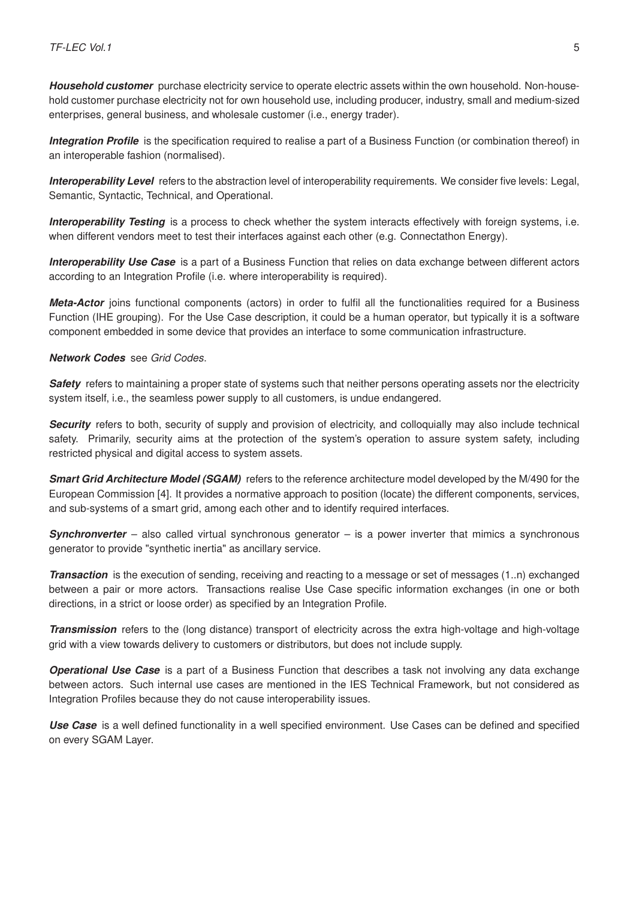***Household customer*** purchase electricity service to operate electric assets within the own household. Non-household customer purchase electricity not for own household use, including producer, industry, small and medium-sized enterprises, general business, and wholesale customer (i.e., energy trader).

***Integration Profile*** is the specification required to realise a part of a Business Function (or combination thereof) in an interoperable fashion (normalised).

***Interoperability Level*** refers to the abstraction level of interoperability requirements. We consider five levels: Legal, Semantic, Syntactic, Technical, and Operational.

***Interoperability Testing*** is a process to check whether the system interacts effectively with foreign systems, i.e. when different vendors meet to test their interfaces against each other (e.g. Connectathon Energy).

***Interoperability Use Case*** is a part of a Business Function that relies on data exchange between different actors according to an Integration Profile (i.e. where interoperability is required).

***Meta-Actor*** joins functional components (actors) in order to fulfil all the functionalities required for a Business Function (IHE grouping). For the Use Case description, it could be a human operator, but typically it is a software component embedded in some device that provides an interface to some communication infrastructure.

***Network Codes*** see *Grid Codes*.

***Safety*** refers to maintaining a proper state of systems such that neither persons operating assets nor the electricity system itself, i.e., the seamless power supply to all customers, is undue endangered.

***Security*** refers to both, security of supply and provision of electricity, and colloquially may also include technical safety. Primarily, security aims at the protection of the system's operation to assure system safety, including restricted physical and digital access to system assets.

***Smart Grid Architecture Model (SGAM)*** refers to the reference architecture model developed by the M/490 for the European Commission [4]. It provides a normative approach to position (locate) the different components, services, and sub-systems of a smart grid, among each other and to identify required interfaces.

***Synchronverter*** – also called virtual synchronous generator – is a power inverter that mimics a synchronous generator to provide "synthetic inertia" as ancillary service.

***Transaction*** is the execution of sending, receiving and reacting to a message or set of messages (1..n) exchanged between a pair or more actors. Transactions realise Use Case specific information exchanges (in one or both directions, in a strict or loose order) as specified by an Integration Profile.

***Transmission*** refers to the (long distance) transport of electricity across the extra high-voltage and high-voltage grid with a view towards delivery to customers or distributors, but does not include supply.

***Operational Use Case*** is a part of a Business Function that describes a task not involving any data exchange between actors. Such internal use cases are mentioned in the IES Technical Framework, but not considered as Integration Profiles because they do not cause interoperability issues.

***Use Case*** is a well defined functionality in a well specified environment. Use Cases can be defined and specified on every SGAM Layer.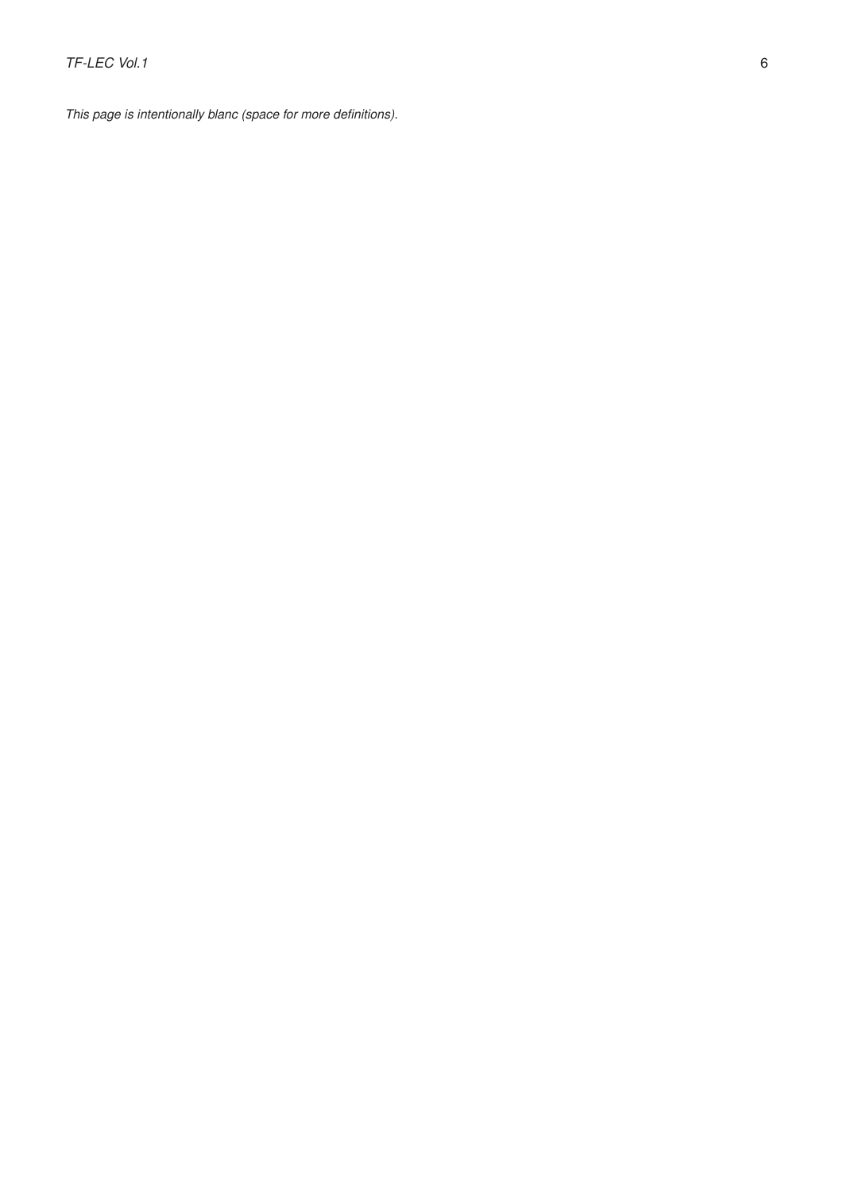*This page is intentionally blanc (space for more definitions).*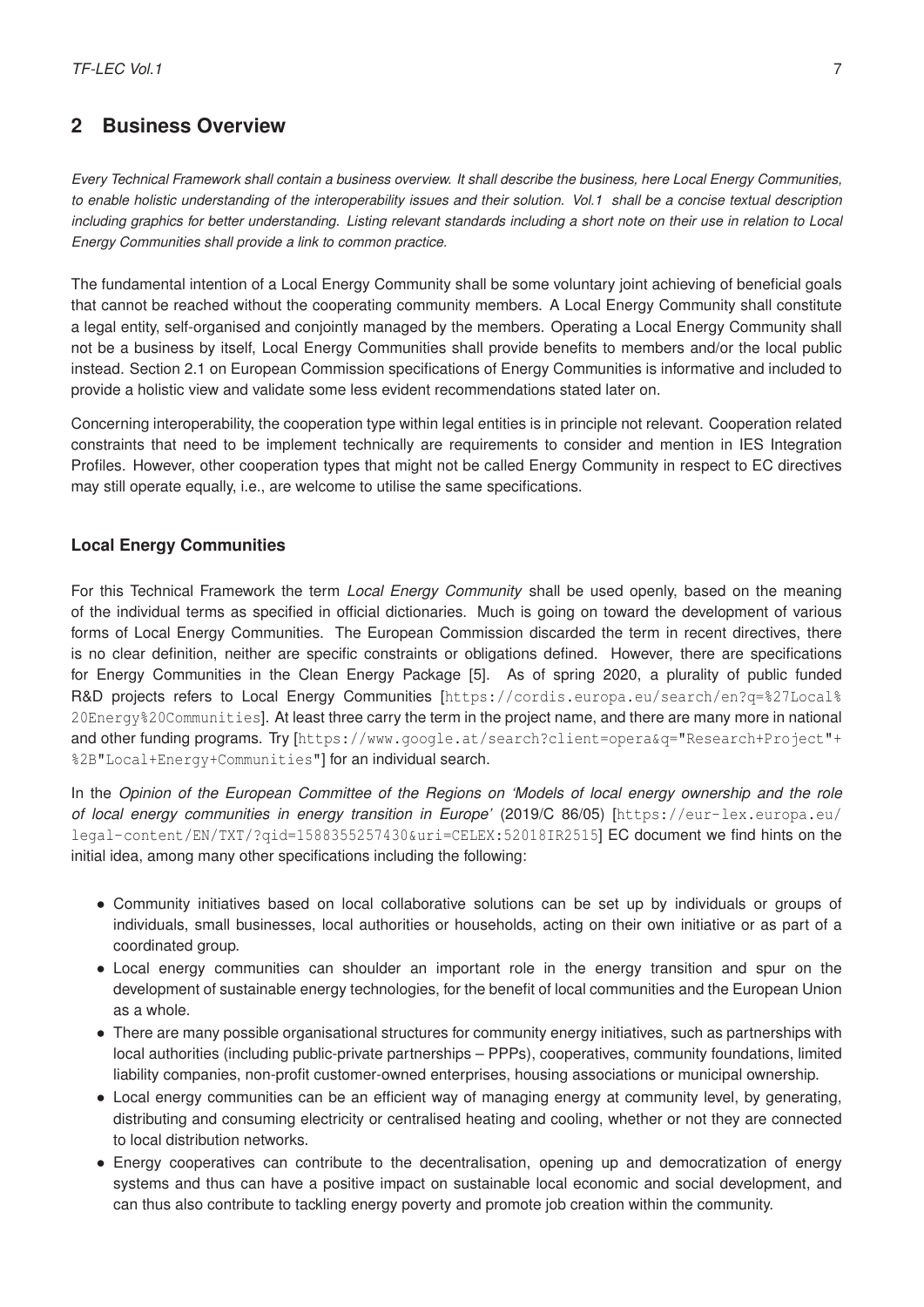## 2 Business Overview

*Every Technical Framework shall contain a business overview. It shall describe the business, here Local Energy Communities, to enable holistic understanding of the interoperability issues and their solution. Vol.1 shall be a concise textual description including graphics for better understanding. Listing relevant standards including a short note on their use in relation to Local Energy Communities shall provide a link to common practice.*

The fundamental intention of a Local Energy Community shall be some voluntary joint achieving of beneficial goals that cannot be reached without the cooperating community members. A Local Energy Community shall constitute a legal entity, self-organised and conjointly managed by the members. Operating a Local Energy Community shall not be a business by itself, Local Energy Communities shall provide benefits to members and/or the local public instead. Section 2.1 on European Commission specifications of Energy Communities is informative and included to provide a holistic view and validate some less evident recommendations stated later on.

Concerning interoperability, the cooperation type within legal entities is in principle not relevant. Cooperation related constraints that need to be implement technically are requirements to consider and mention in IES Integration Profiles. However, other cooperation types that might not be called Energy Community in respect to EC directives may still operate equally, i.e., are welcome to utilise the same specifications.

### Local Energy Communities

For this Technical Framework the term *Local Energy Community* shall be used openly, based on the meaning of the individual terms as specified in official dictionaries. Much is going on toward the development of various forms of Local Energy Communities. The European Commission discarded the term in recent directives, there is no clear definition, neither are specific constraints or obligations defined. However, there are specifications for Energy Communities in the Clean Energy Package [5]. As of spring 2020, a plurality of public funded R&D projects refers to Local Energy Communities [`https://cordis.europa.eu/search/en?q=%27Local%20Energy%20Communities`]. At least three carry the term in the project name, and there are many more in national and other funding programs. Try [`https://www.google.at/search?client=opera&q="Research+Project"+%2B"Local+Energy+Communities"`] for an individual search.

In the *Opinion of the European Committee of the Regions on 'Models of local energy ownership and the role of local energy communities in energy transition in Europe'* (2019/C 86/05) [`https://eur-lex.europa.eu/legal-content/EN/TXT/?qid=1588355257430&uri=CELEX:52018IR2515`] EC document we find hints on the initial idea, among many other specifications including the following:

- Community initiatives based on local collaborative solutions can be set up by individuals or groups of individuals, small businesses, local authorities or households, acting on their own initiative or as part of a coordinated group.
- Local energy communities can shoulder an important role in the energy transition and spur on the development of sustainable energy technologies, for the benefit of local communities and the European Union as a whole.
- There are many possible organisational structures for community energy initiatives, such as partnerships with local authorities (including public-private partnerships – PPPs), cooperatives, community foundations, limited liability companies, non-profit customer-owned enterprises, housing associations or municipal ownership.
- Local energy communities can be an efficient way of managing energy at community level, by generating, distributing and consuming electricity or centralised heating and cooling, whether or not they are connected to local distribution networks.
- Energy cooperatives can contribute to the decentralisation, opening up and democratization of energy systems and thus can have a positive impact on sustainable local economic and social development, and can thus also contribute to tackling energy poverty and promote job creation within the community.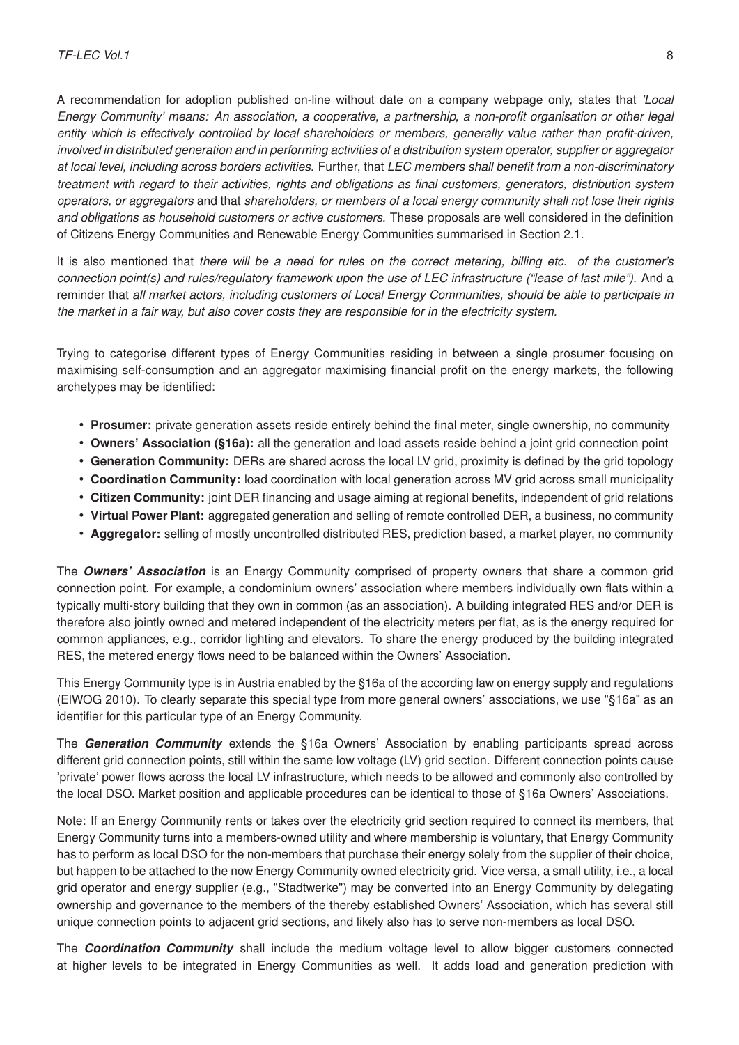A recommendation for adoption published on-line without date on a company webpage only, states that *'Local Energy Community' means: An association, a cooperative, a partnership, a non-profit organisation or other legal entity which is effectively controlled by local shareholders or members, generally value rather than profit-driven, involved in distributed generation and in performing activities of a distribution system operator, supplier or aggregator at local level, including across borders activities.* Further, that *LEC members shall benefit from a non-discriminatory treatment with regard to their activities, rights and obligations as final customers, generators, distribution system operators, or aggregators* and that *shareholders, or members of a local energy community shall not lose their rights and obligations as household customers or active customers.* These proposals are well considered in the definition of Citizens Energy Communities and Renewable Energy Communities summarised in Section 2.1.

It is also mentioned that *there will be a need for rules on the correct metering, billing etc. of the customer's connection point(s) and rules/regulatory framework upon the use of LEC infrastructure ("lease of last mile").* And a reminder that *all market actors, including customers of Local Energy Communities, should be able to participate in the market in a fair way, but also cover costs they are responsible for in the electricity system.*

Trying to categorise different types of Energy Communities residing in between a single prosumer focusing on maximising self-consumption and an aggregator maximising financial profit on the energy markets, the following archetypes may be identified:

- **Prosumer:** private generation assets reside entirely behind the final meter, single ownership, no community
- **Owners' Association (§16a):** all the generation and load assets reside behind a joint grid connection point
- **Generation Community:** DERs are shared across the local LV grid, proximity is defined by the grid topology
- **Coordination Community:** load coordination with local generation across MV grid across small municipality
- **Citizen Community:** joint DER financing and usage aiming at regional benefits, independent of grid relations
- **Virtual Power Plant:** aggregated generation and selling of remote controlled DER, a business, no community
- **Aggregator:** selling of mostly uncontrolled distributed RES, prediction based, a market player, no community

The ***Owners' Association*** is an Energy Community comprised of property owners that share a common grid connection point. For example, a condominium owners' association where members individually own flats within a typically multi-story building that they own in common (as an association). A building integrated RES and/or DER is therefore also jointly owned and metered independent of the electricity meters per flat, as is the energy required for common appliances, e.g., corridor lighting and elevators. To share the energy produced by the building integrated RES, the metered energy flows need to be balanced within the Owners' Association.

This Energy Community type is in Austria enabled by the §16a of the according law on energy supply and regulations (ElWOG 2010). To clearly separate this special type from more general owners' associations, we use "§16a" as an identifier for this particular type of an Energy Community.

The ***Generation Community*** extends the §16a Owners' Association by enabling participants spread across different grid connection points, still within the same low voltage (LV) grid section. Different connection points cause 'private' power flows across the local LV infrastructure, which needs to be allowed and commonly also controlled by the local DSO. Market position and applicable procedures can be identical to those of §16a Owners' Associations.

Note: If an Energy Community rents or takes over the electricity grid section required to connect its members, that Energy Community turns into a members-owned utility and where membership is voluntary, that Energy Community has to perform as local DSO for the non-members that purchase their energy solely from the supplier of their choice, but happen to be attached to the now Energy Community owned electricity grid. Vice versa, a small utility, i.e., a local grid operator and energy supplier (e.g., "Stadtwerke") may be converted into an Energy Community by delegating ownership and governance to the members of the thereby established Owners' Association, which has several still unique connection points to adjacent grid sections, and likely also has to serve non-members as local DSO.

The ***Coordination Community*** shall include the medium voltage level to allow bigger customers connected at higher levels to be integrated in Energy Communities as well. It adds load and generation prediction with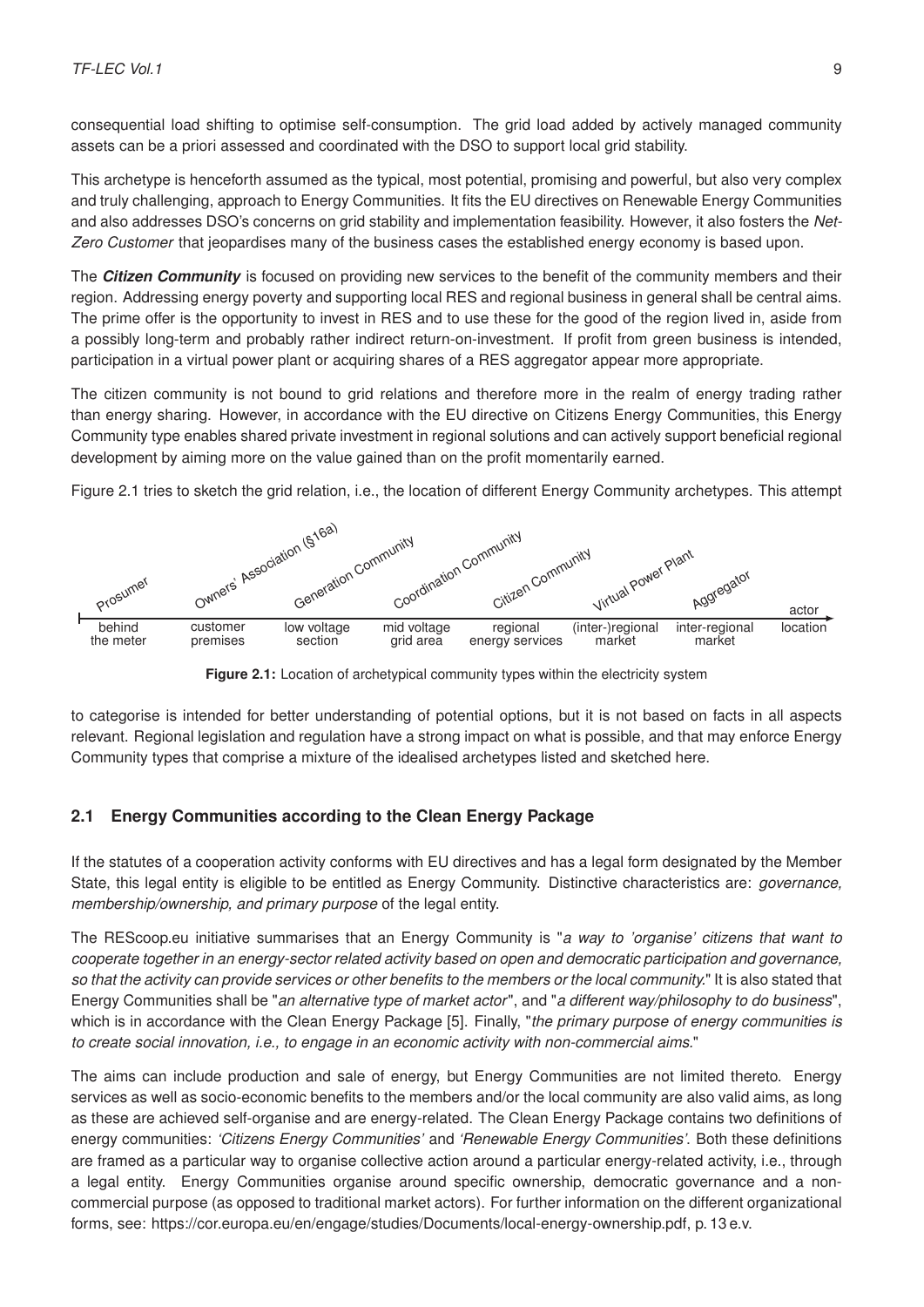consequential load shifting to optimise self-consumption. The grid load added by actively managed community assets can be a priori assessed and coordinated with the DSO to support local grid stability.

This archetype is henceforth assumed as the typical, most potential, promising and powerful, but also very complex and truly challenging, approach to Energy Communities. It fits the EU directives on Renewable Energy Communities and also addresses DSO's concerns on grid stability and implementation feasibility. However, it also fosters the *Net-Zero Customer* that jeopardises many of the business cases the established energy economy is based upon.

The ***Citizen Community*** is focused on providing new services to the benefit of the community members and their region. Addressing energy poverty and supporting local RES and regional business in general shall be central aims. The prime offer is the opportunity to invest in RES and to use these for the good of the region lived in, aside from a possibly long-term and probably rather indirect return-on-investment. If profit from green business is intended, participation in a virtual power plant or acquiring shares of a RES aggregator appear more appropriate.

The citizen community is not bound to grid relations and therefore more in the realm of energy trading rather than energy sharing. However, in accordance with the EU directive on Citizens Energy Communities, this Energy Community type enables shared private investment in regional solutions and can actively support beneficial regional development by aiming more on the value gained than on the profit momentarily earned.

Figure 2.1 tries to sketch the grid relation, i.e., the location of different Energy Community archetypes. This attempt

| Prosumer | Owners' Association (§16a) | Generation Community | Coordination Community | Citizen Community | Virtual Power Plant | Aggregator | actor |
|---|---|---|---|---|---|---|---|
| behind the meter | customer premises | low voltage section | mid voltage grid area | regional energy services | (inter-)regional market | inter-regional market | location |

**Figure 2.1:** Location of archetypical community types within the electricity system

to categorise is intended for better understanding of potential options, but it is not based on facts in all aspects relevant. Regional legislation and regulation have a strong impact on what is possible, and that may enforce Energy Community types that comprise a mixture of the idealised archetypes listed and sketched here.

## 2.1 Energy Communities according to the Clean Energy Package

If the statutes of a cooperation activity conforms with EU directives and has a legal form designated by the Member State, this legal entity is eligible to be entitled as Energy Community. Distinctive characteristics are: *governance, membership/ownership, and primary purpose* of the legal entity.

The REScoop.eu initiative summarises that an Energy Community is "*a way to 'organise' citizens that want to cooperate together in an energy-sector related activity based on open and democratic participation and governance, so that the activity can provide services or other benefits to the members or the local community.*" It is also stated that Energy Communities shall be "*an alternative type of market actor*", and "*a different way/philosophy to do business*", which is in accordance with the Clean Energy Package [5]. Finally, "*the primary purpose of energy communities is to create social innovation, i.e., to engage in an economic activity with non-commercial aims.*"

The aims can include production and sale of energy, but Energy Communities are not limited thereto. Energy services as well as socio-economic benefits to the members and/or the local community are also valid aims, as long as these are achieved self-organise and are energy-related. The Clean Energy Package contains two definitions of energy communities: *'Citizens Energy Communities'* and *'Renewable Energy Communities'*. Both these definitions are framed as a particular way to organise collective action around a particular energy-related activity, i.e., through a legal entity. Energy Communities organise around specific ownership, democratic governance and a non-commercial purpose (as opposed to traditional market actors). For further information on the different organizational forms, see: https://cor.europa.eu/en/engage/studies/Documents/local-energy-ownership.pdf, p. 13 e.v.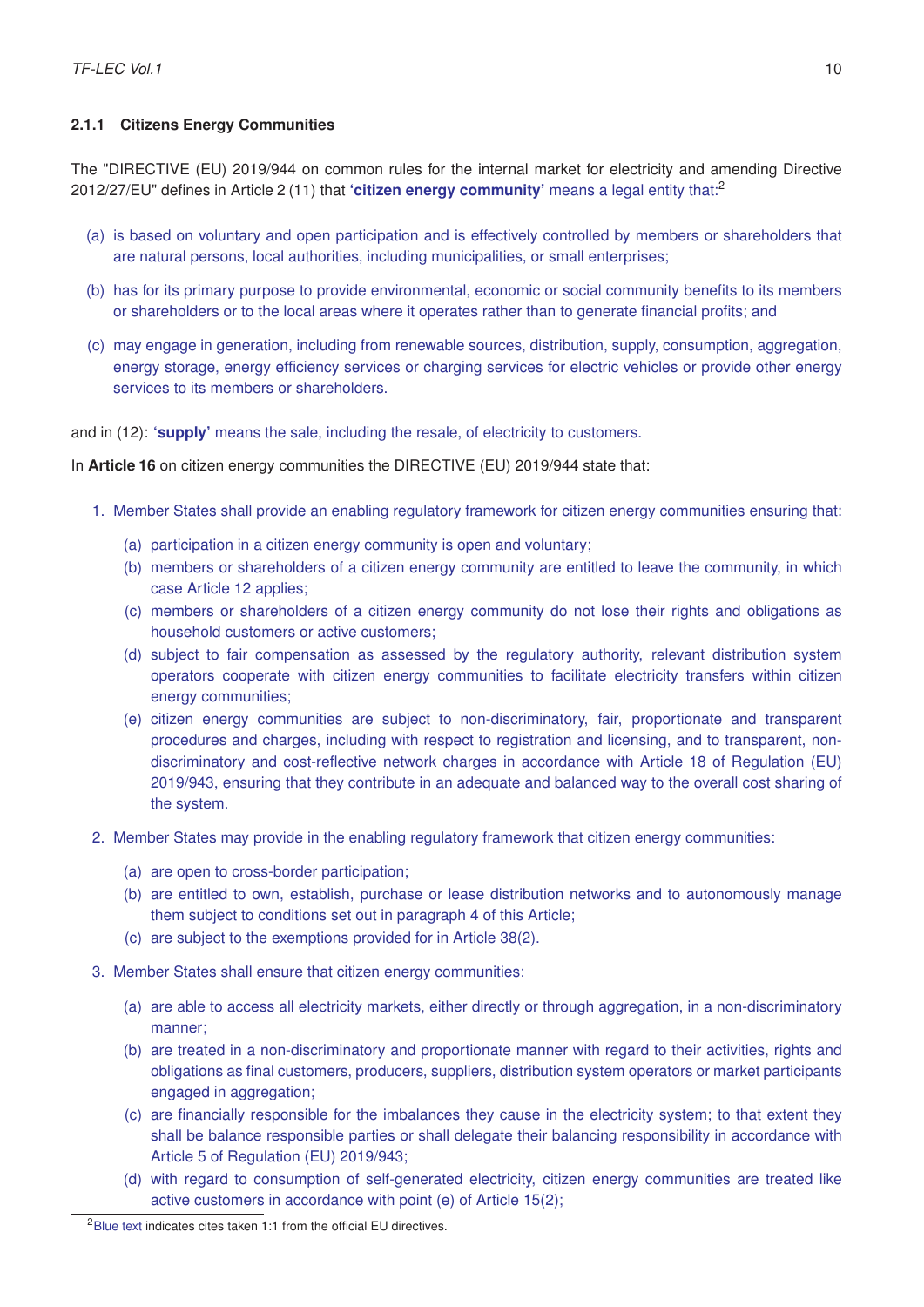### 2.1.1 Citizens Energy Communities

The "DIRECTIVE (EU) 2019/944 on common rules for the internal market for electricity and amending Directive 2012/27/EU" defines in Article 2 (11) that '**citizen energy community**' means a legal entity that:[2]

(a) is based on voluntary and open participation and is effectively controlled by members or shareholders that are natural persons, local authorities, including municipalities, or small enterprises;

(b) has for its primary purpose to provide environmental, economic or social community benefits to its members or shareholders or to the local areas where it operates rather than to generate financial profits; and

(c) may engage in generation, including from renewable sources, distribution, supply, consumption, aggregation, energy storage, energy efficiency services or charging services for electric vehicles or provide other energy services to its members or shareholders.

and in (12): '**supply**' means the sale, including the resale, of electricity to customers.

In **Article 16** on citizen energy communities the DIRECTIVE (EU) 2019/944 state that:

1. Member States shall provide an enabling regulatory framework for citizen energy communities ensuring that:
   (a) participation in a citizen energy community is open and voluntary;
   (b) members or shareholders of a citizen energy community are entitled to leave the community, in which case Article 12 applies;
   (c) members or shareholders of a citizen energy community do not lose their rights and obligations as household customers or active customers;
   (d) subject to fair compensation as assessed by the regulatory authority, relevant distribution system operators cooperate with citizen energy communities to facilitate electricity transfers within citizen energy communities;
   (e) citizen energy communities are subject to non-discriminatory, fair, proportionate and transparent procedures and charges, including with respect to registration and licensing, and to transparent, non-discriminatory and cost-reflective network charges in accordance with Article 18 of Regulation (EU) 2019/943, ensuring that they contribute in an adequate and balanced way to the overall cost sharing of the system.

2. Member States may provide in the enabling regulatory framework that citizen energy communities:
   (a) are open to cross-border participation;
   (b) are entitled to own, establish, purchase or lease distribution networks and to autonomously manage them subject to conditions set out in paragraph 4 of this Article;
   (c) are subject to the exemptions provided for in Article 38(2).

3. Member States shall ensure that citizen energy communities:
   (a) are able to access all electricity markets, either directly or through aggregation, in a non-discriminatory manner;
   (b) are treated in a non-discriminatory and proportionate manner with regard to their activities, rights and obligations as final customers, producers, suppliers, distribution system operators or market participants engaged in aggregation;
   (c) are financially responsible for the imbalances they cause in the electricity system; to that extent they shall be balance responsible parties or shall delegate their balancing responsibility in accordance with Article 5 of Regulation (EU) 2019/943;
   (d) with regard to consumption of self-generated electricity, citizen energy communities are treated like active customers in accordance with point (e) of Article 15(2);

[2] Blue text indicates cites taken 1:1 from the official EU directives.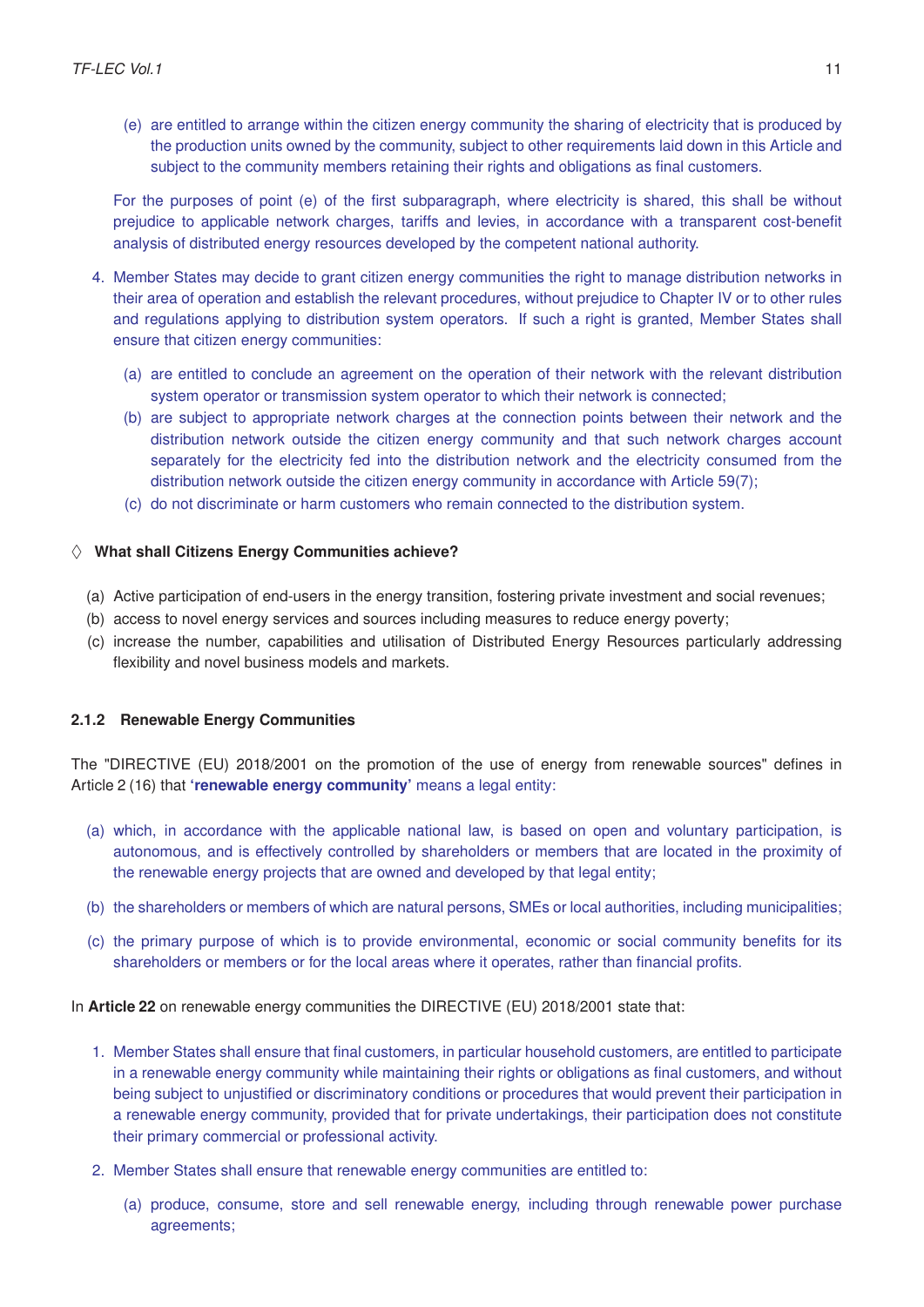(e) are entitled to arrange within the citizen energy community the sharing of electricity that is produced by the production units owned by the community, subject to other requirements laid down in this Article and subject to the community members retaining their rights and obligations as final customers.

For the purposes of point (e) of the first subparagraph, where electricity is shared, this shall be without prejudice to applicable network charges, tariffs and levies, in accordance with a transparent cost-benefit analysis of distributed energy resources developed by the competent national authority.

4. Member States may decide to grant citizen energy communities the right to manage distribution networks in their area of operation and establish the relevant procedures, without prejudice to Chapter IV or to other rules and regulations applying to distribution system operators. If such a right is granted, Member States shall ensure that citizen energy communities:

   (a) are entitled to conclude an agreement on the operation of their network with the relevant distribution system operator or transmission system operator to which their network is connected;
   (b) are subject to appropriate network charges at the connection points between their network and the distribution network outside the citizen energy community and that such network charges account separately for the electricity fed into the distribution network and the electricity consumed from the distribution network outside the citizen energy community in accordance with Article 59(7);
   (c) do not discriminate or harm customers who remain connected to the distribution system.

◊ **What shall Citizens Energy Communities achieve?**

(a) Active participation of end-users in the energy transition, fostering private investment and social revenues;
(b) access to novel energy services and sources including measures to reduce energy poverty;
(c) increase the number, capabilities and utilisation of Distributed Energy Resources particularly addressing flexibility and novel business models and markets.

### 2.1.2 Renewable Energy Communities

The "DIRECTIVE (EU) 2018/2001 on the promotion of the use of energy from renewable sources" defines in Article 2 (16) that '**renewable energy community**' means a legal entity:

(a) which, in accordance with the applicable national law, is based on open and voluntary participation, is autonomous, and is effectively controlled by shareholders or members that are located in the proximity of the renewable energy projects that are owned and developed by that legal entity;

(b) the shareholders or members of which are natural persons, SMEs or local authorities, including municipalities;

(c) the primary purpose of which is to provide environmental, economic or social community benefits for its shareholders or members or for the local areas where it operates, rather than financial profits.

In **Article 22** on renewable energy communities the DIRECTIVE (EU) 2018/2001 state that:

1. Member States shall ensure that final customers, in particular household customers, are entitled to participate in a renewable energy community while maintaining their rights or obligations as final customers, and without being subject to unjustified or discriminatory conditions or procedures that would prevent their participation in a renewable energy community, provided that for private undertakings, their participation does not constitute their primary commercial or professional activity.

2. Member States shall ensure that renewable energy communities are entitled to:

   (a) produce, consume, store and sell renewable energy, including through renewable power purchase agreements;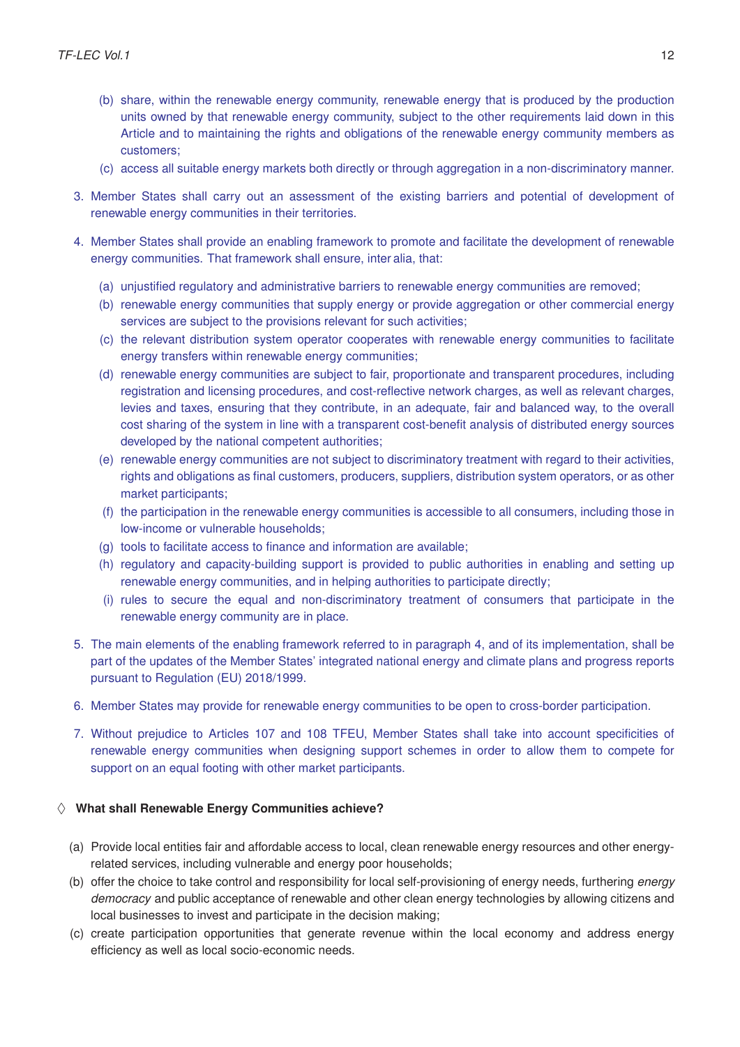(b) share, within the renewable energy community, renewable energy that is produced by the production units owned by that renewable energy community, subject to the other requirements laid down in this Article and to maintaining the rights and obligations of the renewable energy community members as customers;

(c) access all suitable energy markets both directly or through aggregation in a non-discriminatory manner.

3. Member States shall carry out an assessment of the existing barriers and potential of development of renewable energy communities in their territories.

4. Member States shall provide an enabling framework to promote and facilitate the development of renewable energy communities. That framework shall ensure, inter alia, that:

   (a) unjustified regulatory and administrative barriers to renewable energy communities are removed;

   (b) renewable energy communities that supply energy or provide aggregation or other commercial energy services are subject to the provisions relevant for such activities;

   (c) the relevant distribution system operator cooperates with renewable energy communities to facilitate energy transfers within renewable energy communities;

   (d) renewable energy communities are subject to fair, proportionate and transparent procedures, including registration and licensing procedures, and cost-reflective network charges, as well as relevant charges, levies and taxes, ensuring that they contribute, in an adequate, fair and balanced way, to the overall cost sharing of the system in line with a transparent cost-benefit analysis of distributed energy sources developed by the national competent authorities;

   (e) renewable energy communities are not subject to discriminatory treatment with regard to their activities, rights and obligations as final customers, producers, suppliers, distribution system operators, or as other market participants;

   (f) the participation in the renewable energy communities is accessible to all consumers, including those in low-income or vulnerable households;

   (g) tools to facilitate access to finance and information are available;

   (h) regulatory and capacity-building support is provided to public authorities in enabling and setting up renewable energy communities, and in helping authorities to participate directly;

   (i) rules to secure the equal and non-discriminatory treatment of consumers that participate in the renewable energy community are in place.

5. The main elements of the enabling framework referred to in paragraph 4, and of its implementation, shall be part of the updates of the Member States' integrated national energy and climate plans and progress reports pursuant to Regulation (EU) 2018/1999.

6. Member States may provide for renewable energy communities to be open to cross-border participation.

7. Without prejudice to Articles 107 and 108 TFEU, Member States shall take into account specificities of renewable energy communities when designing support schemes in order to allow them to compete for support on an equal footing with other market participants.

◊ **What shall Renewable Energy Communities achieve?**

(a) Provide local entities fair and affordable access to local, clean renewable energy resources and other energy-related services, including vulnerable and energy poor households;

(b) offer the choice to take control and responsibility for local self-provisioning of energy needs, furthering *energy democracy* and public acceptance of renewable and other clean energy technologies by allowing citizens and local businesses to invest and participate in the decision making;

(c) create participation opportunities that generate revenue within the local economy and address energy efficiency as well as local socio-economic needs.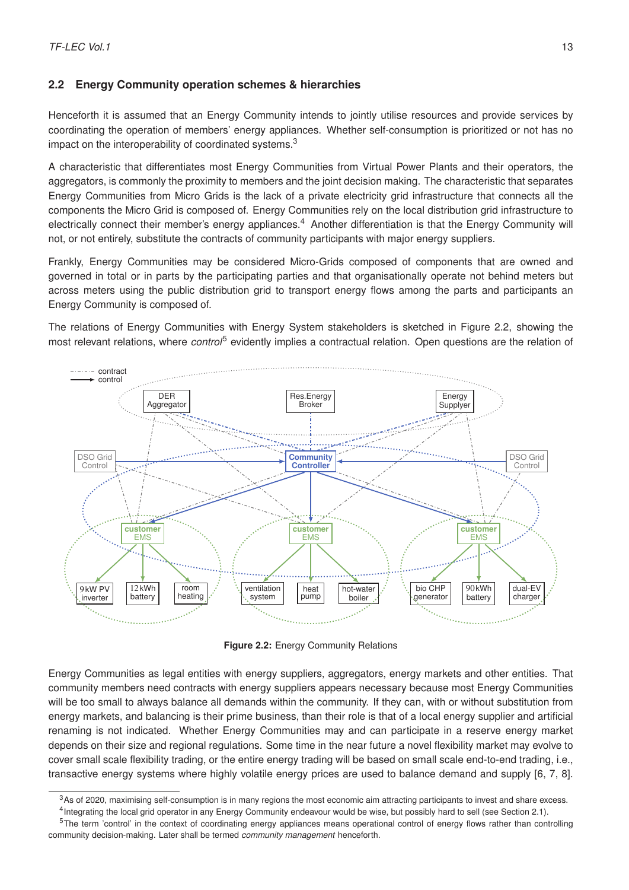## 2.2 Energy Community operation schemes & hierarchies

Henceforth it is assumed that an Energy Community intends to jointly utilise resources and provide services by coordinating the operation of members' energy appliances. Whether self-consumption is prioritized or not has no impact on the interoperability of coordinated systems.[3]

A characteristic that differentiates most Energy Communities from Virtual Power Plants and their operators, the aggregators, is commonly the proximity to members and the joint decision making. The characteristic that separates Energy Communities from Micro Grids is the lack of a private electricity grid infrastructure that connects all the components the Micro Grid is composed of. Energy Communities rely on the local distribution grid infrastructure to electrically connect their member's energy appliances.[4] Another differentiation is that the Energy Community will not, or not entirely, substitute the contracts of community participants with major energy suppliers.

Frankly, Energy Communities may be considered Micro-Grids composed of components that are owned and governed in total or in parts by the participating parties and that organisationally operate not behind meters but across meters using the public distribution grid to transport energy flows among the parts and participants an Energy Community is composed of.

The relations of Energy Communities with Energy System stakeholders is sketched in Figure 2.2, showing the most relevant relations, where *control*[5] evidently implies a contractual relation. Open questions are the relation of

**Figure 2.2:** Energy Community Relations

Energy Communities as legal entities with energy suppliers, aggregators, energy markets and other entities. That community members need contracts with energy suppliers appears necessary because most Energy Communities will be too small to always balance all demands within the community. If they can, with or without substitution from energy markets, and balancing is their prime business, than their role is that of a local energy supplier and artificial renaming is not indicated. Whether Energy Communities may and can participate in a reserve energy market depends on their size and regional regulations. Some time in the near future a novel flexibility market may evolve to cover small scale flexibility trading, or the entire energy trading will be based on small scale end-to-end trading, i.e., transactive energy systems where highly volatile energy prices are used to balance demand and supply [6, 7, 8].

[3] As of 2020, maximising self-consumption is in many regions the most economic aim attracting participants to invest and share excess.

[4] Integrating the local grid operator in any Energy Community endeavour would be wise, but possibly hard to sell (see Section 2.1).

[5] The term 'control' in the context of coordinating energy appliances means operational control of energy flows rather than controlling community decision-making. Later shall be termed *community management* henceforth.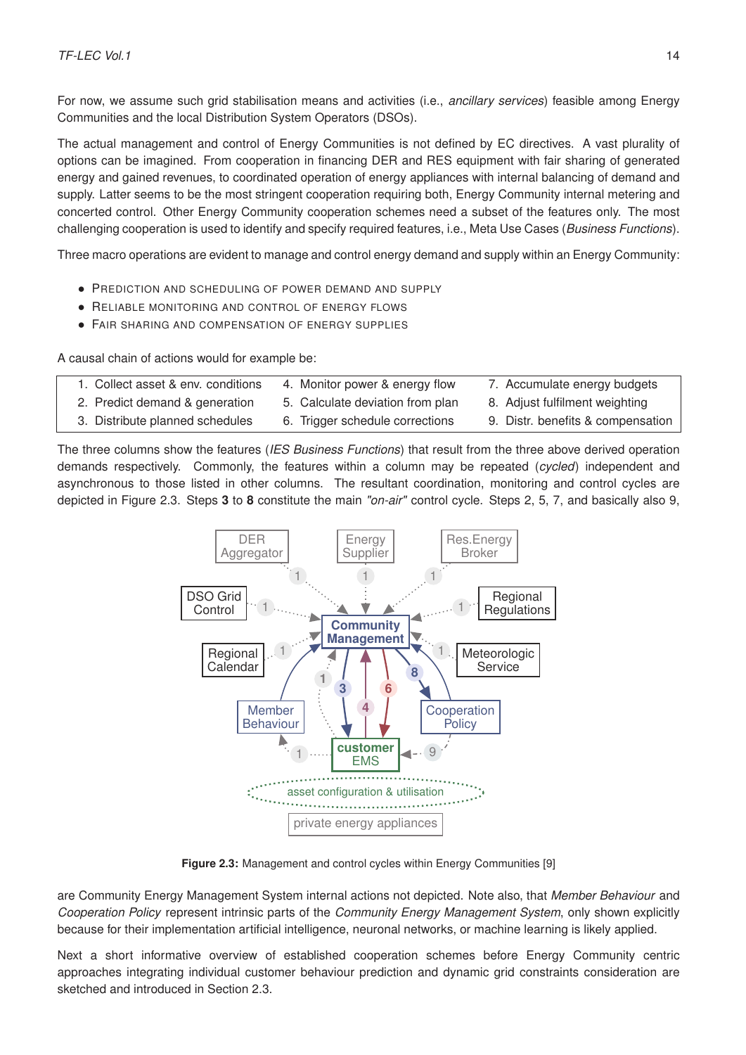For now, we assume such grid stabilisation means and activities (i.e., *ancillary services*) feasible among Energy Communities and the local Distribution System Operators (DSOs).

The actual management and control of Energy Communities is not defined by EC directives. A vast plurality of options can be imagined. From cooperation in financing DER and RES equipment with fair sharing of generated energy and gained revenues, to coordinated operation of energy appliances with internal balancing of demand and supply. Latter seems to be the most stringent cooperation requiring both, Energy Community internal metering and concerted control. Other Energy Community cooperation schemes need a subset of the features only. The most challenging cooperation is used to identify and specify required features, i.e., Meta Use Cases (*Business Functions*).

Three macro operations are evident to manage and control energy demand and supply within an Energy Community:

- Prediction and scheduling of power demand and supply
- Reliable monitoring and control of energy flows
- Fair sharing and compensation of energy supplies

A causal chain of actions would for example be:

| | | |
|---|---|---|
| 1. Collect asset & env. conditions | 4. Monitor power & energy flow | 7. Accumulate energy budgets |
| 2. Predict demand & generation | 5. Calculate deviation from plan | 8. Adjust fulfilment weighting |
| 3. Distribute planned schedules | 6. Trigger schedule corrections | 9. Distr. benefits & compensation |

The three columns show the features (*IES Business Functions*) that result from the three above derived operation demands respectively. Commonly, the features within a column may be repeated (*cycled*) independent and asynchronous to those listed in other columns. The resultant coordination, monitoring and control cycles are depicted in Figure 2.3. Steps **3** to **8** constitute the main *"on-air"* control cycle. Steps 2, 5, 7, and basically also 9,

**Figure 2.3:** Management and control cycles within Energy Communities [9]

are Community Energy Management System internal actions not depicted. Note also, that *Member Behaviour* and *Cooperation Policy* represent intrinsic parts of the *Community Energy Management System*, only shown explicitly because for their implementation artificial intelligence, neuronal networks, or machine learning is likely applied.

Next a short informative overview of established cooperation schemes before Energy Community centric approaches integrating individual customer behaviour prediction and dynamic grid constraints consideration are sketched and introduced in Section 2.3.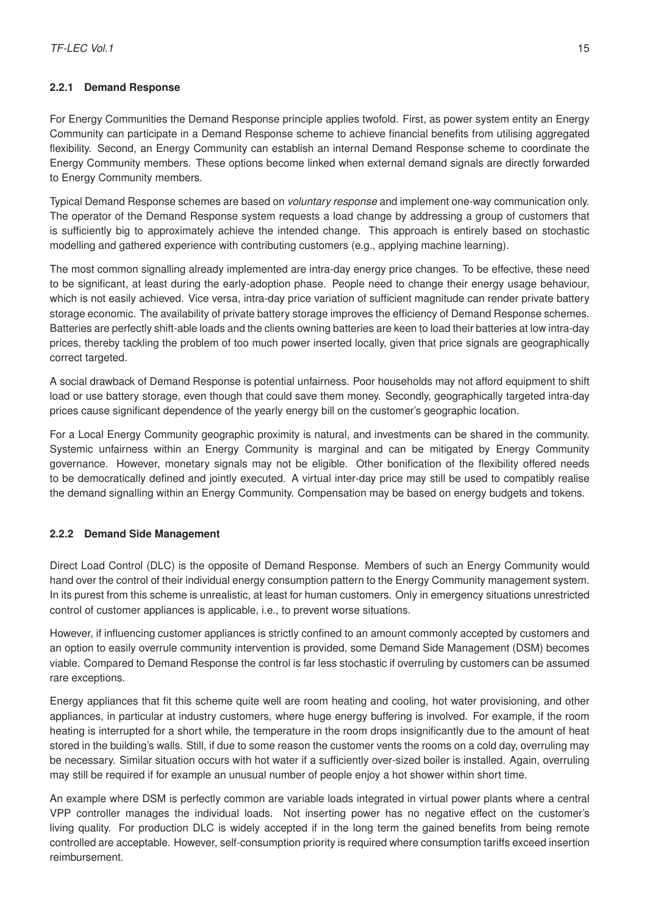### 2.2.1 Demand Response

For Energy Communities the Demand Response principle applies twofold. First, as power system entity an Energy Community can participate in a Demand Response scheme to achieve financial benefits from utilising aggregated flexibility. Second, an Energy Community can establish an internal Demand Response scheme to coordinate the Energy Community members. These options become linked when external demand signals are directly forwarded to Energy Community members.

Typical Demand Response schemes are based on *voluntary response* and implement one-way communication only. The operator of the Demand Response system requests a load change by addressing a group of customers that is sufficiently big to approximately achieve the intended change. This approach is entirely based on stochastic modelling and gathered experience with contributing customers (e.g., applying machine learning).

The most common signalling already implemented are intra-day energy price changes. To be effective, these need to be significant, at least during the early-adoption phase. People need to change their energy usage behaviour, which is not easily achieved. Vice versa, intra-day price variation of sufficient magnitude can render private battery storage economic. The availability of private battery storage improves the efficiency of Demand Response schemes. Batteries are perfectly shift-able loads and the clients owning batteries are keen to load their batteries at low intra-day prices, thereby tackling the problem of too much power inserted locally, given that price signals are geographically correct targeted.

A social drawback of Demand Response is potential unfairness. Poor households may not afford equipment to shift load or use battery storage, even though that could save them money. Secondly, geographically targeted intra-day prices cause significant dependence of the yearly energy bill on the customer's geographic location.

For a Local Energy Community geographic proximity is natural, and investments can be shared in the community. Systemic unfairness within an Energy Community is marginal and can be mitigated by Energy Community governance. However, monetary signals may not be eligible. Other bonification of the flexibility offered needs to be democratically defined and jointly executed. A virtual inter-day price may still be used to compatibly realise the demand signalling within an Energy Community. Compensation may be based on energy budgets and tokens.

### 2.2.2 Demand Side Management

Direct Load Control (DLC) is the opposite of Demand Response. Members of such an Energy Community would hand over the control of their individual energy consumption pattern to the Energy Community management system. In its purest from this scheme is unrealistic, at least for human customers. Only in emergency situations unrestricted control of customer appliances is applicable, i.e., to prevent worse situations.

However, if influencing customer appliances is strictly confined to an amount commonly accepted by customers and an option to easily overrule community intervention is provided, some Demand Side Management (DSM) becomes viable. Compared to Demand Response the control is far less stochastic if overruling by customers can be assumed rare exceptions.

Energy appliances that fit this scheme quite well are room heating and cooling, hot water provisioning, and other appliances, in particular at industry customers, where huge energy buffering is involved. For example, if the room heating is interrupted for a short while, the temperature in the room drops insignificantly due to the amount of heat stored in the building's walls. Still, if due to some reason the customer vents the rooms on a cold day, overruling may be necessary. Similar situation occurs with hot water if a sufficiently over-sized boiler is installed. Again, overruling may still be required if for example an unusual number of people enjoy a hot shower within short time.

An example where DSM is perfectly common are variable loads integrated in virtual power plants where a central VPP controller manages the individual loads. Not inserting power has no negative effect on the customer's living quality. For production DLC is widely accepted if in the long term the gained benefits from being remote controlled are acceptable. However, self-consumption priority is required where consumption tariffs exceed insertion reimbursement.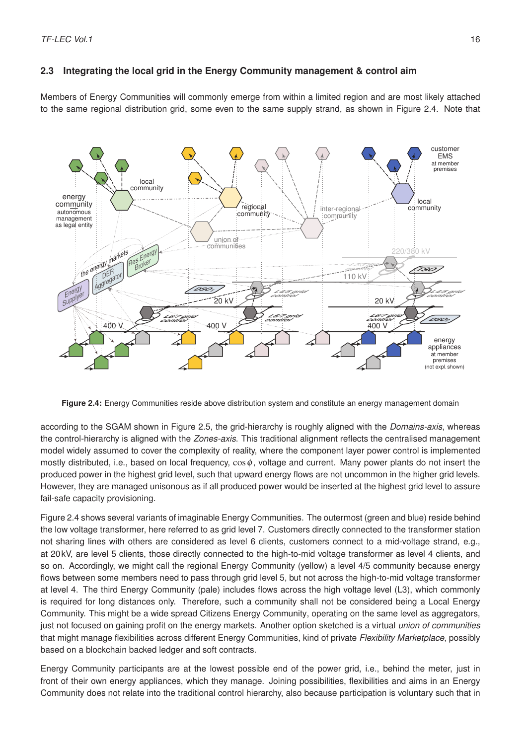## 2.3 Integrating the local grid in the Energy Community management & control aim

Members of Energy Communities will commonly emerge from within a limited region and are most likely attached to the same regional distribution grid, some even to the same supply strand, as shown in Figure 2.4. Note that

**Figure 2.4:** Energy Communities reside above distribution system and constitute an energy management domain

according to the SGAM shown in Figure 2.5, the grid-hierarchy is roughly aligned with the *Domains-axis*, whereas the control-hierarchy is aligned with the *Zones-axis*. This traditional alignment reflects the centralised management model widely assumed to cover the complexity of reality, where the component layer power control is implemented mostly distributed, i.e., based on local frequency, $\cos\phi$, voltage and current. Many power plants do not insert the produced power in the highest grid level, such that upward energy flows are not uncommon in the higher grid levels. However, they are managed unisonous as if all produced power would be inserted at the highest grid level to assure fail-safe capacity provisioning.

Figure 2.4 shows several variants of imaginable Energy Communities. The outermost (green and blue) reside behind the low voltage transformer, here referred to as grid level 7. Customers directly connected to the transformer station not sharing lines with others are considered as level 6 clients, customers connect to a mid-voltage strand, e.g., at 20 kV, are level 5 clients, those directly connected to the high-to-mid voltage transformer as level 4 clients, and so on. Accordingly, we might call the regional Energy Community (yellow) a level 4/5 community because energy flows between some members need to pass through grid level 5, but not across the high-to-mid voltage transformer at level 4. The third Energy Community (pale) includes flows across the high voltage level (L3), which commonly is required for long distances only. Therefore, such a community shall not be considered being a Local Energy Community. This might be a wide spread Citizens Energy Community, operating on the same level as aggregators, just not focused on gaining profit on the energy markets. Another option sketched is a virtual *union of communities* that might manage flexibilities across different Energy Communities, kind of private *Flexibility Marketplace*, possibly based on a blockchain backed ledger and soft contracts.

Energy Community participants are at the lowest possible end of the power grid, i.e., behind the meter, just in front of their own energy appliances, which they manage. Joining possibilities, flexibilities and aims in an Energy Community does not relate into the traditional control hierarchy, also because participation is voluntary such that in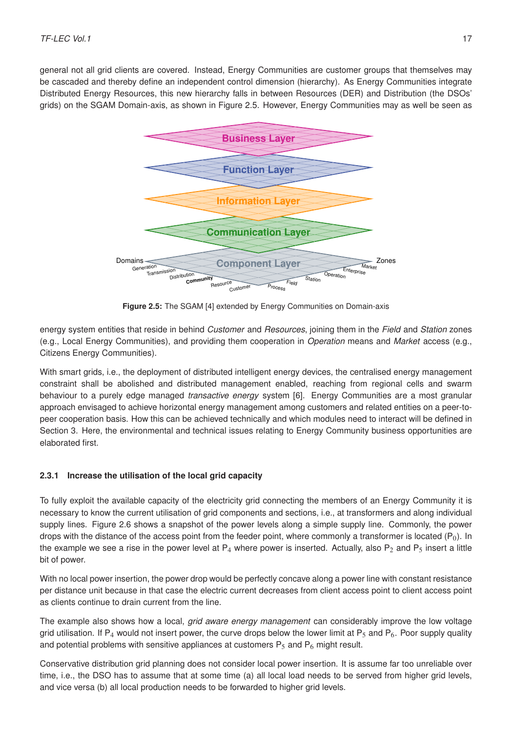general not all grid clients are covered. Instead, Energy Communities are customer groups that themselves may be cascaded and thereby define an independent control dimension (hierarchy). As Energy Communities integrate Distributed Energy Resources, this new hierarchy falls in between Resources (DER) and Distribution (the DSOs' grids) on the SGAM Domain-axis, as shown in Figure 2.5. However, Energy Communities may as well be seen as

**Figure 2.5:** The SGAM [4] extended by Energy Communities on Domain-axis

energy system entities that reside in behind *Customer* and *Resources*, joining them in the *Field* and *Station* zones (e.g., Local Energy Communities), and providing them cooperation in *Operation* means and *Market* access (e.g., Citizens Energy Communities).

With smart grids, i.e., the deployment of distributed intelligent energy devices, the centralised energy management constraint shall be abolished and distributed management enabled, reaching from regional cells and swarm behaviour to a purely edge managed *transactive energy* system [6]. Energy Communities are a most granular approach envisaged to achieve horizontal energy management among customers and related entities on a peer-to-peer cooperation basis. How this can be achieved technically and which modules need to interact will be defined in Section 3. Here, the environmental and technical issues relating to Energy Community business opportunities are elaborated first.

### 2.3.1 Increase the utilisation of the local grid capacity

To fully exploit the available capacity of the electricity grid connecting the members of an Energy Community it is necessary to know the current utilisation of grid components and sections, i.e., at transformers and along individual supply lines. Figure 2.6 shows a snapshot of the power levels along a simple supply line. Commonly, the power drops with the distance of the access point from the feeder point, where commonly a transformer is located ($P_0$). In the example we see a rise in the power level at $P_4$ where power is inserted. Actually, also $P_2$ and $P_5$ insert a little bit of power.

With no local power insertion, the power drop would be perfectly concave along a power line with constant resistance per distance unit because in that case the electric current decreases from client access point to client access point as clients continue to drain current from the line.

The example also shows how a local, *grid aware energy management* can considerably improve the low voltage grid utilisation. If $P_4$ would not insert power, the curve drops below the lower limit at $P_5$ and $P_6$. Poor supply quality and potential problems with sensitive appliances at customers $P_5$ and $P_6$ might result.

Conservative distribution grid planning does not consider local power insertion. It is assume far too unreliable over time, i.e., the DSO has to assume that at some time (a) all local load needs to be served from higher grid levels, and vice versa (b) all local production needs to be forwarded to higher grid levels.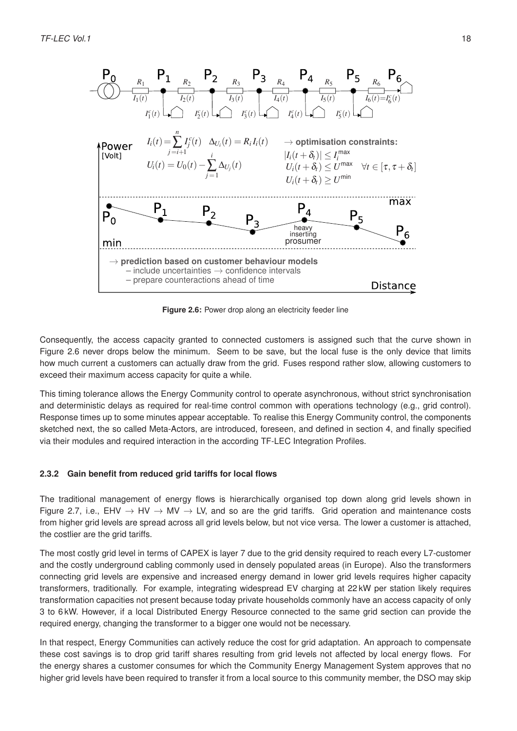**Figure 2.6:** Power drop along an electricity feeder line

Consequently, the access capacity granted to connected customers is assigned such that the curve shown in Figure 2.6 never drops below the minimum. Seem to be save, but the local fuse is the only device that limits how much current a customers can actually draw from the grid. Fuses respond rather slow, allowing customers to exceed their maximum access capacity for quite a while.

This timing tolerance allows the Energy Community control to operate asynchronous, without strict synchronisation and deterministic delays as required for real-time control common with operations technology (e.g., grid control). Response times up to some minutes appear acceptable. To realise this Energy Community control, the components sketched next, the so called Meta-Actors, are introduced, foreseen, and defined in section 4, and finally specified via their modules and required interaction in the according TF-LEC Integration Profiles.

### 2.3.2 Gain benefit from reduced grid tariffs for local flows

The traditional management of energy flows is hierarchically organised top down along grid levels shown in Figure 2.7, i.e., EHV $\rightarrow$ HV $\rightarrow$ MV $\rightarrow$ LV, and so are the grid tariffs. Grid operation and maintenance costs from higher grid levels are spread across all grid levels below, but not vice versa. The lower a customer is attached, the costlier are the grid tariffs.

The most costly grid level in terms of CAPEX is layer 7 due to the grid density required to reach every L7-customer and the costly underground cabling commonly used in densely populated areas (in Europe). Also the transformers connecting grid levels are expensive and increased energy demand in lower grid levels requires higher capacity transformers, traditionally. For example, integrating widespread EV charging at 22 kW per station likely requires transformation capacities not present because today private households commonly have an access capacity of only 3 to 6 kW. However, if a local Distributed Energy Resource connected to the same grid section can provide the required energy, changing the transformer to a bigger one would not be necessary.

In that respect, Energy Communities can actively reduce the cost for grid adaptation. An approach to compensate these cost savings is to drop grid tariff shares resulting from grid levels not affected by local energy flows. For the energy shares a customer consumes for which the Community Energy Management System approves that no higher grid levels have been required to transfer it from a local source to this community member, the DSO may skip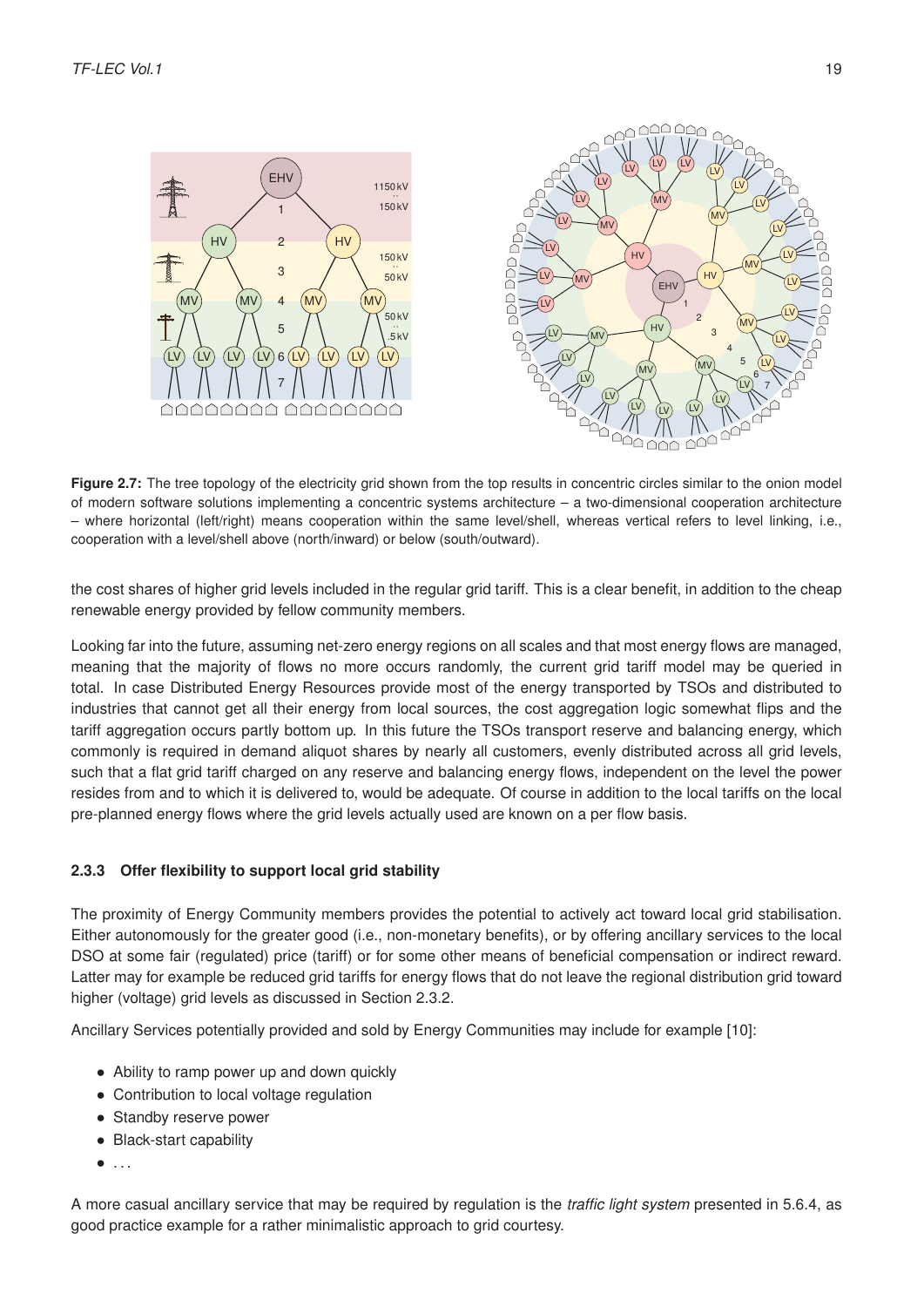**Figure 2.7:** The tree topology of the electricity grid shown from the top results in concentric circles similar to the onion model of modern software solutions implementing a concentric systems architecture – a two-dimensional cooperation architecture – where horizontal (left/right) means cooperation within the same level/shell, whereas vertical refers to level linking, i.e., cooperation with a level/shell above (north/inward) or below (south/outward).

the cost shares of higher grid levels included in the regular grid tariff. This is a clear benefit, in addition to the cheap renewable energy provided by fellow community members.

Looking far into the future, assuming net-zero energy regions on all scales and that most energy flows are managed, meaning that the majority of flows no more occurs randomly, the current grid tariff model may be queried in total. In case Distributed Energy Resources provide most of the energy transported by TSOs and distributed to industries that cannot get all their energy from local sources, the cost aggregation logic somewhat flips and the tariff aggregation occurs partly bottom up. In this future the TSOs transport reserve and balancing energy, which commonly is required in demand aliquot shares by nearly all customers, evenly distributed across all grid levels, such that a flat grid tariff charged on any reserve and balancing energy flows, independent on the level the power resides from and to which it is delivered to, would be adequate. Of course in addition to the local tariffs on the local pre-planned energy flows where the grid levels actually used are known on a per flow basis.

### 2.3.3 Offer flexibility to support local grid stability

The proximity of Energy Community members provides the potential to actively act toward local grid stabilisation. Either autonomously for the greater good (i.e., non-monetary benefits), or by offering ancillary services to the local DSO at some fair (regulated) price (tariff) or for some other means of beneficial compensation or indirect reward. Latter may for example be reduced grid tariffs for energy flows that do not leave the regional distribution grid toward higher (voltage) grid levels as discussed in Section 2.3.2.

Ancillary Services potentially provided and sold by Energy Communities may include for example [10]:

- Ability to ramp power up and down quickly
- Contribution to local voltage regulation
- Standby reserve power
- Black-start capability
- ...

A more casual ancillary service that may be required by regulation is the *traffic light system* presented in 5.6.4, as good practice example for a rather minimalistic approach to grid courtesy.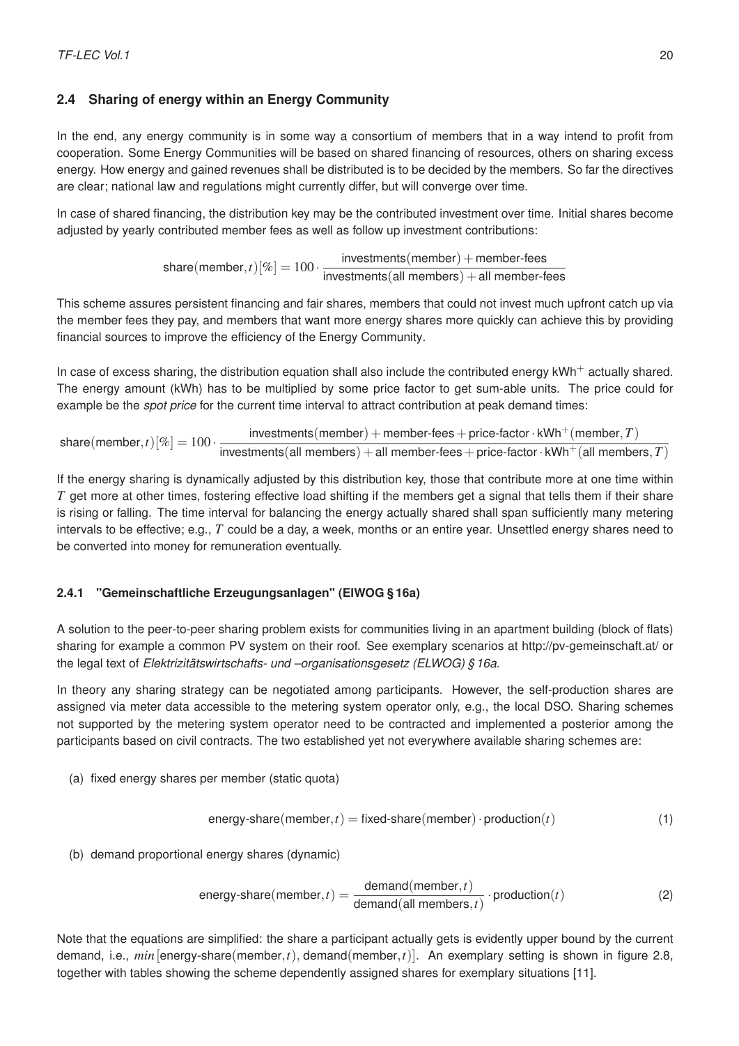### 2.4 Sharing of energy within an Energy Community

In the end, any energy community is in some way a consortium of members that in a way intend to profit from cooperation. Some Energy Communities will be based on shared financing of resources, others on sharing excess energy. How energy and gained revenues shall be distributed is to be decided by the members. So far the directives are clear; national law and regulations might currently differ, but will converge over time.

In case of shared financing, the distribution key may be the contributed investment over time. Initial shares become adjusted by yearly contributed member fees as well as follow up investment contributions:

$$\text{share}(\text{member}, t)[\%] = 100 \cdot \frac{\text{investments}(\text{member}) + \text{member-fees}}{\text{investments}(\text{all members}) + \text{all member-fees}}$$

This scheme assures persistent financing and fair shares, members that could not invest much upfront catch up via the member fees they pay, and members that want more energy shares more quickly can achieve this by providing financial sources to improve the efficiency of the Energy Community.

In case of excess sharing, the distribution equation shall also include the contributed energy $\text{kWh}^+$ actually shared. The energy amount (kWh) has to be multiplied by some price factor to get sum-able units. The price could for example be the *spot price* for the current time interval to attract contribution at peak demand times:

$$\text{share}(\text{member}, t)[\%] = 100 \cdot \frac{\text{investments}(\text{member}) + \text{member-fees} + \text{price-factor} \cdot \text{kWh}^+(\text{member}, T)}{\text{investments}(\text{all members}) + \text{all member-fees} + \text{price-factor} \cdot \text{kWh}^+(\text{all members}, T)}$$

If the energy sharing is dynamically adjusted by this distribution key, those that contribute more at one time within $T$ get more at other times, fostering effective load shifting if the members get a signal that tells them if their share is rising or falling. The time interval for balancing the energy actually shared shall span sufficiently many metering intervals to be effective; e.g., $T$ could be a day, a week, months or an entire year. Unsettled energy shares need to be converted into money for remuneration eventually.

#### 2.4.1 "Gemeinschaftliche Erzeugungsanlagen" (ElWOG § 16a)

A solution to the peer-to-peer sharing problem exists for communities living in an apartment building (block of flats) sharing for example a common PV system on their roof. See exemplary scenarios at http://pv-gemeinschaft.at/ or the legal text of *Elektrizitätswirtschafts- und –organisationsgesetz (ELWOG) § 16a*.

In theory any sharing strategy can be negotiated among participants. However, the self-production shares are assigned via meter data accessible to the metering system operator only, e.g., the local DSO. Sharing schemes not supported by the metering system operator need to be contracted and implemented a posterior among the participants based on civil contracts. The two established yet not everywhere available sharing schemes are:

(a) fixed energy shares per member (static quota)

$$\text{energy-share}(\text{member}, t) = \text{fixed-share}(\text{member}) \cdot \text{production}(t) \tag{1}$$

(b) demand proportional energy shares (dynamic)

$$\text{energy-share}(\text{member}, t) = \frac{\text{demand}(\text{member}, t)}{\text{demand}(\text{all members}, t)} \cdot \text{production}(t) \tag{2}$$

Note that the equations are simplified: the share a participant actually gets is evidently upper bound by the current demand, i.e., $min\left[\text{energy-share}(\text{member}, t), \text{demand}(\text{member}, t)\right]$. An exemplary setting is shown in figure 2.8, together with tables showing the scheme dependently assigned shares for exemplary situations [11].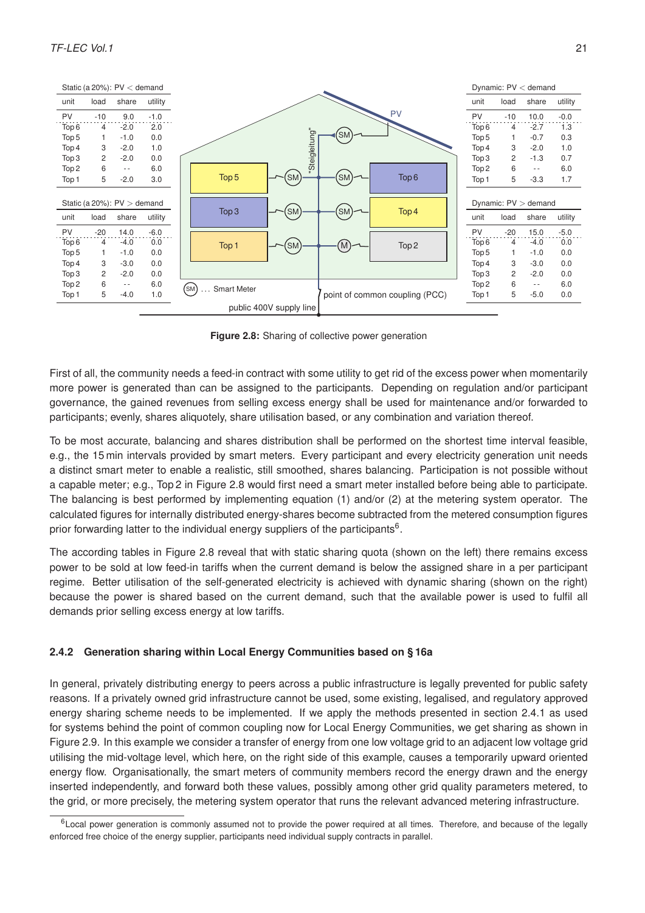**Static (a 20%): PV < demand**

| unit | load | share | utility |
|---|---|---|---|
| PV | -10 | 9.0 | -1.0 |
| Top 6 | 4 | -2.0 | 2.0 |
| Top 5 | 1 | -1.0 | 0.0 |
| Top 4 | 3 | -2.0 | 1.0 |
| Top 3 | 2 | -2.0 | 0.0 |
| Top 2 | 6 | -- | 6.0 |
| Top 1 | 5 | -2.0 | 3.0 |

**Static (a 20%): PV > demand**

| unit | load | share | utility |
|---|---|---|---|
| PV | -20 | 14.0 | -6.0 |
| Top 6 | 4 | -4.0 | 0.0 |
| Top 5 | 1 | -1.0 | 0.0 |
| Top 4 | 3 | -3.0 | 0.0 |
| Top 3 | 2 | -2.0 | 0.0 |
| Top 2 | 6 | -- | 6.0 |
| Top 1 | 5 | -4.0 | 1.0 |

**Dynamic: PV < demand**

| unit | load | share | utility |
|---|---|---|---|
| PV | -10 | 10.0 | -0.0 |
| Top 6 | 4 | -2.7 | 1.3 |
| Top 5 | 1 | -0.7 | 0.3 |
| Top 4 | 3 | -2.0 | 1.0 |
| Top 3 | 2 | -1.3 | 0.7 |
| Top 2 | 6 | -- | 6.0 |
| Top 1 | 5 | -3.3 | 1.7 |

**Dynamic: PV > demand**

| unit | load | share | utility |
|---|---|---|---|
| PV | -20 | 15.0 | -5.0 |
| Top 6 | 4 | -4.0 | 0.0 |
| Top 5 | 1 | -1.0 | 0.0 |
| Top 4 | 3 | -3.0 | 0.0 |
| Top 3 | 2 | -2.0 | 0.0 |
| Top 2 | 6 | -- | 6.0 |
| Top 1 | 5 | -5.0 | 0.0 |

PV; "Steigleitung"; Top 5; Top 6; Top 3; Top 4; Top 1; Top 2; SM ... Smart Meter; M; point of common coupling (PCC); public 400V supply line

**Figure 2.8:** Sharing of collective power generation

First of all, the community needs a feed-in contract with some utility to get rid of the excess power when momentarily more power is generated than can be assigned to the participants. Depending on regulation and/or participant governance, the gained revenues from selling excess energy shall be used for maintenance and/or forwarded to participants; evenly, shares aliquotely, share utilisation based, or any combination and variation thereof.

To be most accurate, balancing and shares distribution shall be performed on the shortest time interval feasible, e.g., the 15 min intervals provided by smart meters. Every participant and every electricity generation unit needs a distinct smart meter to enable a realistic, still smoothed, shares balancing. Participation is not possible without a capable meter; e.g., Top 2 in Figure 2.8 would first need a smart meter installed before being able to participate. The balancing is best performed by implementing equation (1) and/or (2) at the metering system operator. The calculated figures for internally distributed energy-shares become subtracted from the metered consumption figures prior forwarding latter to the individual energy suppliers of the participants[6].

The according tables in Figure 2.8 reveal that with static sharing quota (shown on the left) there remains excess power to be sold at low feed-in tariffs when the current demand is below the assigned share in a per participant regime. Better utilisation of the self-generated electricity is achieved with dynamic sharing (shown on the right) because the power is shared based on the current demand, such that the available power is used to fulfil all demands prior selling excess energy at low tariffs.

### 2.4.2 Generation sharing within Local Energy Communities based on § 16a

In general, privately distributing energy to peers across a public infrastructure is legally prevented for public safety reasons. If a privately owned grid infrastructure cannot be used, some existing, legalised, and regulatory approved energy sharing scheme needs to be implemented. If we apply the methods presented in section 2.4.1 as used for systems behind the point of common coupling now for Local Energy Communities, we get sharing as shown in Figure 2.9. In this example we consider a transfer of energy from one low voltage grid to an adjacent low voltage grid utilising the mid-voltage level, which here, on the right side of this example, causes a temporarily upward oriented energy flow. Organisationally, the smart meters of community members record the energy drawn and the energy inserted independently, and forward both these values, possibly among other grid quality parameters metered, to the grid, or more precisely, the metering system operator that runs the relevant advanced metering infrastructure.

---

[6] Local power generation is commonly assumed not to provide the power required at all times. Therefore, and because of the legally enforced free choice of the energy supplier, participants need individual supply contracts in parallel.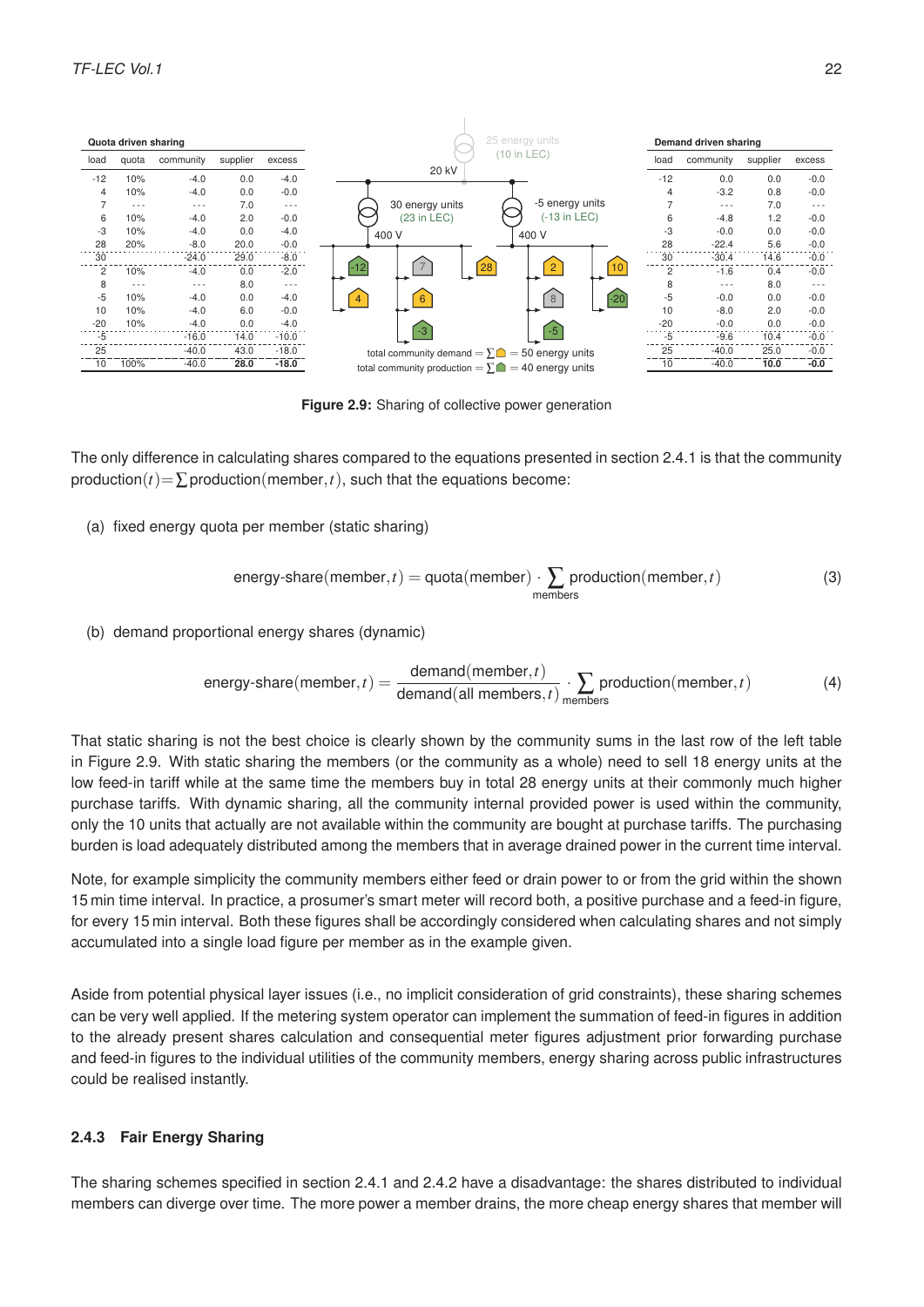**Quota driven sharing**

| load | quota | community | supplier | excess |
|---|---|---|---|---|
| -12 | 10% | -4.0 | 0.0 | -4.0 |
| 4 | 10% | -4.0 | 0.0 | -0.0 |
| 7 | - - - | - - - | 7.0 | - - - |
| 6 | 10% | -4.0 | 2.0 | -0.0 |
| -3 | 10% | -4.0 | 0.0 | -4.0 |
| 28 | 20% | -8.0 | 20.0 | -0.0 |
| 30 | | -24.0 | 29.0 | -8.0 |
| 2 | 10% | -4.0 | 0.0 | -2.0 |
| 8 | - - - | - - - | 8.0 | - - - |
| -5 | 10% | -4.0 | 0.0 | -4.0 |
| 10 | 10% | -4.0 | 6.0 | -0.0 |
| -20 | 10% | -4.0 | 0.0 | -4.0 |
| -5 | | -16.0 | 14.0 | -10.0 |
| 25 | | -40.0 | 43.0 | -18.0 |
| 10 | 100% | -40.0 | **28.0** | **-18.0** |

**Demand driven sharing**

| load | community | supplier | excess |
|---|---|---|---|
| -12 | 0.0 | 0.0 | -0.0 |
| 4 | -3.2 | 0.8 | -0.0 |
| 7 | - - - | 7.0 | - - - |
| 6 | -4.8 | 1.2 | -0.0 |
| -3 | -0.0 | 0.0 | -0.0 |
| 28 | -22.4 | 5.6 | -0.0 |
| 30 | -30.4 | 14.6 | -0.0 |
| 2 | -1.6 | 0.4 | -0.0 |
| 8 | - - - | 8.0 | - - - |
| -5 | -0.0 | 0.0 | -0.0 |
| 10 | -8.0 | 2.0 | -0.0 |
| -20 | -0.0 | 0.0 | -0.0 |
| -5 | -9.6 | 10.4 | -0.0 |
| 25 | -40.0 | 25.0 | -0.0 |
| 10 | -40.0 | **10.0** | **-0.0** |

25 energy units (10 in LEC); 20 kV; 30 energy units (23 in LEC); -5 energy units (-13 in LEC); 400 V; 400 V

total community demand $= \sum$ = 50 energy units
total community production $= \sum$ = 40 energy units

**Figure 2.9:** Sharing of collective power generation

The only difference in calculating shares compared to the equations presented in section 2.4.1 is that the community production$(t) = \sum$production$(\text{member}, t)$, such that the equations become:

(a) fixed energy quota per member (static sharing)

$$\text{energy-share}(\text{member}, t) = \text{quota}(\text{member}) \cdot \sum_{\text{members}} \text{production}(\text{member}, t) \tag{3}$$

(b) demand proportional energy shares (dynamic)

$$\text{energy-share}(\text{member}, t) = \frac{\text{demand}(\text{member}, t)}{\text{demand}(\text{all members}, t)} \cdot \sum_{\text{members}} \text{production}(\text{member}, t) \tag{4}$$

That static sharing is not the best choice is clearly shown by the community sums in the last row of the left table in Figure 2.9. With static sharing the members (or the community as a whole) need to sell 18 energy units at the low feed-in tariff while at the same time the members buy in total 28 energy units at their commonly much higher purchase tariffs. With dynamic sharing, all the community internal provided power is used within the community, only the 10 units that actually are not available within the community are bought at purchase tariffs. The purchasing burden is load adequately distributed among the members that in average drained power in the current time interval.

Note, for example simplicity the community members either feed or drain power to or from the grid within the shown 15 min time interval. In practice, a prosumer's smart meter will record both, a positive purchase and a feed-in figure, for every 15 min interval. Both these figures shall be accordingly considered when calculating shares and not simply accumulated into a single load figure per member as in the example given.

Aside from potential physical layer issues (i.e., no implicit consideration of grid constraints), these sharing schemes can be very well applied. If the metering system operator can implement the summation of feed-in figures in addition to the already present shares calculation and consequential meter figures adjustment prior forwarding purchase and feed-in figures to the individual utilities of the community members, energy sharing across public infrastructures could be realised instantly.

### 2.4.3 Fair Energy Sharing

The sharing schemes specified in section 2.4.1 and 2.4.2 have a disadvantage: the shares distributed to individual members can diverge over time. The more power a member drains, the more cheap energy shares that member will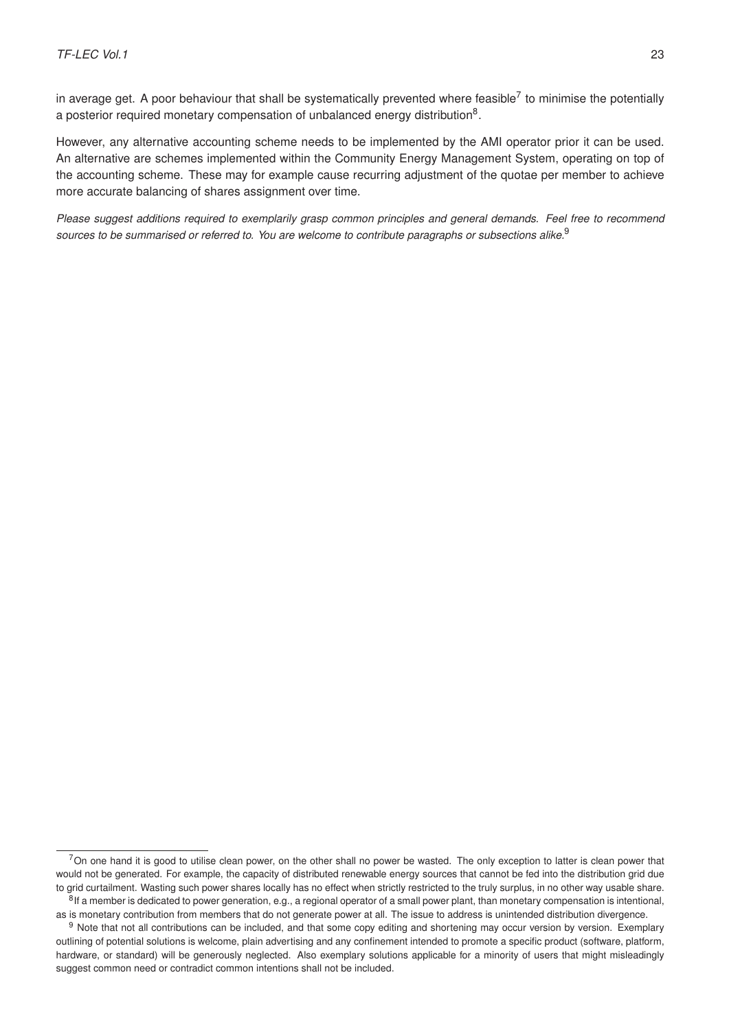in average get. A poor behaviour that shall be systematically prevented where feasible[7] to minimise the potentially a posterior required monetary compensation of unbalanced energy distribution[8].

However, any alternative accounting scheme needs to be implemented by the AMI operator prior it can be used. An alternative are schemes implemented within the Community Energy Management System, operating on top of the accounting scheme. These may for example cause recurring adjustment of the quotae per member to achieve more accurate balancing of shares assignment over time.

*Please suggest additions required to exemplarily grasp common principles and general demands. Feel free to recommend sources to be summarised or referred to. You are welcome to contribute paragraphs or subsections alike.*[9]

---

[7] On one hand it is good to utilise clean power, on the other shall no power be wasted. The only exception to latter is clean power that would not be generated. For example, the capacity of distributed renewable energy sources that cannot be fed into the distribution grid due to grid curtailment. Wasting such power shares locally has no effect when strictly restricted to the truly surplus, in no other way usable share.

[8] If a member is dedicated to power generation, e.g., a regional operator of a small power plant, than monetary compensation is intentional, as is monetary contribution from members that do not generate power at all. The issue to address is unintended distribution divergence.

[9] Note that not all contributions can be included, and that some copy editing and shortening may occur version by version. Exemplary outlining of potential solutions is welcome, plain advertising and any confinement intended to promote a specific product (software, platform, hardware, or standard) will be generously neglected. Also exemplary solutions applicable for a minority of users that might misleadingly suggest common need or contradict common intentions shall not be included.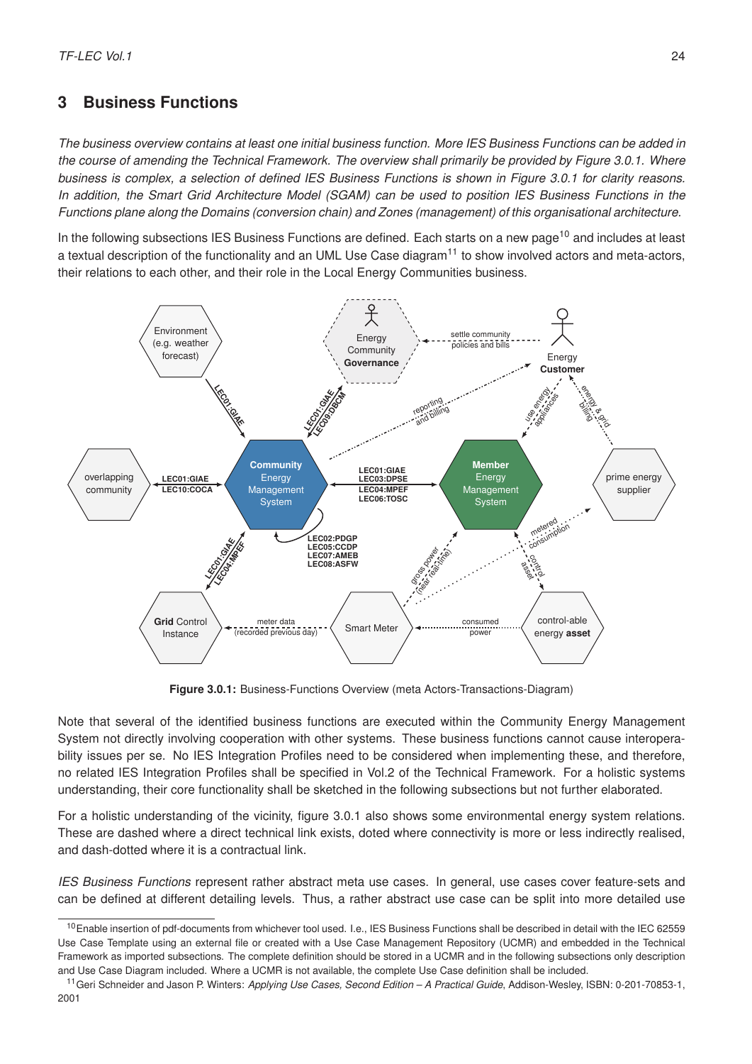# 3 Business Functions

*The business overview contains at least one initial business function. More IES Business Functions can be added in the course of amending the Technical Framework. The overview shall primarily be provided by Figure 3.0.1. Where business is complex, a selection of defined IES Business Functions is shown in Figure 3.0.1 for clarity reasons. In addition, the Smart Grid Architecture Model (SGAM) can be used to position IES Business Functions in the Functions plane along the Domains (conversion chain) and Zones (management) of this organisational architecture.*

In the following subsections IES Business Functions are defined. Each starts on a new page[10] and includes at least a textual description of the functionality and an UML Use Case diagram[11] to show involved actors and meta-actors, their relations to each other, and their role in the Local Energy Communities business.

**Figure 3.0.1:** Business-Functions Overview (meta Actors-Transactions-Diagram)

Note that several of the identified business functions are executed within the Community Energy Management System not directly involving cooperation with other systems. These business functions cannot cause interoperability issues per se. No IES Integration Profiles need to be considered when implementing these, and therefore, no related IES Integration Profiles shall be specified in Vol.2 of the Technical Framework. For a holistic systems understanding, their core functionality shall be sketched in the following subsections but not further elaborated.

For a holistic understanding of the vicinity, figure 3.0.1 also shows some environmental energy system relations. These are dashed where a direct technical link exists, doted where connectivity is more or less indirectly realised, and dash-dotted where it is a contractual link.

*IES Business Functions* represent rather abstract meta use cases. In general, use cases cover feature-sets and can be defined at different detailing levels. Thus, a rather abstract use case can be split into more detailed use

---

[10] Enable insertion of pdf-documents from whichever tool used. I.e., IES Business Functions shall be described in detail with the IEC 62559 Use Case Template using an external file or created with a Use Case Management Repository (UCMR) and embedded in the Technical Framework as imported subsections. The complete definition should be stored in a UCMR and in the following subsections only description and Use Case Diagram included. Where a UCMR is not available, the complete Use Case definition shall be included.

[11] Geri Schneider and Jason P. Winters: *Applying Use Cases, Second Edition – A Practical Guide*, Addison-Wesley, ISBN: 0-201-70853-1, 2001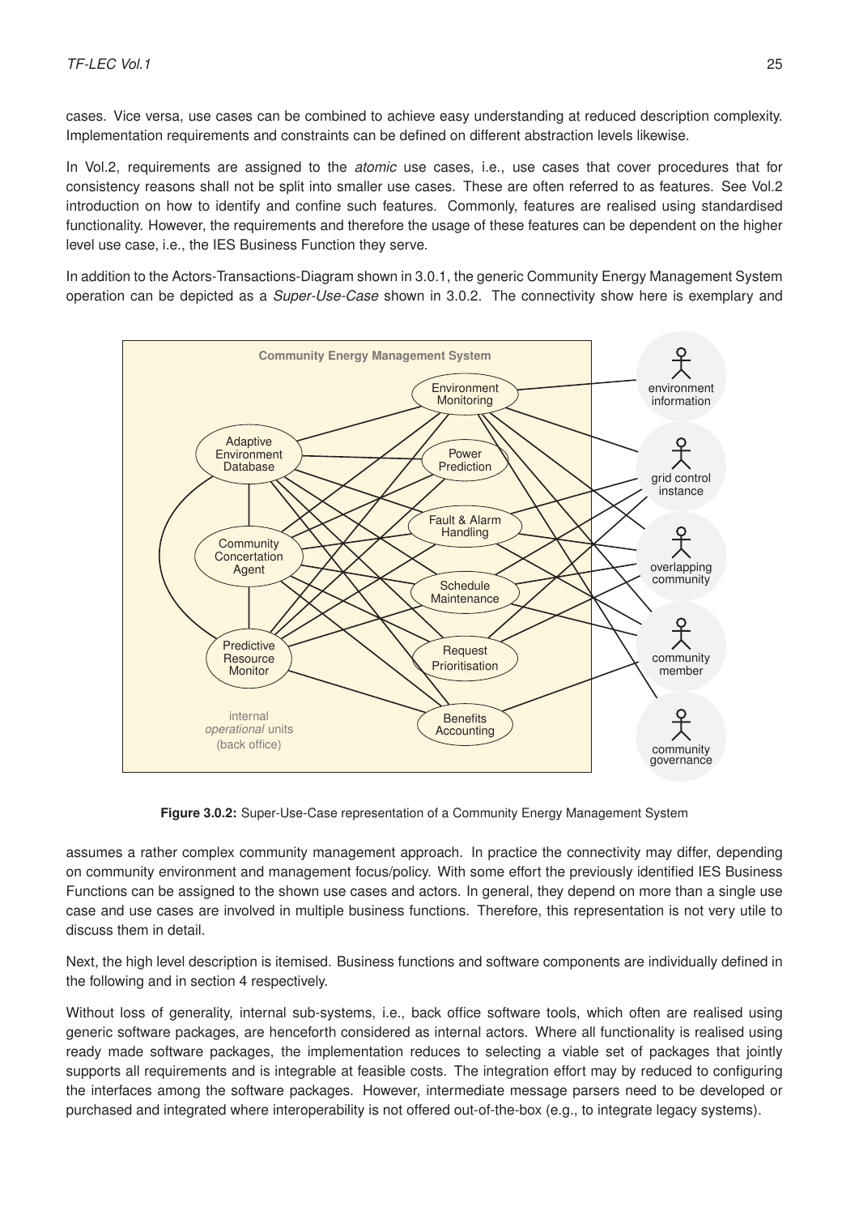cases. Vice versa, use cases can be combined to achieve easy understanding at reduced description complexity. Implementation requirements and constraints can be defined on different abstraction levels likewise.

In Vol.2, requirements are assigned to the *atomic* use cases, i.e., use cases that cover procedures that for consistency reasons shall not be split into smaller use cases. These are often referred to as features. See Vol.2 introduction on how to identify and confine such features. Commonly, features are realised using standardised functionality. However, the requirements and therefore the usage of these features can be dependent on the higher level use case, i.e., the IES Business Function they serve.

In addition to the Actors-Transactions-Diagram shown in 3.0.1, the generic Community Energy Management System operation can be depicted as a *Super-Use-Case* shown in 3.0.2. The connectivity show here is exemplary and assumes a rather complex community management approach. In practice the connectivity may differ, depending on community environment and management focus/policy. With some effort the previously identified IES Business Functions can be assigned to the shown use cases and actors. In general, they depend on more than a single use case and use cases are involved in multiple business functions. Therefore, this representation is not very utile to discuss them in detail.

**Figure 3.0.2:** Super-Use-Case representation of a Community Energy Management System

Next, the high level description is itemised. Business functions and software components are individually defined in the following and in section 4 respectively.

Without loss of generality, internal sub-systems, i.e., back office software tools, which often are realised using generic software packages, are henceforth considered as internal actors. Where all functionality is realised using ready made software packages, the implementation reduces to selecting a viable set of packages that jointly supports all requirements and is integrable at feasible costs. The integration effort may by reduced to configuring the interfaces among the software packages. However, intermediate message parsers need to be developed or purchased and integrated where interoperability is not offered out-of-the-box (e.g., to integrate legacy systems).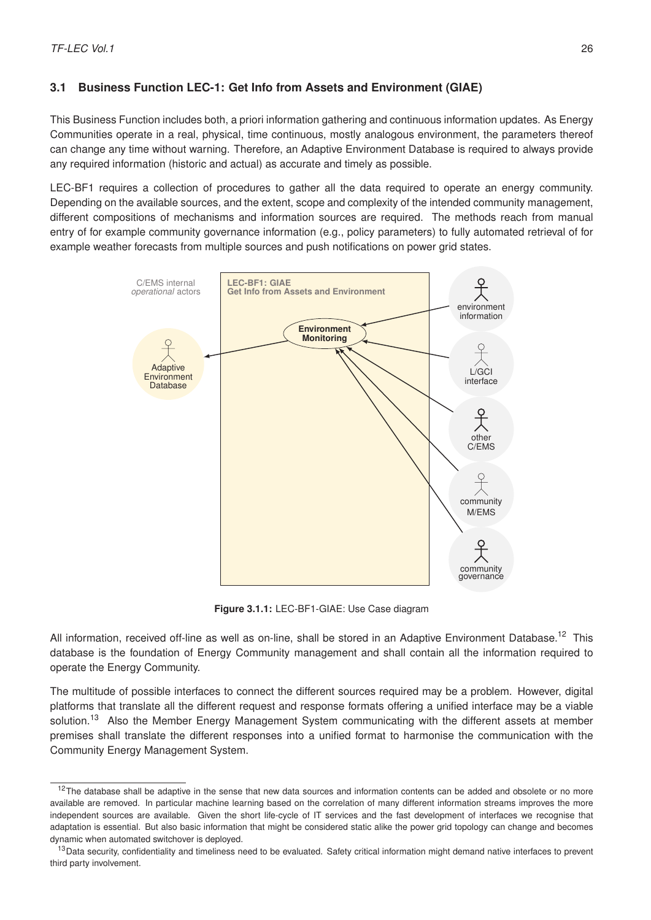### 3.1 Business Function LEC-1: Get Info from Assets and Environment (GIAE)

This Business Function includes both, a priori information gathering and continuous information updates. As Energy Communities operate in a real, physical, time continuous, mostly analogous environment, the parameters thereof can change any time without warning. Therefore, an Adaptive Environment Database is required to always provide any required information (historic and actual) as accurate and timely as possible.

LEC-BF1 requires a collection of procedures to gather all the data required to operate an energy community. Depending on the available sources, and the extent, scope and complexity of the intended community management, different compositions of mechanisms and information sources are required. The methods reach from manual entry of for example community governance information (e.g., policy parameters) to fully automated retrieval of for example weather forecasts from multiple sources and push notifications on power grid states.

**Figure 3.1.1:** LEC-BF1-GIAE: Use Case diagram

All information, received off-line as well as on-line, shall be stored in an Adaptive Environment Database.[12] This database is the foundation of Energy Community management and shall contain all the information required to operate the Energy Community.

The multitude of possible interfaces to connect the different sources required may be a problem. However, digital platforms that translate all the different request and response formats offering a unified interface may be a viable solution.[13] Also the Member Energy Management System communicating with the different assets at member premises shall translate the different responses into a unified format to harmonise the communication with the Community Energy Management System.

---

[12] The database shall be adaptive in the sense that new data sources and information contents can be added and obsolete or no more available are removed. In particular machine learning based on the correlation of many different information streams improves the more independent sources are available. Given the short life-cycle of IT services and the fast development of interfaces we recognise that adaptation is essential. But also basic information that might be considered static alike the power grid topology can change and becomes dynamic when automated switchover is deployed.

[13] Data security, confidentiality and timeliness need to be evaluated. Safety critical information might demand native interfaces to prevent third party involvement.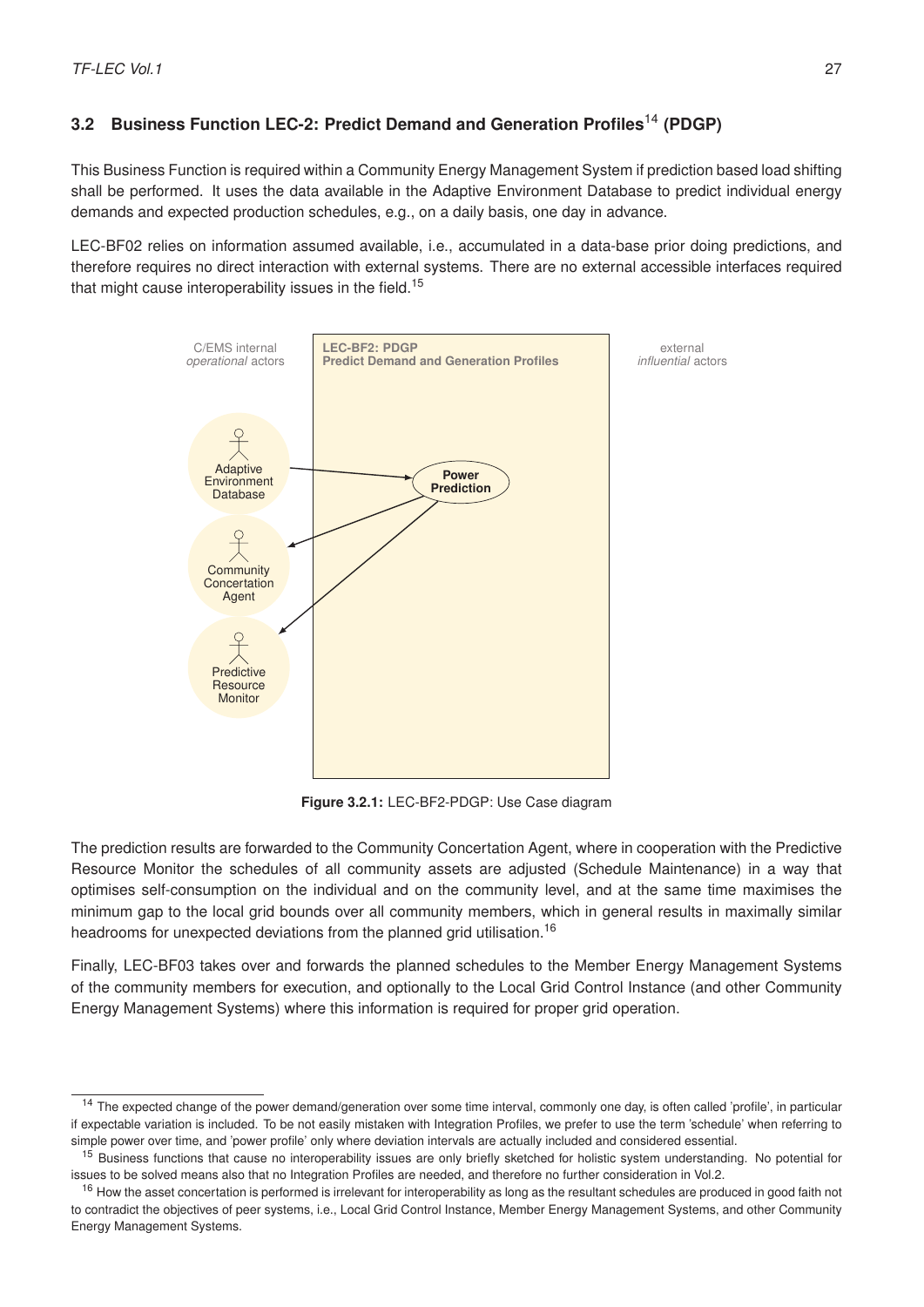## 3.2 Business Function LEC-2: Predict Demand and Generation Profiles[14] (PDGP)

This Business Function is required within a Community Energy Management System if prediction based load shifting shall be performed. It uses the data available in the Adaptive Environment Database to predict individual energy demands and expected production schedules, e.g., on a daily basis, one day in advance.

LEC-BF02 relies on information assumed available, i.e., accumulated in a data-base prior doing predictions, and therefore requires no direct interaction with external systems. There are no external accessible interfaces required that might cause interoperability issues in the field.[15]

**Figure 3.2.1:** LEC-BF2-PDGP: Use Case diagram

The prediction results are forwarded to the Community Concertation Agent, where in cooperation with the Predictive Resource Monitor the schedules of all community assets are adjusted (Schedule Maintenance) in a way that optimises self-consumption on the individual and on the community level, and at the same time maximises the minimum gap to the local grid bounds over all community members, which in general results in maximally similar headrooms for unexpected deviations from the planned grid utilisation.[16]

Finally, LEC-BF03 takes over and forwards the planned schedules to the Member Energy Management Systems of the community members for execution, and optionally to the Local Grid Control Instance (and other Community Energy Management Systems) where this information is required for proper grid operation.

---

[14] The expected change of the power demand/generation over some time interval, commonly one day, is often called 'profile', in particular if expectable variation is included. To be not easily mistaken with Integration Profiles, we prefer to use the term 'schedule' when referring to simple power over time, and 'power profile' only where deviation intervals are actually included and considered essential.

[15] Business functions that cause no interoperability issues are only briefly sketched for holistic system understanding. No potential for issues to be solved means also that no Integration Profiles are needed, and therefore no further consideration in Vol.2.

[16] How the asset concertation is performed is irrelevant for interoperability as long as the resultant schedules are produced in good faith not to contradict the objectives of peer systems, i.e., Local Grid Control Instance, Member Energy Management Systems, and other Community Energy Management Systems.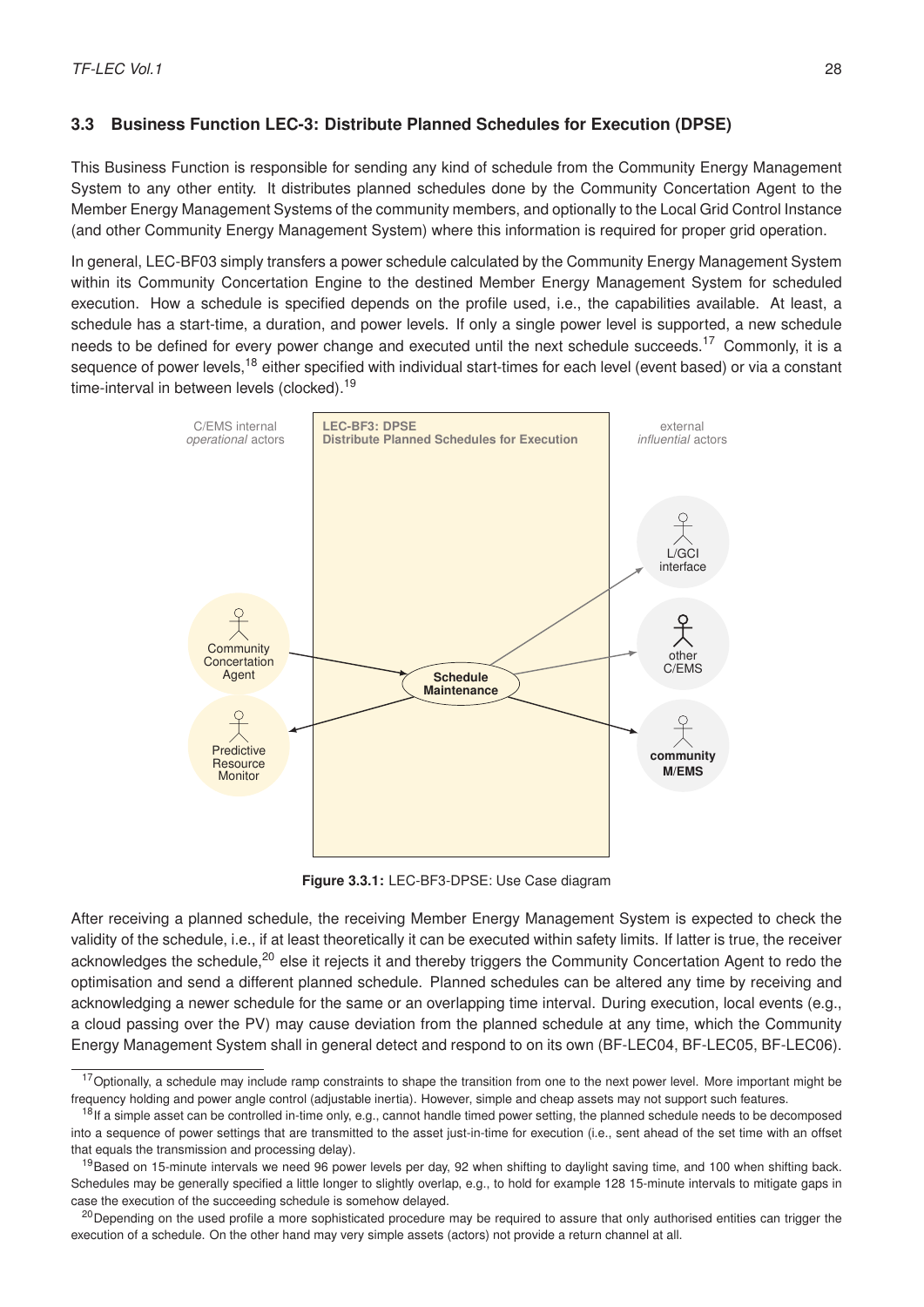## 3.3 Business Function LEC-3: Distribute Planned Schedules for Execution (DPSE)

This Business Function is responsible for sending any kind of schedule from the Community Energy Management System to any other entity. It distributes planned schedules done by the Community Concertation Agent to the Member Energy Management Systems of the community members, and optionally to the Local Grid Control Instance (and other Community Energy Management System) where this information is required for proper grid operation.

In general, LEC-BF03 simply transfers a power schedule calculated by the Community Energy Management System within its Community Concertation Engine to the destined Member Energy Management System for scheduled execution. How a schedule is specified depends on the profile used, i.e., the capabilities available. At least, a schedule has a start-time, a duration, and power levels. If only a single power level is supported, a new schedule needs to be defined for every power change and executed until the next schedule succeeds.[17] Commonly, it is a sequence of power levels,[18] either specified with individual start-times for each level (event based) or via a constant time-interval in between levels (clocked).[19]

**Figure 3.3.1:** LEC-BF3-DPSE: Use Case diagram

After receiving a planned schedule, the receiving Member Energy Management System is expected to check the validity of the schedule, i.e., if at least theoretically it can be executed within safety limits. If latter is true, the receiver acknowledges the schedule,[20] else it rejects it and thereby triggers the Community Concertation Agent to redo the optimisation and send a different planned schedule. Planned schedules can be altered any time by receiving and acknowledging a newer schedule for the same or an overlapping time interval. During execution, local events (e.g., a cloud passing over the PV) may cause deviation from the planned schedule at any time, which the Community Energy Management System shall in general detect and respond to on its own (BF-LEC04, BF-LEC05, BF-LEC06).

---

[17] Optionally, a schedule may include ramp constraints to shape the transition from one to the next power level. More important might be frequency holding and power angle control (adjustable inertia). However, simple and cheap assets may not support such features.

[18] If a simple asset can be controlled in-time only, e.g., cannot handle timed power setting, the planned schedule needs to be decomposed into a sequence of power settings that are transmitted to the asset just-in-time for execution (i.e., sent ahead of the set time with an offset that equals the transmission and processing delay).

[19] Based on 15-minute intervals we need 96 power levels per day, 92 when shifting to daylight saving time, and 100 when shifting back. Schedules may be generally specified a little longer to slightly overlap, e.g., to hold for example 128 15-minute intervals to mitigate gaps in case the execution of the succeeding schedule is somehow delayed.

[20] Depending on the used profile a more sophisticated procedure may be required to assure that only authorised entities can trigger the execution of a schedule. On the other hand may very simple assets (actors) not provide a return channel at all.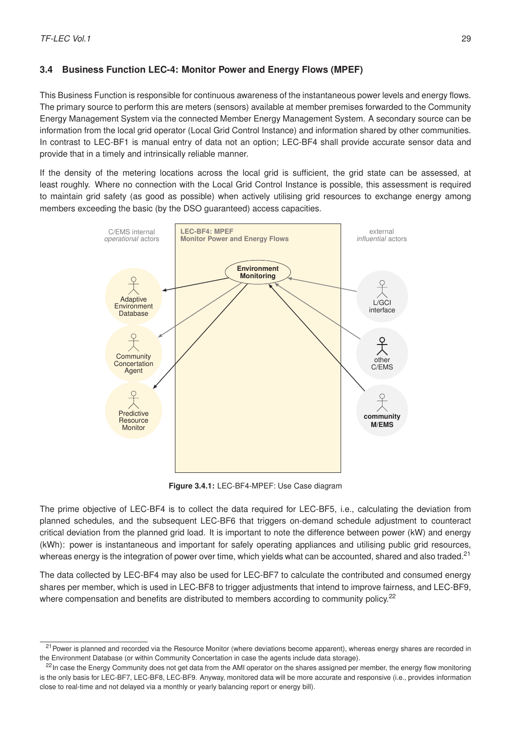## 3.4 Business Function LEC-4: Monitor Power and Energy Flows (MPEF)

This Business Function is responsible for continuous awareness of the instantaneous power levels and energy flows. The primary source to perform this are meters (sensors) available at member premises forwarded to the Community Energy Management System via the connected Member Energy Management System. A secondary source can be information from the local grid operator (Local Grid Control Instance) and information shared by other communities. In contrast to LEC-BF1 is manual entry of data not an option; LEC-BF4 shall provide accurate sensor data and provide that in a timely and intrinsically reliable manner.

If the density of the metering locations across the local grid is sufficient, the grid state can be assessed, at least roughly. Where no connection with the Local Grid Control Instance is possible, this assessment is required to maintain grid safety (as good as possible) when actively utilising grid resources to exchange energy among members exceeding the basic (by the DSO guaranteed) access capacities.

**Figure 3.4.1:** LEC-BF4-MPEF: Use Case diagram

The prime objective of LEC-BF4 is to collect the data required for LEC-BF5, i.e., calculating the deviation from planned schedules, and the subsequent LEC-BF6 that triggers on-demand schedule adjustment to counteract critical deviation from the planned grid load. It is important to note the difference between power (kW) and energy (kWh): power is instantaneous and important for safely operating appliances and utilising public grid resources, whereas energy is the integration of power over time, which yields what can be accounted, shared and also traded.[21]

The data collected by LEC-BF4 may also be used for LEC-BF7 to calculate the contributed and consumed energy shares per member, which is used in LEC-BF8 to trigger adjustments that intend to improve fairness, and LEC-BF9, where compensation and benefits are distributed to members according to community policy.[22]

[21] Power is planned and recorded via the Resource Monitor (where deviations become apparent), whereas energy shares are recorded in the Environment Database (or within Community Concertation in case the agents include data storage).

[22] In case the Energy Community does not get data from the AMI operator on the shares assigned per member, the energy flow monitoring is the only basis for LEC-BF7, LEC-BF8, LEC-BF9. Anyway, monitored data will be more accurate and responsive (i.e., provides information close to real-time and not delayed via a monthly or yearly balancing report or energy bill).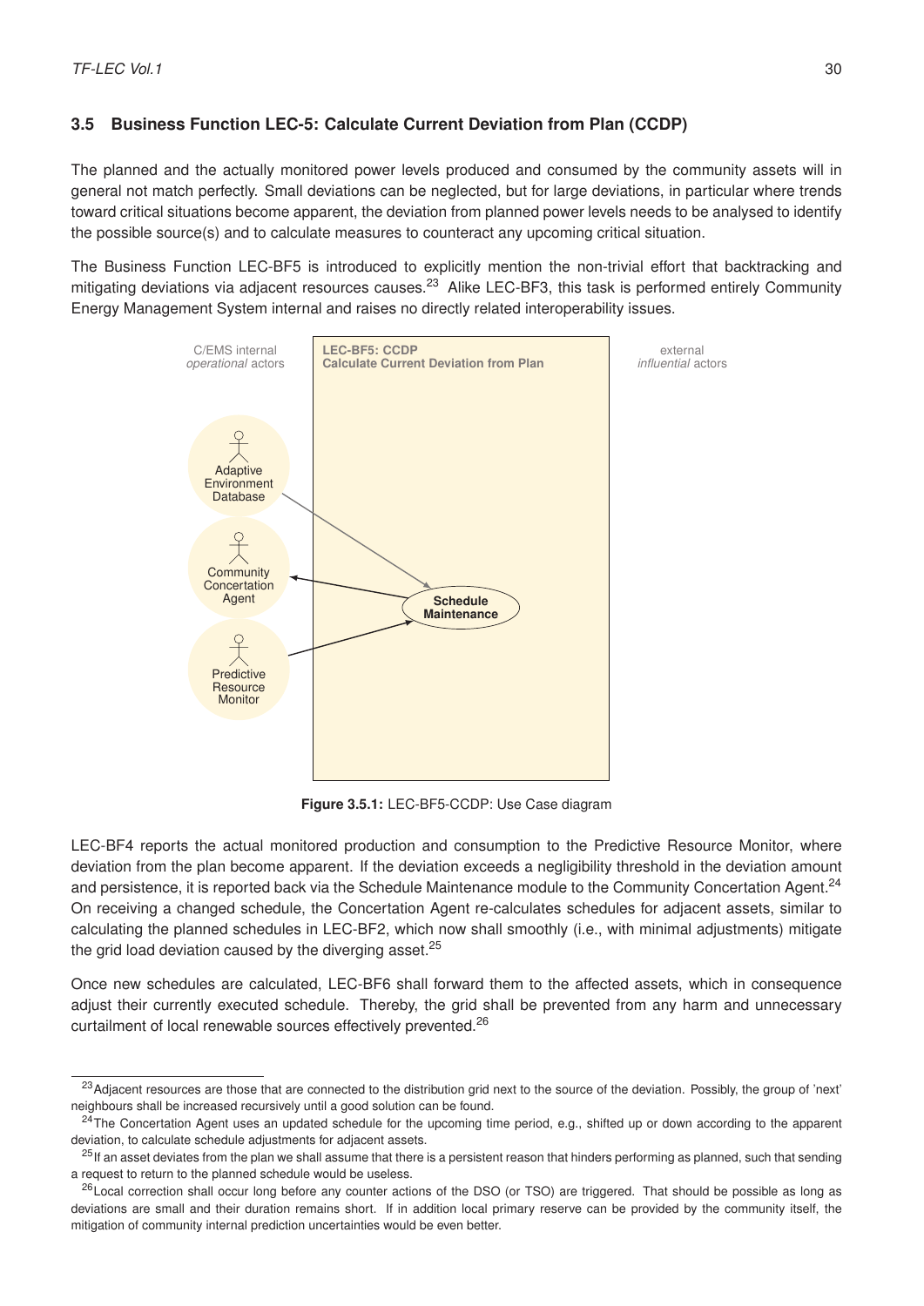### 3.5 Business Function LEC-5: Calculate Current Deviation from Plan (CCDP)

The planned and the actually monitored power levels produced and consumed by the community assets will in general not match perfectly. Small deviations can be neglected, but for large deviations, in particular where trends toward critical situations become apparent, the deviation from planned power levels needs to be analysed to identify the possible source(s) and to calculate measures to counteract any upcoming critical situation.

The Business Function LEC-BF5 is introduced to explicitly mention the non-trivial effort that backtracking and mitigating deviations via adjacent resources causes.[23] Alike LEC-BF3, this task is performed entirely Community Energy Management System internal and raises no directly related interoperability issues.

**Figure 3.5.1:** LEC-BF5-CCDP: Use Case diagram

LEC-BF4 reports the actual monitored production and consumption to the Predictive Resource Monitor, where deviation from the plan become apparent. If the deviation exceeds a negligibility threshold in the deviation amount and persistence, it is reported back via the Schedule Maintenance module to the Community Concertation Agent.[24] On receiving a changed schedule, the Concertation Agent re-calculates schedules for adjacent assets, similar to calculating the planned schedules in LEC-BF2, which now shall smoothly (i.e., with minimal adjustments) mitigate the grid load deviation caused by the diverging asset.[25]

Once new schedules are calculated, LEC-BF6 shall forward them to the affected assets, which in consequence adjust their currently executed schedule. Thereby, the grid shall be prevented from any harm and unnecessary curtailment of local renewable sources effectively prevented.[26]

---

[23] Adjacent resources are those that are connected to the distribution grid next to the source of the deviation. Possibly, the group of 'next' neighbours shall be increased recursively until a good solution can be found.

[24] The Concertation Agent uses an updated schedule for the upcoming time period, e.g., shifted up or down according to the apparent deviation, to calculate schedule adjustments for adjacent assets.

[25] If an asset deviates from the plan we shall assume that there is a persistent reason that hinders performing as planned, such that sending a request to return to the planned schedule would be useless.

[26] Local correction shall occur long before any counter actions of the DSO (or TSO) are triggered. That should be possible as long as deviations are small and their duration remains short. If in addition local primary reserve can be provided by the community itself, the mitigation of community internal prediction uncertainties would be even better.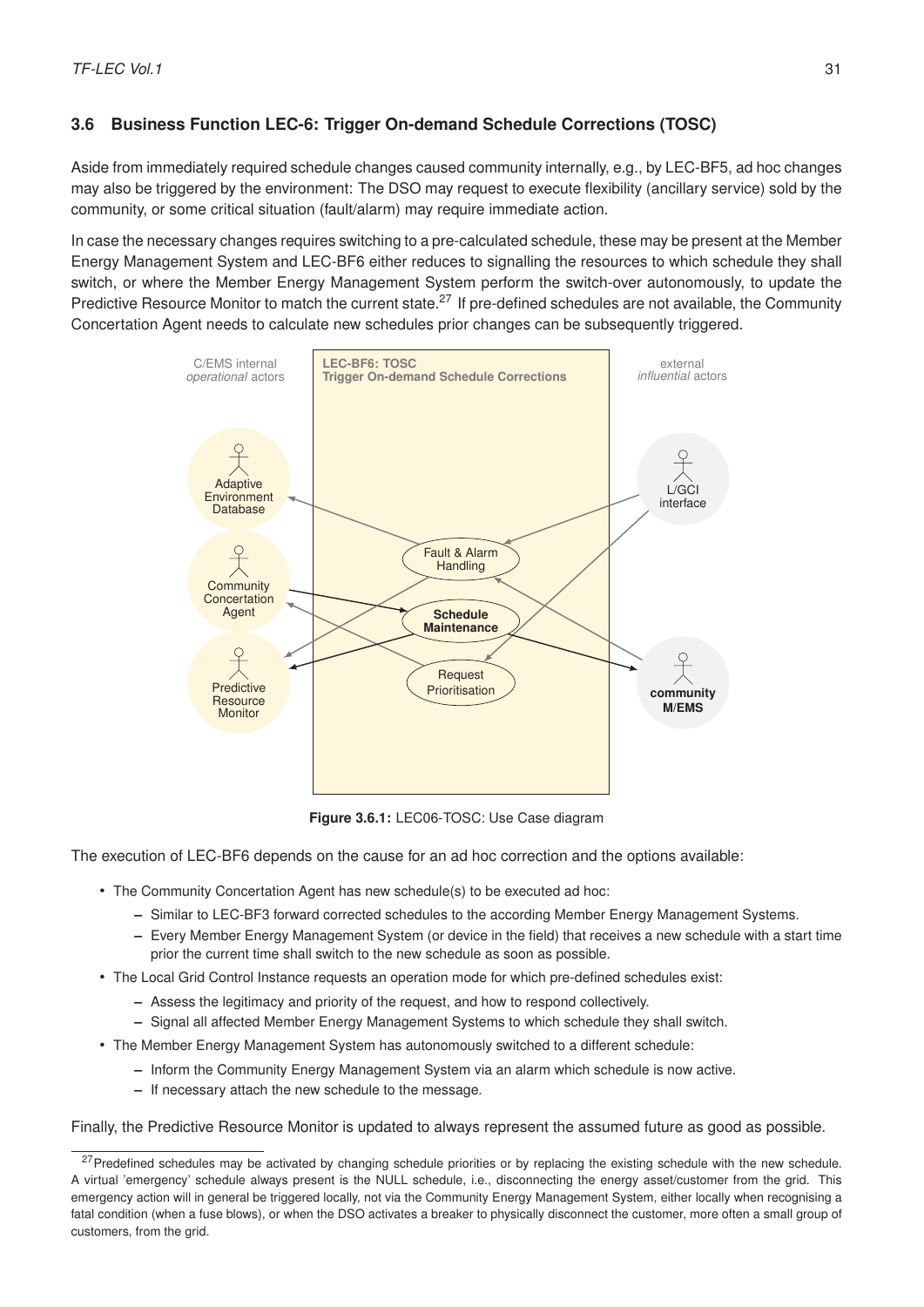## 3.6 Business Function LEC-6: Trigger On-demand Schedule Corrections (TOSC)

Aside from immediately required schedule changes caused community internally, e.g., by LEC-BF5, ad hoc changes may also be triggered by the environment: The DSO may request to execute flexibility (ancillary service) sold by the community, or some critical situation (fault/alarm) may require immediate action.

In case the necessary changes requires switching to a pre-calculated schedule, these may be present at the Member Energy Management System and LEC-BF6 either reduces to signalling the resources to which schedule they shall switch, or where the Member Energy Management System perform the switch-over autonomously, to update the Predictive Resource Monitor to match the current state.[27] If pre-defined schedules are not available, the Community Concertation Agent needs to calculate new schedules prior changes can be subsequently triggered.

**Figure 3.6.1:** LEC06-TOSC: Use Case diagram

The execution of LEC-BF6 depends on the cause for an ad hoc correction and the options available:

- The Community Concertation Agent has new schedule(s) to be executed ad hoc:
  - Similar to LEC-BF3 forward corrected schedules to the according Member Energy Management Systems.
  - Every Member Energy Management System (or device in the field) that receives a new schedule with a start time prior the current time shall switch to the new schedule as soon as possible.
- The Local Grid Control Instance requests an operation mode for which pre-defined schedules exist:
  - Assess the legitimacy and priority of the request, and how to respond collectively.
  - Signal all affected Member Energy Management Systems to which schedule they shall switch.
- The Member Energy Management System has autonomously switched to a different schedule:
  - Inform the Community Energy Management System via an alarm which schedule is now active.
  - If necessary attach the new schedule to the message.

Finally, the Predictive Resource Monitor is updated to always represent the assumed future as good as possible.

[27] Predefined schedules may be activated by changing schedule priorities or by replacing the existing schedule with the new schedule. A virtual 'emergency' schedule always present is the NULL schedule, i.e., disconnecting the energy asset/customer from the grid. This emergency action will in general be triggered locally, not via the Community Energy Management System, either locally when recognising a fatal condition (when a fuse blows), or when the DSO activates a breaker to physically disconnect the customer, more often a small group of customers, from the grid.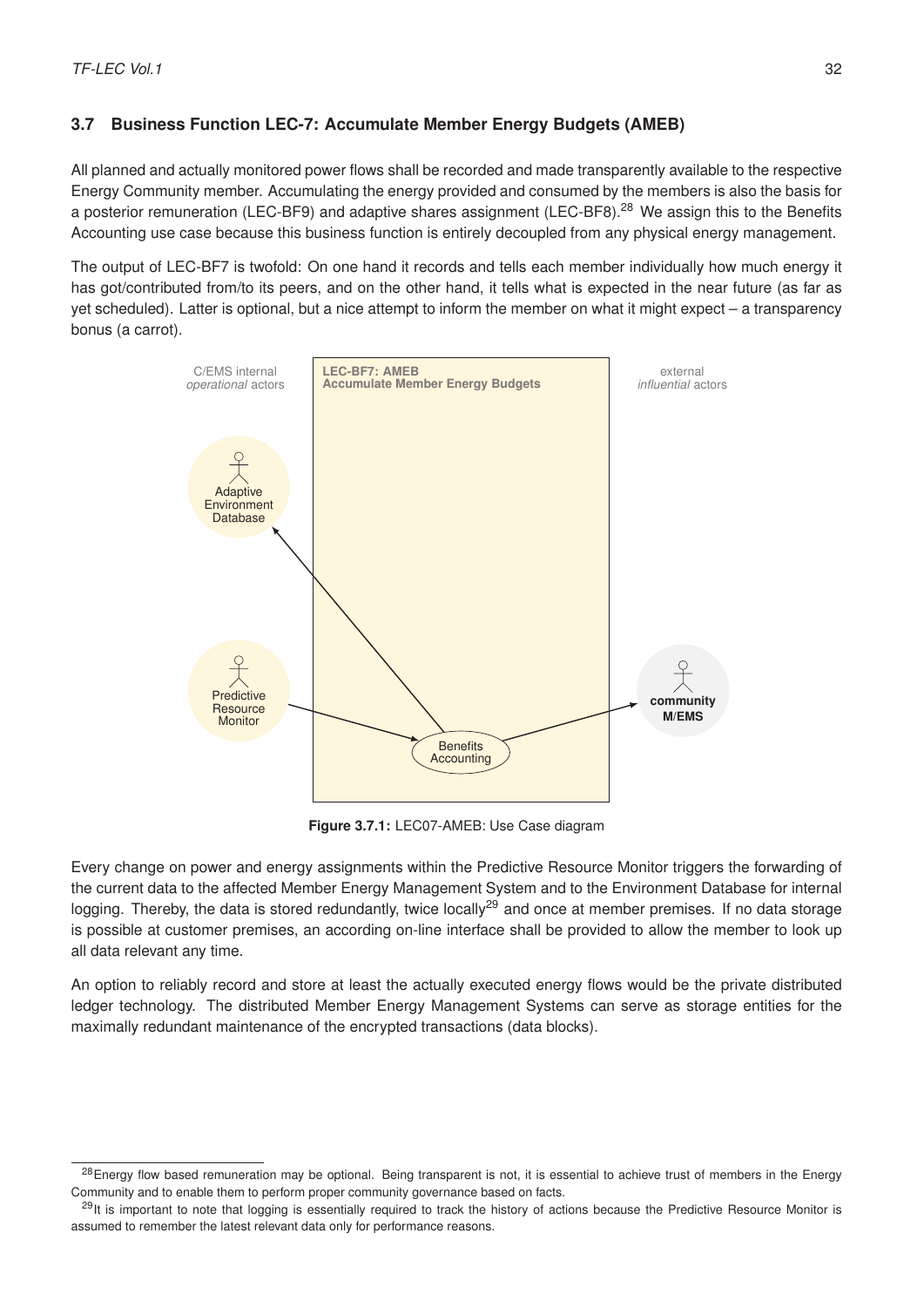### 3.7 Business Function LEC-7: Accumulate Member Energy Budgets (AMEB)

All planned and actually monitored power flows shall be recorded and made transparently available to the respective Energy Community member. Accumulating the energy provided and consumed by the members is also the basis for a posterior remuneration (LEC-BF9) and adaptive shares assignment (LEC-BF8).[28] We assign this to the Benefits Accounting use case because this business function is entirely decoupled from any physical energy management.

The output of LEC-BF7 is twofold: On one hand it records and tells each member individually how much energy it has got/contributed from/to its peers, and on the other hand, it tells what is expected in the near future (as far as yet scheduled). Latter is optional, but a nice attempt to inform the member on what it might expect – a transparency bonus (a carrot).

**Figure 3.7.1:** LEC07-AMEB: Use Case diagram

Every change on power and energy assignments within the Predictive Resource Monitor triggers the forwarding of the current data to the affected Member Energy Management System and to the Environment Database for internal logging. Thereby, the data is stored redundantly, twice locally[29] and once at member premises. If no data storage is possible at customer premises, an according on-line interface shall be provided to allow the member to look up all data relevant any time.

An option to reliably record and store at least the actually executed energy flows would be the private distributed ledger technology. The distributed Member Energy Management Systems can serve as storage entities for the maximally redundant maintenance of the encrypted transactions (data blocks).

[28] Energy flow based remuneration may be optional. Being transparent is not, it is essential to achieve trust of members in the Energy Community and to enable them to perform proper community governance based on facts.

[29] It is important to note that logging is essentially required to track the history of actions because the Predictive Resource Monitor is assumed to remember the latest relevant data only for performance reasons.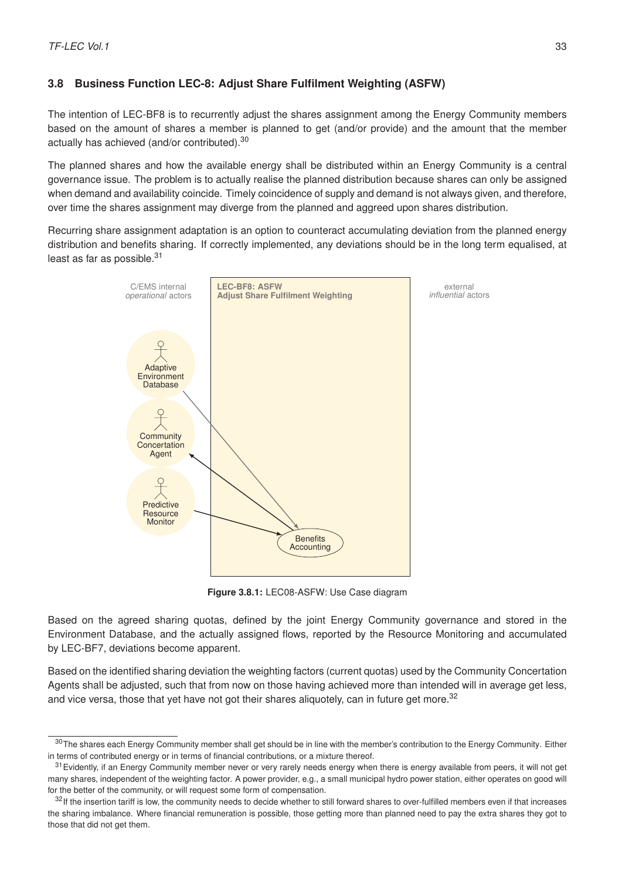### 3.8 Business Function LEC-8: Adjust Share Fulfilment Weighting (ASFW)

The intention of LEC-BF8 is to recurrently adjust the shares assignment among the Energy Community members based on the amount of shares a member is planned to get (and/or provide) and the amount that the member actually has achieved (and/or contributed).[30]

The planned shares and how the available energy shall be distributed within an Energy Community is a central governance issue. The problem is to actually realise the planned distribution because shares can only be assigned when demand and availability coincide. Timely coincidence of supply and demand is not always given, and therefore, over time the shares assignment may diverge from the planned and aggreed upon shares distribution.

Recurring share assignment adaptation is an option to counteract accumulating deviation from the planned energy distribution and benefits sharing. If correctly implemented, any deviations should be in the long term equalised, at least as far as possible.[31]

C/EMS internal *operational* actors

**LEC-BF8: ASFW**
**Adjust Share Fulfilment Weighting**

external *influential* actors

Adaptive Environment Database

Community Concertation Agent

Predictive Resource Monitor

Benefits Accounting

**Figure 3.8.1:** LEC08-ASFW: Use Case diagram

Based on the agreed sharing quotas, defined by the joint Energy Community governance and stored in the Environment Database, and the actually assigned flows, reported by the Resource Monitoring and accumulated by LEC-BF7, deviations become apparent.

Based on the identified sharing deviation the weighting factors (current quotas) used by the Community Concertation Agents shall be adjusted, such that from now on those having achieved more than intended will in average get less, and vice versa, those that yet have not got their shares aliquotely, can in future get more.[32]

---

[30] The shares each Energy Community member shall get should be in line with the member's contribution to the Energy Community. Either in terms of contributed energy or in terms of financial contributions, or a mixture thereof.

[31] Evidently, if an Energy Community member never or very rarely needs energy when there is energy available from peers, it will not get many shares, independent of the weighting factor. A power provider, e.g., a small municipal hydro power station, either operates on good will for the better of the community, or will request some form of compensation.

[32] If the insertion tariff is low, the community needs to decide whether to still forward shares to over-fulfilled members even if that increases the sharing imbalance. Where financial remuneration is possible, those getting more than planned need to pay the extra shares they got to those that did not get them.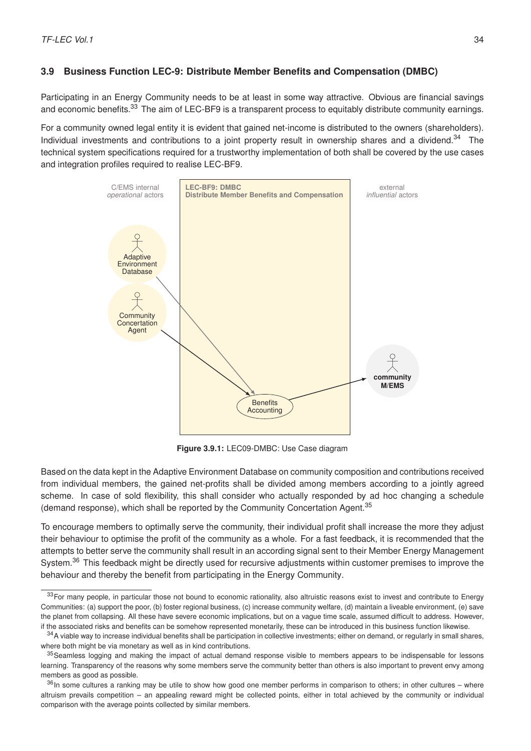## 3.9 Business Function LEC-9: Distribute Member Benefits and Compensation (DMBC)

Participating in an Energy Community needs to be at least in some way attractive. Obvious are financial savings and economic benefits.[33] The aim of LEC-BF9 is a transparent process to equitably distribute community earnings.

For a community owned legal entity it is evident that gained net-income is distributed to the owners (shareholders). Individual investments and contributions to a joint property result in ownership shares and a dividend.[34] The technical system specifications required for a trustworthy implementation of both shall be covered by the use cases and integration profiles required to realise LEC-BF9.

**Figure 3.9.1:** LEC09-DMBC: Use Case diagram

Based on the data kept in the Adaptive Environment Database on community composition and contributions received from individual members, the gained net-profits shall be divided among members according to a jointly agreed scheme. In case of sold flexibility, this shall consider who actually responded by ad hoc changing a schedule (demand response), which shall be reported by the Community Concertation Agent.[35]

To encourage members to optimally serve the community, their individual profit shall increase the more they adjust their behaviour to optimise the profit of the community as a whole. For a fast feedback, it is recommended that the attempts to better serve the community shall result in an according signal sent to their Member Energy Management System.[36] This feedback might be directly used for recursive adjustments within customer premises to improve the behaviour and thereby the benefit from participating in the Energy Community.

---

[33] For many people, in particular those not bound to economic rationality, also altruistic reasons exist to invest and contribute to Energy Communities: (a) support the poor, (b) foster regional business, (c) increase community welfare, (d) maintain a liveable environment, (e) save the planet from collapsing. All these have severe economic implications, but on a vague time scale, assumed difficult to address. However, if the associated risks and benefits can be somehow represented monetarily, these can be introduced in this business function likewise.

[34] A viable way to increase individual benefits shall be participation in collective investments; either on demand, or regularly in small shares, where both might be via monetary as well as in kind contributions.

[35] Seamless logging and making the impact of actual demand response visible to members appears to be indispensable for lessons learning. Transparency of the reasons why some members serve the community better than others is also important to prevent envy among members as good as possible.

[36] In some cultures a ranking may be utile to show how good one member performs in comparison to others; in other cultures – where altruism prevails competition – an appealing reward might be collected points, either in total achieved by the community or individual comparison with the average points collected by similar members.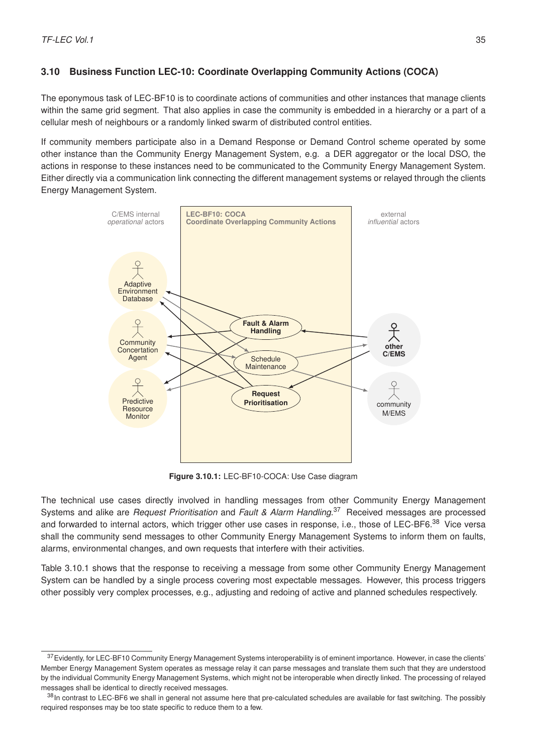### 3.10 Business Function LEC-10: Coordinate Overlapping Community Actions (COCA)

The eponymous task of LEC-BF10 is to coordinate actions of communities and other instances that manage clients within the same grid segment. That also applies in case the community is embedded in a hierarchy or a part of a cellular mesh of neighbours or a randomly linked swarm of distributed control entities.

If community members participate also in a Demand Response or Demand Control scheme operated by some other instance than the Community Energy Management System, e.g. a DER aggregator or the local DSO, the actions in response to these instances need to be communicated to the Community Energy Management System. Either directly via a communication link connecting the different management systems or relayed through the clients Energy Management System.

**Figure 3.10.1:** LEC-BF10-COCA: Use Case diagram

The technical use cases directly involved in handling messages from other Community Energy Management Systems and alike are *Request Prioritisation* and *Fault & Alarm Handling*.[37] Received messages are processed and forwarded to internal actors, which trigger other use cases in response, i.e., those of LEC-BF6.[38] Vice versa shall the community send messages to other Community Energy Management Systems to inform them on faults, alarms, environmental changes, and own requests that interfere with their activities.

Table 3.10.1 shows that the response to receiving a message from some other Community Energy Management System can be handled by a single process covering most expectable messages. However, this process triggers other possibly very complex processes, e.g., adjusting and redoing of active and planned schedules respectively.

---

[37] Evidently, for LEC-BF10 Community Energy Management Systems interoperability is of eminent importance. However, in case the clients' Member Energy Management System operates as message relay it can parse messages and translate them such that they are understood by the individual Community Energy Management Systems, which might not be interoperable when directly linked. The processing of relayed messages shall be identical to directly received messages.

[38] In contrast to LEC-BF6 we shall in general not assume here that pre-calculated schedules are available for fast switching. The possibly required responses may be too state specific to reduce them to a few.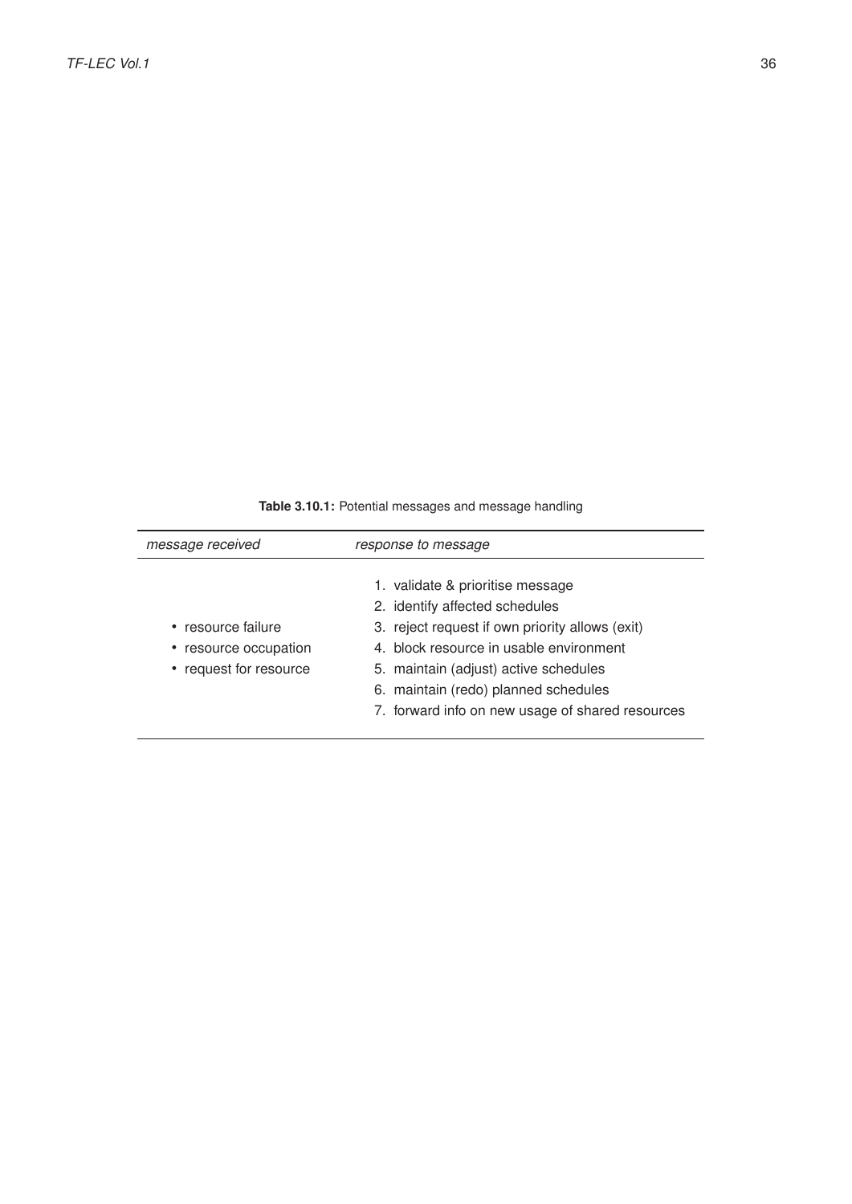**Table 3.10.1:** Potential messages and message handling

| *message received* | *response to message* |
|---|---|
| • resource failure<br>• resource occupation<br>• request for resource | 1. validate & prioritise message<br>2. identify affected schedules<br>3. reject request if own priority allows (exit)<br>4. block resource in usable environment<br>5. maintain (adjust) active schedules<br>6. maintain (redo) planned schedules<br>7. forward info on new usage of shared resources |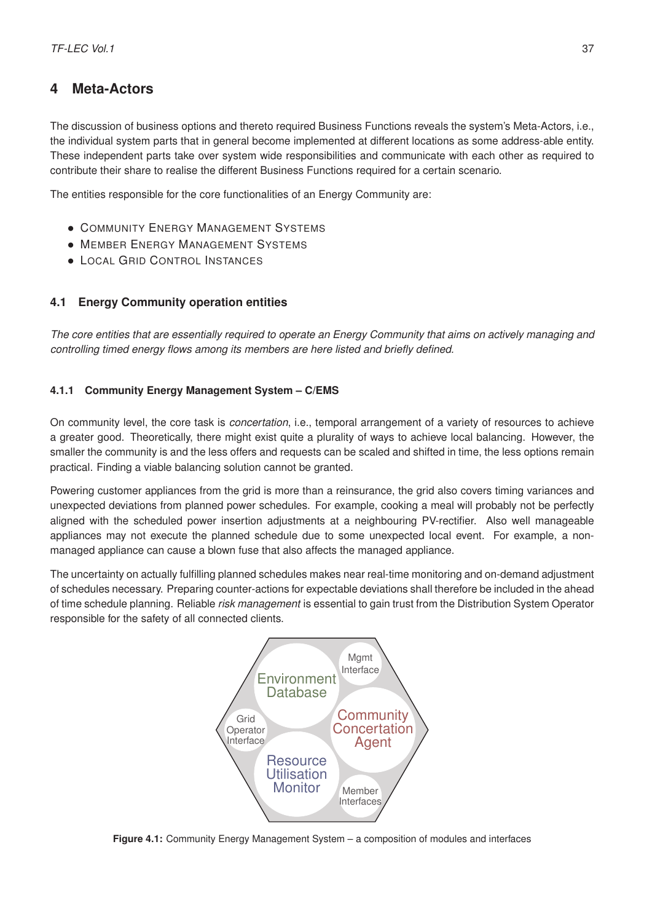# 4 Meta-Actors

The discussion of business options and thereto required Business Functions reveals the system's Meta-Actors, i.e., the individual system parts that in general become implemented at different locations as some address-able entity. These independent parts take over system wide responsibilities and communicate with each other as required to contribute their share to realise the different Business Functions required for a certain scenario.

The entities responsible for the core functionalities of an Energy Community are:

- Community Energy Management Systems
- Member Energy Management Systems
- Local Grid Control Instances

## 4.1 Energy Community operation entities

*The core entities that are essentially required to operate an Energy Community that aims on actively managing and controlling timed energy flows among its members are here listed and briefly defined.*

### 4.1.1 Community Energy Management System – C/EMS

On community level, the core task is *concertation*, i.e., temporal arrangement of a variety of resources to achieve a greater good. Theoretically, there might exist quite a plurality of ways to achieve local balancing. However, the smaller the community is and the less offers and requests can be scaled and shifted in time, the less options remain practical. Finding a viable balancing solution cannot be granted.

Powering customer appliances from the grid is more than a reinsurance, the grid also covers timing variances and unexpected deviations from planned power schedules. For example, cooking a meal will probably not be perfectly aligned with the scheduled power insertion adjustments at a neighbouring PV-rectifier. Also well manageable appliances may not execute the planned schedule due to some unexpected local event. For example, a non-managed appliance can cause a blown fuse that also affects the managed appliance.

The uncertainty on actually fulfilling planned schedules makes near real-time monitoring and on-demand adjustment of schedules necessary. Preparing counter-actions for expectable deviations shall therefore be included in the ahead of time schedule planning. Reliable *risk management* is essential to gain trust from the Distribution System Operator responsible for the safety of all connected clients.

Environment Database | Mgmt Interface | Community Concertation Agent | Grid Operator Interface | Resource Utilisation Monitor | Member Interfaces

**Figure 4.1:** Community Energy Management System – a composition of modules and interfaces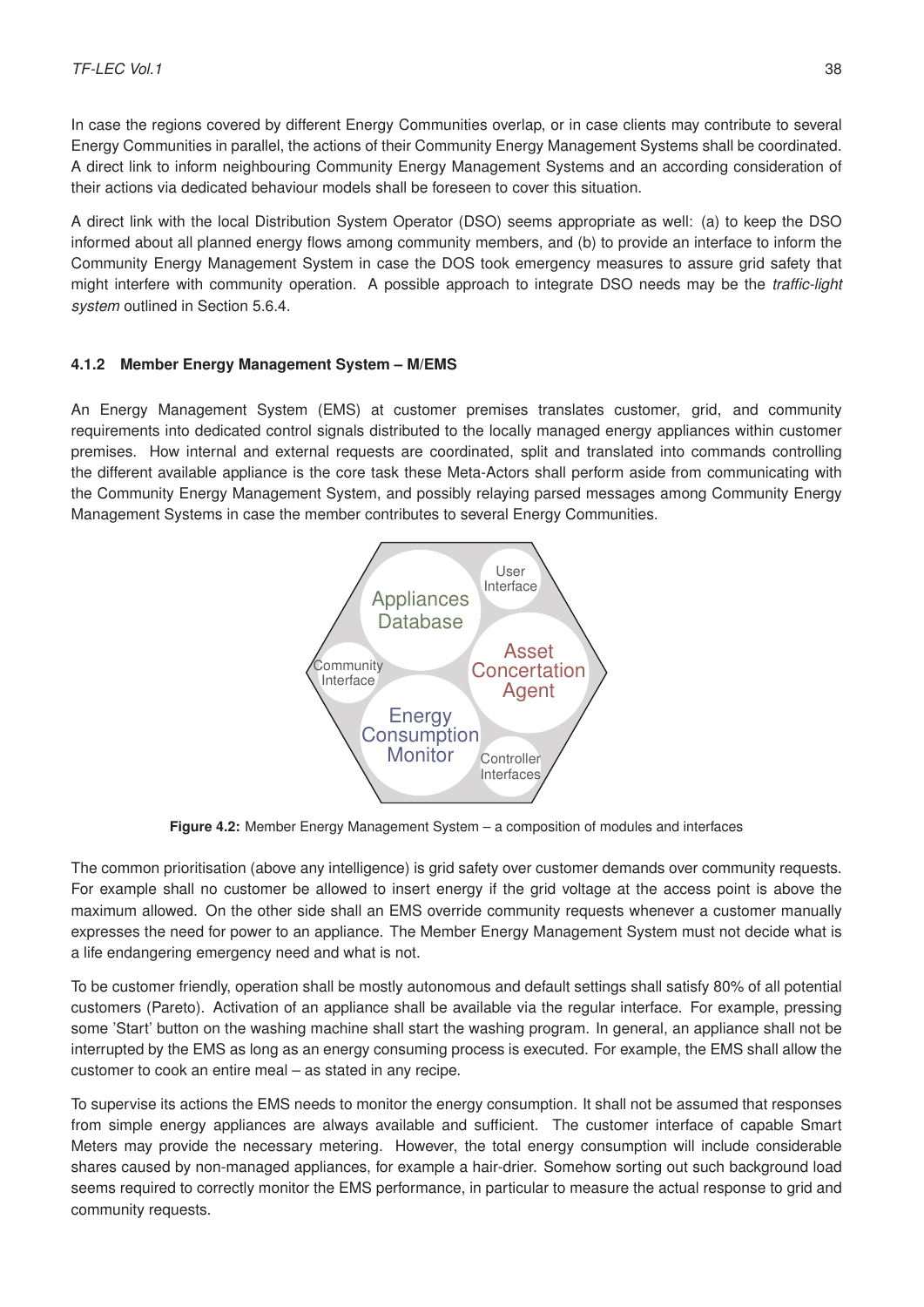In case the regions covered by different Energy Communities overlap, or in case clients may contribute to several Energy Communities in parallel, the actions of their Community Energy Management Systems shall be coordinated. A direct link to inform neighbouring Community Energy Management Systems and an according consideration of their actions via dedicated behaviour models shall be foreseen to cover this situation.

A direct link with the local Distribution System Operator (DSO) seems appropriate as well: (a) to keep the DSO informed about all planned energy flows among community members, and (b) to provide an interface to inform the Community Energy Management System in case the DOS took emergency measures to assure grid safety that might interfere with community operation. A possible approach to integrate DSO needs may be the *traffic-light system* outlined in Section 5.6.4.

#### 4.1.2 Member Energy Management System – M/EMS

An Energy Management System (EMS) at customer premises translates customer, grid, and community requirements into dedicated control signals distributed to the locally managed energy appliances within customer premises. How internal and external requests are coordinated, split and translated into commands controlling the different available appliance is the core task these Meta-Actors shall perform aside from communicating with the Community Energy Management System, and possibly relaying parsed messages among Community Energy Management Systems in case the member contributes to several Energy Communities.

User Interface

Appliances Database

Asset Concertation Agent

Community Interface

Energy Consumption Monitor

Controller Interfaces

**Figure 4.2:** Member Energy Management System – a composition of modules and interfaces

The common prioritisation (above any intelligence) is grid safety over customer demands over community requests. For example shall no customer be allowed to insert energy if the grid voltage at the access point is above the maximum allowed. On the other side shall an EMS override community requests whenever a customer manually expresses the need for power to an appliance. The Member Energy Management System must not decide what is a life endangering emergency need and what is not.

To be customer friendly, operation shall be mostly autonomous and default settings shall satisfy 80% of all potential customers (Pareto). Activation of an appliance shall be available via the regular interface. For example, pressing some 'Start' button on the washing machine shall start the washing program. In general, an appliance shall not be interrupted by the EMS as long as an energy consuming process is executed. For example, the EMS shall allow the customer to cook an entire meal – as stated in any recipe.

To supervise its actions the EMS needs to monitor the energy consumption. It shall not be assumed that responses from simple energy appliances are always available and sufficient. The customer interface of capable Smart Meters may provide the necessary metering. However, the total energy consumption will include considerable shares caused by non-managed appliances, for example a hair-drier. Somehow sorting out such background load seems required to correctly monitor the EMS performance, in particular to measure the actual response to grid and community requests.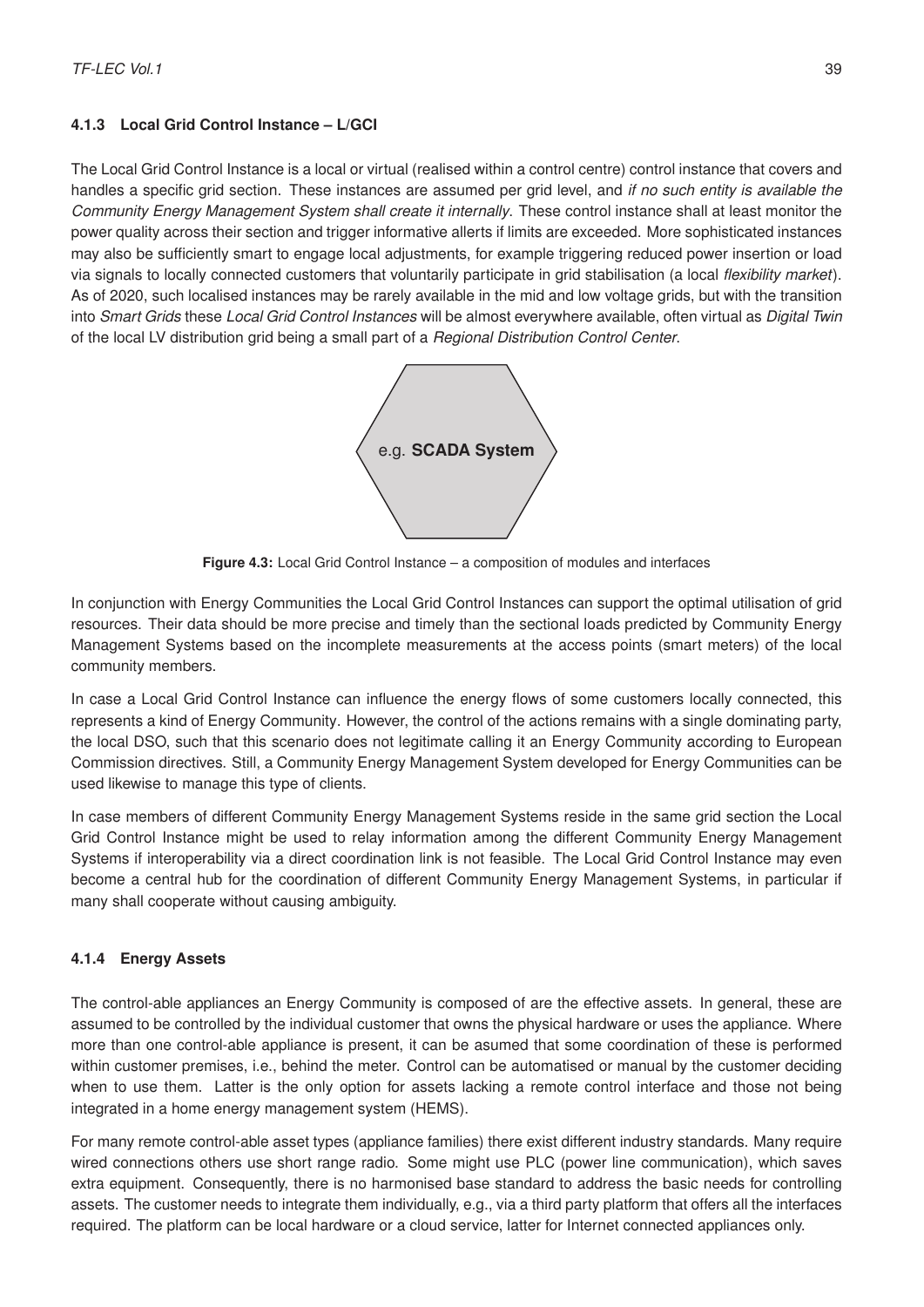### 4.1.3 Local Grid Control Instance – L/GCI

The Local Grid Control Instance is a local or virtual (realised within a control centre) control instance that covers and handles a specific grid section. These instances are assumed per grid level, and *if no such entity is available the Community Energy Management System shall create it internally*. These control instance shall at least monitor the power quality across their section and trigger informative allerts if limits are exceeded. More sophisticated instances may also be sufficiently smart to engage local adjustments, for example triggering reduced power insertion or load via signals to locally connected customers that voluntarily participate in grid stabilisation (a local *flexibility market*). As of 2020, such localised instances may be rarely available in the mid and low voltage grids, but with the transition into *Smart Grids* these *Local Grid Control Instances* will be almost everywhere available, often virtual as *Digital Twin* of the local LV distribution grid being a small part of a *Regional Distribution Control Center*.

e.g. **SCADA System**

**Figure 4.3:** Local Grid Control Instance – a composition of modules and interfaces

In conjunction with Energy Communities the Local Grid Control Instances can support the optimal utilisation of grid resources. Their data should be more precise and timely than the sectional loads predicted by Community Energy Management Systems based on the incomplete measurements at the access points (smart meters) of the local community members.

In case a Local Grid Control Instance can influence the energy flows of some customers locally connected, this represents a kind of Energy Community. However, the control of the actions remains with a single dominating party, the local DSO, such that this scenario does not legitimate calling it an Energy Community according to European Commission directives. Still, a Community Energy Management System developed for Energy Communities can be used likewise to manage this type of clients.

In case members of different Community Energy Management Systems reside in the same grid section the Local Grid Control Instance might be used to relay information among the different Community Energy Management Systems if interoperability via a direct coordination link is not feasible. The Local Grid Control Instance may even become a central hub for the coordination of different Community Energy Management Systems, in particular if many shall cooperate without causing ambiguity.

### 4.1.4 Energy Assets

The control-able appliances an Energy Community is composed of are the effective assets. In general, these are assumed to be controlled by the individual customer that owns the physical hardware or uses the appliance. Where more than one control-able appliance is present, it can be asumed that some coordination of these is performed within customer premises, i.e., behind the meter. Control can be automatised or manual by the customer deciding when to use them. Latter is the only option for assets lacking a remote control interface and those not being integrated in a home energy management system (HEMS).

For many remote control-able asset types (appliance families) there exist different industry standards. Many require wired connections others use short range radio. Some might use PLC (power line communication), which saves extra equipment. Consequently, there is no harmonised base standard to address the basic needs for controlling assets. The customer needs to integrate them individually, e.g., via a third party platform that offers all the interfaces required. The platform can be local hardware or a cloud service, latter for Internet connected appliances only.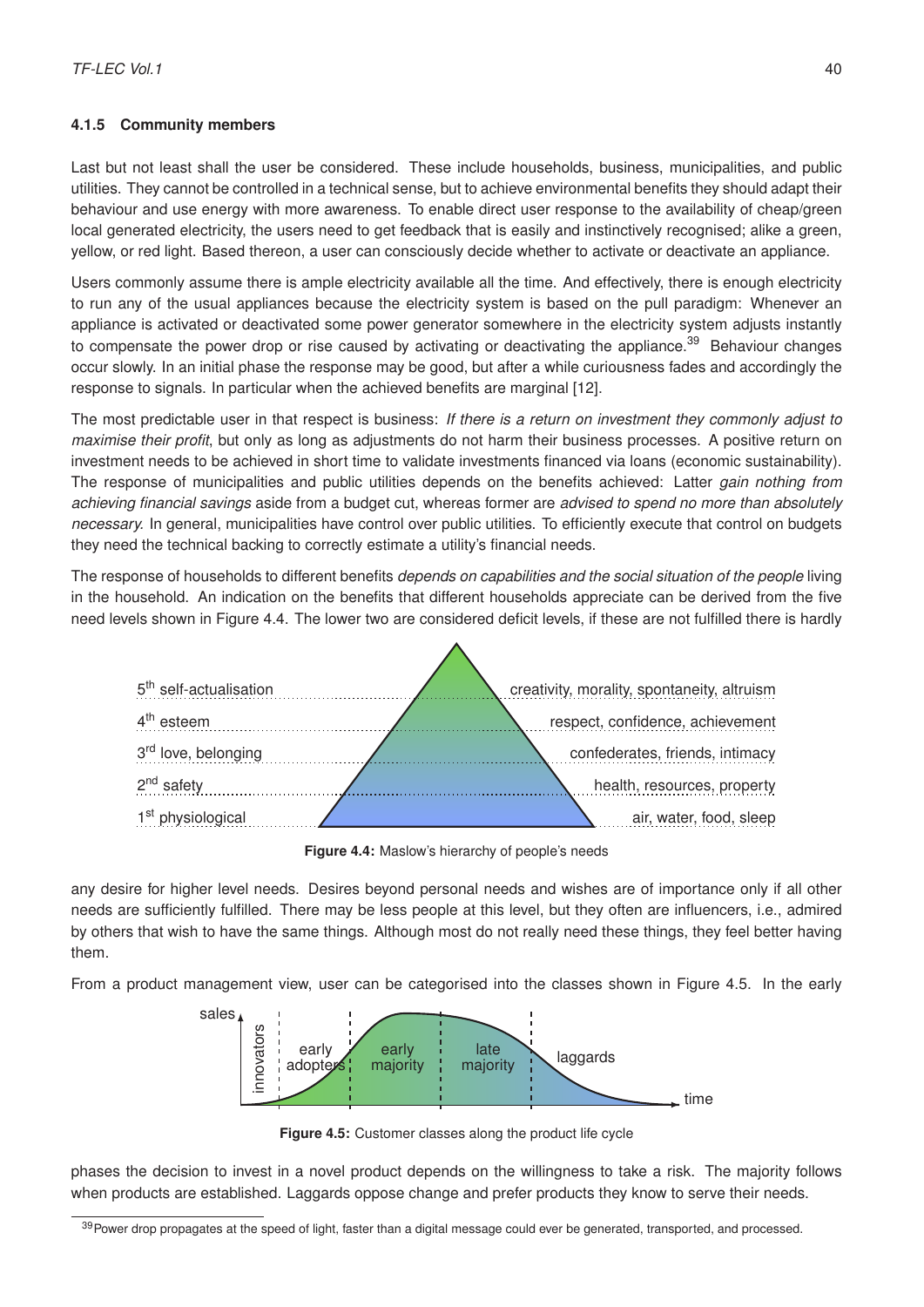### 4.1.5 Community members

Last but not least shall the user be considered. These include households, business, municipalities, and public utilities. They cannot be controlled in a technical sense, but to achieve environmental benefits they should adapt their behaviour and use energy with more awareness. To enable direct user response to the availability of cheap/green local generated electricity, the users need to get feedback that is easily and instinctively recognised; alike a green, yellow, or red light. Based thereon, a user can consciously decide whether to activate or deactivate an appliance.

Users commonly assume there is ample electricity available all the time. And effectively, there is enough electricity to run any of the usual appliances because the electricity system is based on the pull paradigm: Whenever an appliance is activated or deactivated some power generator somewhere in the electricity system adjusts instantly to compensate the power drop or rise caused by activating or deactivating the appliance.[39] Behaviour changes occur slowly. In an initial phase the response may be good, but after a while curiousness fades and accordingly the response to signals. In particular when the achieved benefits are marginal [12].

The most predictable user in that respect is business: *If there is a return on investment they commonly adjust to maximise their profit*, but only as long as adjustments do not harm their business processes. A positive return on investment needs to be achieved in short time to validate investments financed via loans (economic sustainability). The response of municipalities and public utilities depends on the benefits achieved: Latter *gain nothing from achieving financial savings* aside from a budget cut, whereas former are *advised to spend no more than absolutely necessary*. In general, municipalities have control over public utilities. To efficiently execute that control on budgets they need the technical backing to correctly estimate a utility's financial needs.

The response of households to different benefits *depends on capabilities and the social situation of the people* living in the household. An indication on the benefits that different households appreciate can be derived from the five need levels shown in Figure 4.4. The lower two are considered deficit levels, if these are not fulfilled there is hardly

| Level | Needs |
|---|---|
| 5th self-actualisation | creativity, morality, spontaneity, altruism |
| 4th esteem | respect, confidence, achievement |
| 3rd love, belonging | confederates, friends, intimacy |
| 2nd safety | health, resources, property |
| 1st physiological | air, water, food, sleep |

**Figure 4.4:** Maslow's hierarchy of people's needs

any desire for higher level needs. Desires beyond personal needs and wishes are of importance only if all other needs are sufficiently fulfilled. There may be less people at this level, but they often are influencers, i.e., admired by others that wish to have the same things. Although most do not really need these things, they feel better having them.

From a product management view, user can be categorised into the classes shown in Figure 4.5. In the early

sales — innovators | early adopters | early majority | late majority | laggards — time

**Figure 4.5:** Customer classes along the product life cycle

phases the decision to invest in a novel product depends on the willingness to take a risk. The majority follows when products are established. Laggards oppose change and prefer products they know to serve their needs.

[39] Power drop propagates at the speed of light, faster than a digital message could ever be generated, transported, and processed.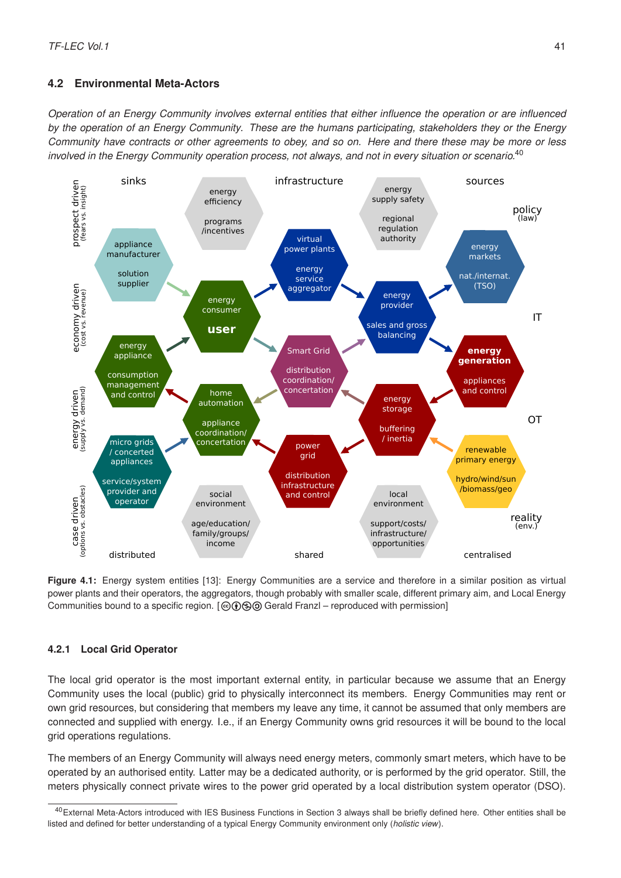## 4.2 Environmental Meta-Actors

*Operation of an Energy Community involves external entities that either influence the operation or are influenced by the operation of an Energy Community. These are the humans participating, stakeholders they or the Energy Community have contracts or other agreements to obey, and so on. Here and there these may be more or less involved in the Energy Community operation process, not always, and not in every situation or scenario.*[40]

**Figure 4.1:** Energy system entities [13]: Energy Communities are a service and therefore in a similar position as virtual power plants and their operators, the aggregators, though probably with smaller scale, different primary aim, and Local Energy Communities bound to a specific region. [🅭🅯🄏🄎 Gerald Franzl – reproduced with permission]

### 4.2.1 Local Grid Operator

The local grid operator is the most important external entity, in particular because we assume that an Energy Community uses the local (public) grid to physically interconnect its members. Energy Communities may rent or own grid resources, but considering that members my leave any time, it cannot be assumed that only members are connected and supplied with energy. I.e., if an Energy Community owns grid resources it will be bound to the local grid operations regulations.

The members of an Energy Community will always need energy meters, commonly smart meters, which have to be operated by an authorised entity. Latter may be a dedicated authority, or is performed by the grid operator. Still, the meters physically connect private wires to the power grid operated by a local distribution system operator (DSO).

[40] External Meta-Actors introduced with IES Business Functions in Section 3 always shall be briefly defined here. Other entities shall be listed and defined for better understanding of a typical Energy Community environment only (*holistic view*).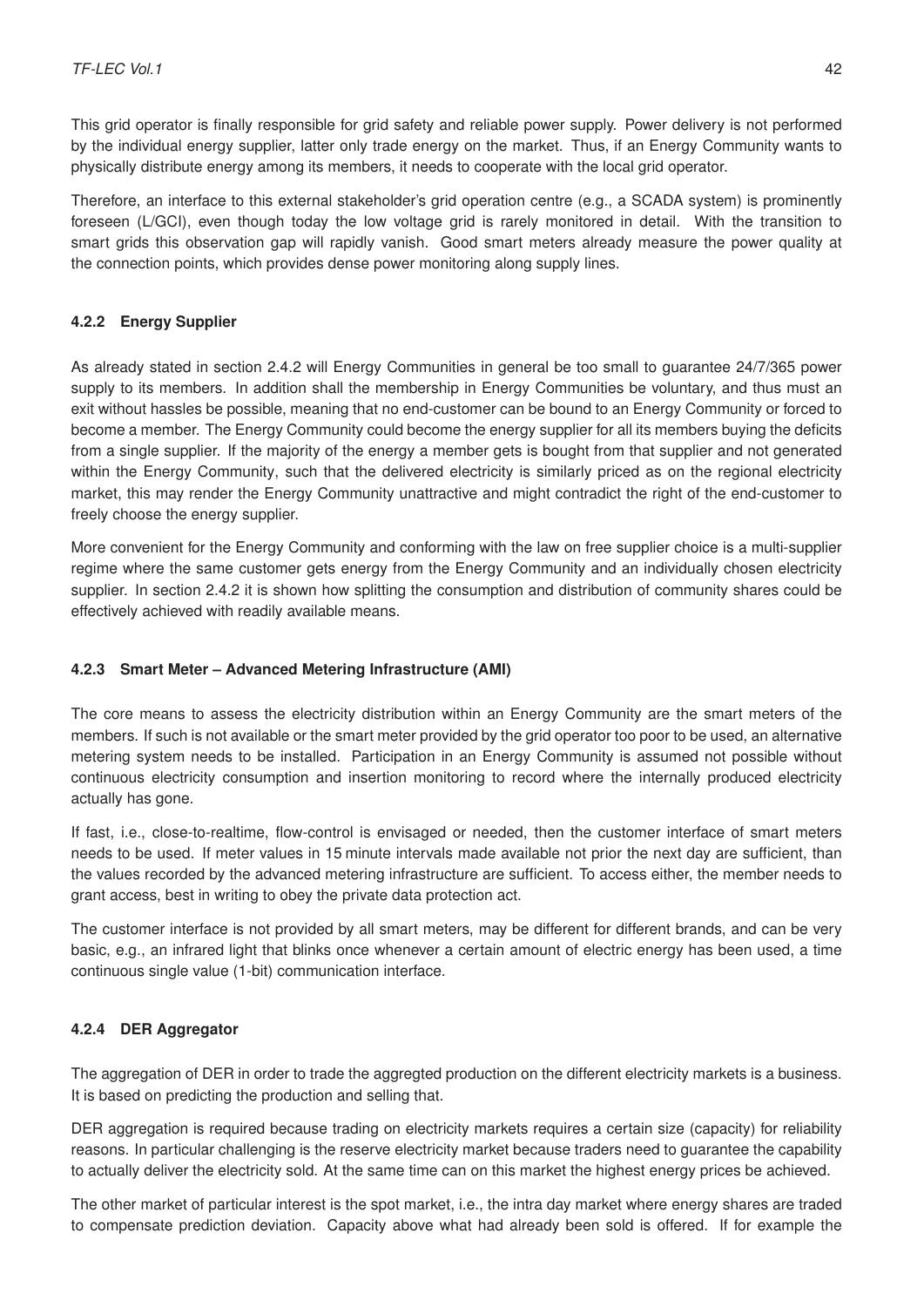This grid operator is finally responsible for grid safety and reliable power supply. Power delivery is not performed by the individual energy supplier, latter only trade energy on the market. Thus, if an Energy Community wants to physically distribute energy among its members, it needs to cooperate with the local grid operator.

Therefore, an interface to this external stakeholder's grid operation centre (e.g., a SCADA system) is prominently foreseen (L/GCI), even though today the low voltage grid is rarely monitored in detail. With the transition to smart grids this observation gap will rapidly vanish. Good smart meters already measure the power quality at the connection points, which provides dense power monitoring along supply lines.

#### 4.2.2 Energy Supplier

As already stated in section 2.4.2 will Energy Communities in general be too small to guarantee 24/7/365 power supply to its members. In addition shall the membership in Energy Communities be voluntary, and thus must an exit without hassles be possible, meaning that no end-customer can be bound to an Energy Community or forced to become a member. The Energy Community could become the energy supplier for all its members buying the deficits from a single supplier. If the majority of the energy a member gets is bought from that supplier and not generated within the Energy Community, such that the delivered electricity is similarly priced as on the regional electricity market, this may render the Energy Community unattractive and might contradict the right of the end-customer to freely choose the energy supplier.

More convenient for the Energy Community and conforming with the law on free supplier choice is a multi-supplier regime where the same customer gets energy from the Energy Community and an individually chosen electricity supplier. In section 2.4.2 it is shown how splitting the consumption and distribution of community shares could be effectively achieved with readily available means.

#### 4.2.3 Smart Meter – Advanced Metering Infrastructure (AMI)

The core means to assess the electricity distribution within an Energy Community are the smart meters of the members. If such is not available or the smart meter provided by the grid operator too poor to be used, an alternative metering system needs to be installed. Participation in an Energy Community is assumed not possible without continuous electricity consumption and insertion monitoring to record where the internally produced electricity actually has gone.

If fast, i.e., close-to-realtime, flow-control is envisaged or needed, then the customer interface of smart meters needs to be used. If meter values in 15 minute intervals made available not prior the next day are sufficient, than the values recorded by the advanced metering infrastructure are sufficient. To access either, the member needs to grant access, best in writing to obey the private data protection act.

The customer interface is not provided by all smart meters, may be different for different brands, and can be very basic, e.g., an infrared light that blinks once whenever a certain amount of electric energy has been used, a time continuous single value (1-bit) communication interface.

#### 4.2.4 DER Aggregator

The aggregation of DER in order to trade the aggregted production on the different electricity markets is a business. It is based on predicting the production and selling that.

DER aggregation is required because trading on electricity markets requires a certain size (capacity) for reliability reasons. In particular challenging is the reserve electricity market because traders need to guarantee the capability to actually deliver the electricity sold. At the same time can on this market the highest energy prices be achieved.

The other market of particular interest is the spot market, i.e., the intra day market where energy shares are traded to compensate prediction deviation. Capacity above what had already been sold is offered. If for example the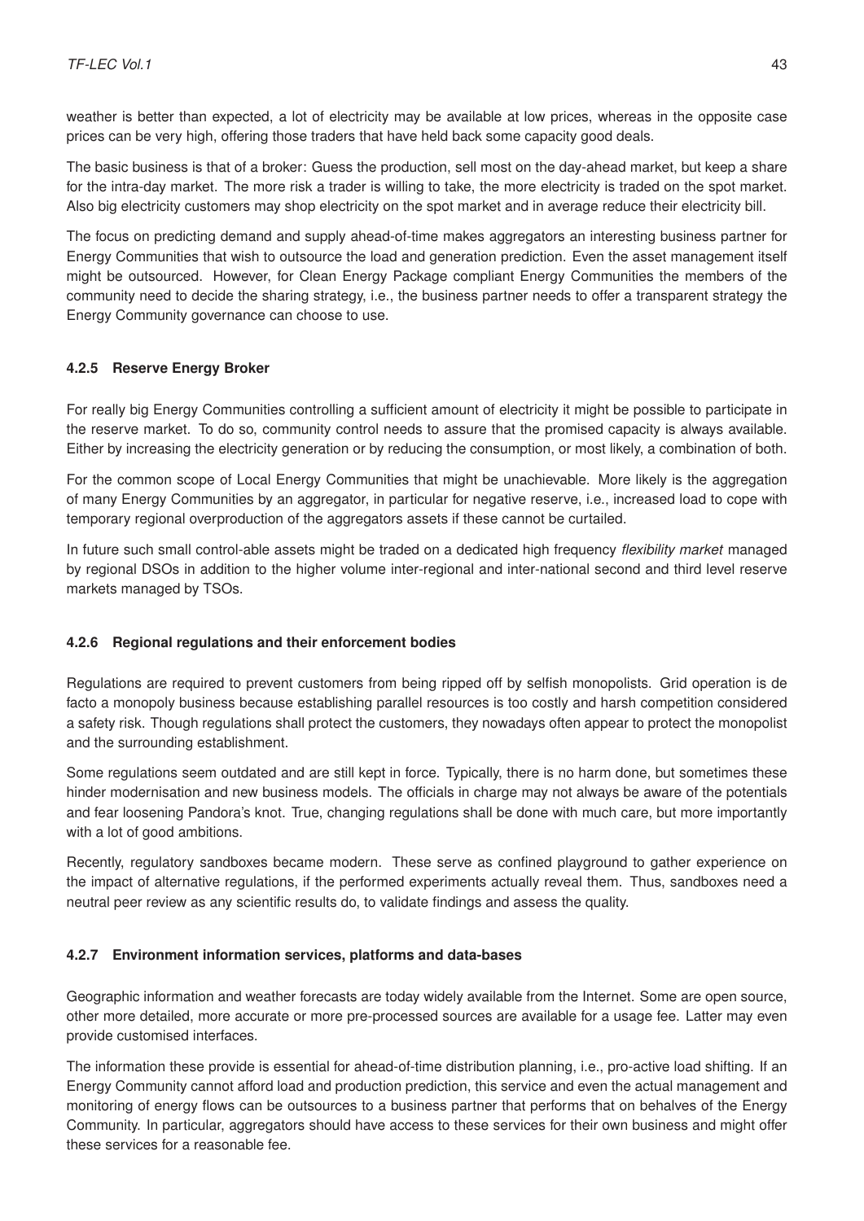weather is better than expected, a lot of electricity may be available at low prices, whereas in the opposite case prices can be very high, offering those traders that have held back some capacity good deals.

The basic business is that of a broker: Guess the production, sell most on the day-ahead market, but keep a share for the intra-day market. The more risk a trader is willing to take, the more electricity is traded on the spot market. Also big electricity customers may shop electricity on the spot market and in average reduce their electricity bill.

The focus on predicting demand and supply ahead-of-time makes aggregators an interesting business partner for Energy Communities that wish to outsource the load and generation prediction. Even the asset management itself might be outsourced. However, for Clean Energy Package compliant Energy Communities the members of the community need to decide the sharing strategy, i.e., the business partner needs to offer a transparent strategy the Energy Community governance can choose to use.

#### 4.2.5 Reserve Energy Broker

For really big Energy Communities controlling a sufficient amount of electricity it might be possible to participate in the reserve market. To do so, community control needs to assure that the promised capacity is always available. Either by increasing the electricity generation or by reducing the consumption, or most likely, a combination of both.

For the common scope of Local Energy Communities that might be unachievable. More likely is the aggregation of many Energy Communities by an aggregator, in particular for negative reserve, i.e., increased load to cope with temporary regional overproduction of the aggregators assets if these cannot be curtailed.

In future such small control-able assets might be traded on a dedicated high frequency *flexibility market* managed by regional DSOs in addition to the higher volume inter-regional and inter-national second and third level reserve markets managed by TSOs.

#### 4.2.6 Regional regulations and their enforcement bodies

Regulations are required to prevent customers from being ripped off by selfish monopolists. Grid operation is de facto a monopoly business because establishing parallel resources is too costly and harsh competition considered a safety risk. Though regulations shall protect the customers, they nowadays often appear to protect the monopolist and the surrounding establishment.

Some regulations seem outdated and are still kept in force. Typically, there is no harm done, but sometimes these hinder modernisation and new business models. The officials in charge may not always be aware of the potentials and fear loosening Pandora's knot. True, changing regulations shall be done with much care, but more importantly with a lot of good ambitions.

Recently, regulatory sandboxes became modern. These serve as confined playground to gather experience on the impact of alternative regulations, if the performed experiments actually reveal them. Thus, sandboxes need a neutral peer review as any scientific results do, to validate findings and assess the quality.

#### 4.2.7 Environment information services, platforms and data-bases

Geographic information and weather forecasts are today widely available from the Internet. Some are open source, other more detailed, more accurate or more pre-processed sources are available for a usage fee. Latter may even provide customised interfaces.

The information these provide is essential for ahead-of-time distribution planning, i.e., pro-active load shifting. If an Energy Community cannot afford load and production prediction, this service and even the actual management and monitoring of energy flows can be outsources to a business partner that performs that on behalves of the Energy Community. In particular, aggregators should have access to these services for their own business and might offer these services for a reasonable fee.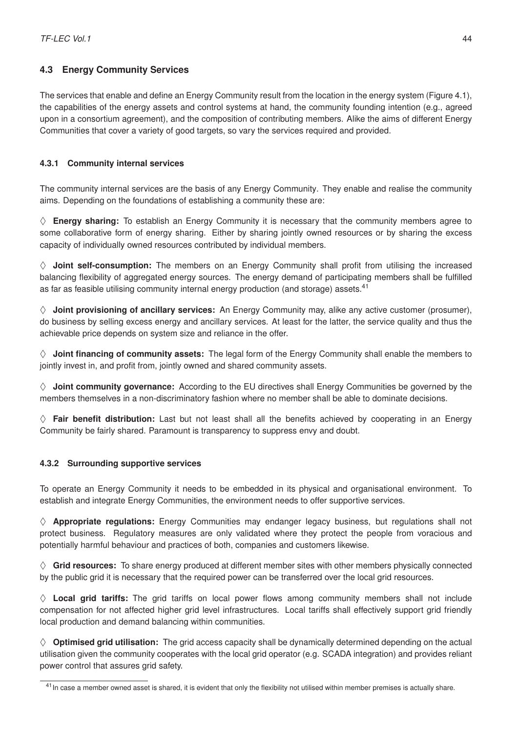## 4.3 Energy Community Services

The services that enable and define an Energy Community result from the location in the energy system (Figure 4.1), the capabilities of the energy assets and control systems at hand, the community founding intention (e.g., agreed upon in a consortium agreement), and the composition of contributing members. Alike the aims of different Energy Communities that cover a variety of good targets, so vary the services required and provided.

### 4.3.1 Community internal services

The community internal services are the basis of any Energy Community. They enable and realise the community aims. Depending on the foundations of establishing a community these are:

◊ **Energy sharing:** To establish an Energy Community it is necessary that the community members agree to some collaborative form of energy sharing. Either by sharing jointly owned resources or by sharing the excess capacity of individually owned resources contributed by individual members.

◊ **Joint self-consumption:** The members on an Energy Community shall profit from utilising the increased balancing flexibility of aggregated energy sources. The energy demand of participating members shall be fulfilled as far as feasible utilising community internal energy production (and storage) assets.[41]

◊ **Joint provisioning of ancillary services:** An Energy Community may, alike any active customer (prosumer), do business by selling excess energy and ancillary services. At least for the latter, the service quality and thus the achievable price depends on system size and reliance in the offer.

◊ **Joint financing of community assets:** The legal form of the Energy Community shall enable the members to jointly invest in, and profit from, jointly owned and shared community assets.

◊ **Joint community governance:** According to the EU directives shall Energy Communities be governed by the members themselves in a non-discriminatory fashion where no member shall be able to dominate decisions.

◊ **Fair benefit distribution:** Last but not least shall all the benefits achieved by cooperating in an Energy Community be fairly shared. Paramount is transparency to suppress envy and doubt.

### 4.3.2 Surrounding supportive services

To operate an Energy Community it needs to be embedded in its physical and organisational environment. To establish and integrate Energy Communities, the environment needs to offer supportive services.

◊ **Appropriate regulations:** Energy Communities may endanger legacy business, but regulations shall not protect business. Regulatory measures are only validated where they protect the people from voracious and potentially harmful behaviour and practices of both, companies and customers likewise.

◊ **Grid resources:** To share energy produced at different member sites with other members physically connected by the public grid it is necessary that the required power can be transferred over the local grid resources.

◊ **Local grid tariffs:** The grid tariffs on local power flows among community members shall not include compensation for not affected higher grid level infrastructures. Local tariffs shall effectively support grid friendly local production and demand balancing within communities.

◊ **Optimised grid utilisation:** The grid access capacity shall be dynamically determined depending on the actual utilisation given the community cooperates with the local grid operator (e.g. SCADA integration) and provides reliant power control that assures grid safety.

[41] In case a member owned asset is shared, it is evident that only the flexibility not utilised within member premises is actually share.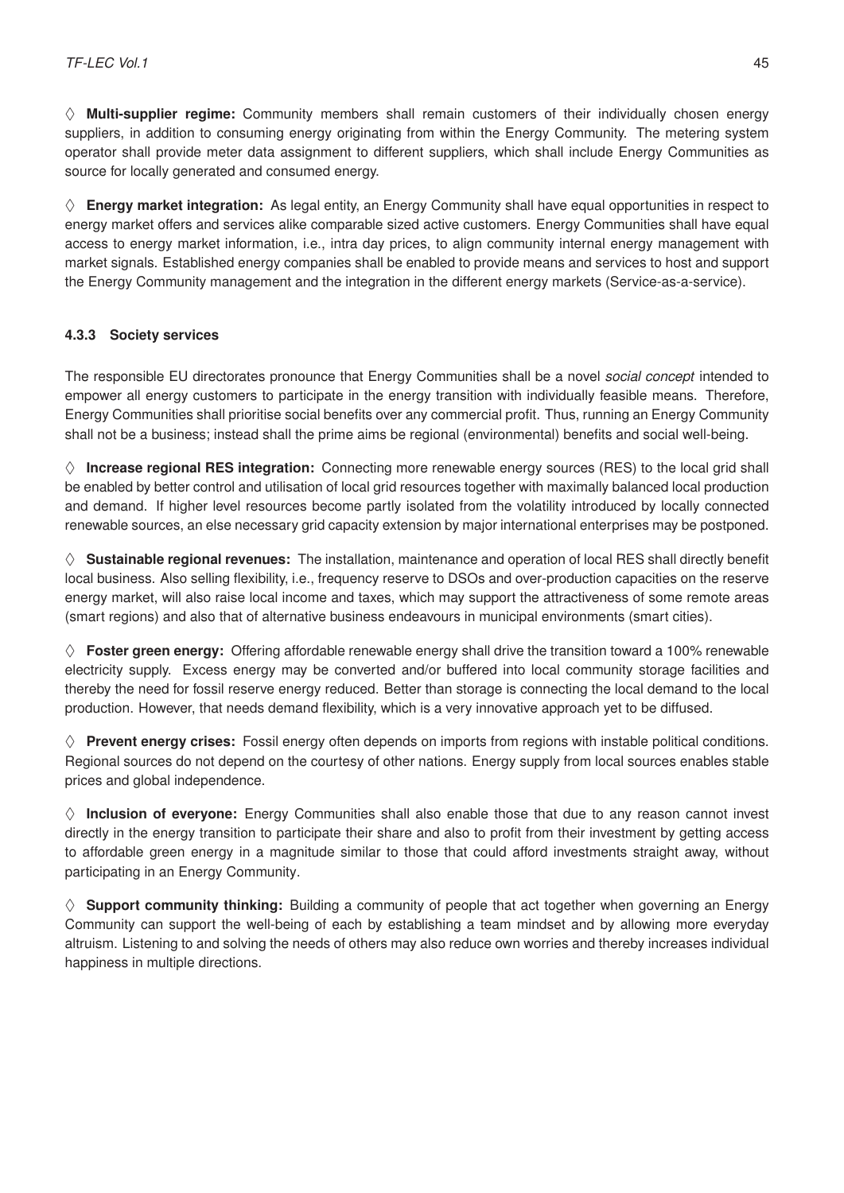◊ **Multi-supplier regime:** Community members shall remain customers of their individually chosen energy suppliers, in addition to consuming energy originating from within the Energy Community. The metering system operator shall provide meter data assignment to different suppliers, which shall include Energy Communities as source for locally generated and consumed energy.

◊ **Energy market integration:** As legal entity, an Energy Community shall have equal opportunities in respect to energy market offers and services alike comparable sized active customers. Energy Communities shall have equal access to energy market information, i.e., intra day prices, to align community internal energy management with market signals. Established energy companies shall be enabled to provide means and services to host and support the Energy Community management and the integration in the different energy markets (Service-as-a-service).

#### 4.3.3 Society services

The responsible EU directorates pronounce that Energy Communities shall be a novel *social concept* intended to empower all energy customers to participate in the energy transition with individually feasible means. Therefore, Energy Communities shall prioritise social benefits over any commercial profit. Thus, running an Energy Community shall not be a business; instead shall the prime aims be regional (environmental) benefits and social well-being.

◊ **Increase regional RES integration:** Connecting more renewable energy sources (RES) to the local grid shall be enabled by better control and utilisation of local grid resources together with maximally balanced local production and demand. If higher level resources become partly isolated from the volatility introduced by locally connected renewable sources, an else necessary grid capacity extension by major international enterprises may be postponed.

◊ **Sustainable regional revenues:** The installation, maintenance and operation of local RES shall directly benefit local business. Also selling flexibility, i.e., frequency reserve to DSOs and over-production capacities on the reserve energy market, will also raise local income and taxes, which may support the attractiveness of some remote areas (smart regions) and also that of alternative business endeavours in municipal environments (smart cities).

◊ **Foster green energy:** Offering affordable renewable energy shall drive the transition toward a 100% renewable electricity supply. Excess energy may be converted and/or buffered into local community storage facilities and thereby the need for fossil reserve energy reduced. Better than storage is connecting the local demand to the local production. However, that needs demand flexibility, which is a very innovative approach yet to be diffused.

◊ **Prevent energy crises:** Fossil energy often depends on imports from regions with instable political conditions. Regional sources do not depend on the courtesy of other nations. Energy supply from local sources enables stable prices and global independence.

◊ **Inclusion of everyone:** Energy Communities shall also enable those that due to any reason cannot invest directly in the energy transition to participate their share and also to profit from their investment by getting access to affordable green energy in a magnitude similar to those that could afford investments straight away, without participating in an Energy Community.

◊ **Support community thinking:** Building a community of people that act together when governing an Energy Community can support the well-being of each by establishing a team mindset and by allowing more everyday altruism. Listening to and solving the needs of others may also reduce own worries and thereby increases individual happiness in multiple directions.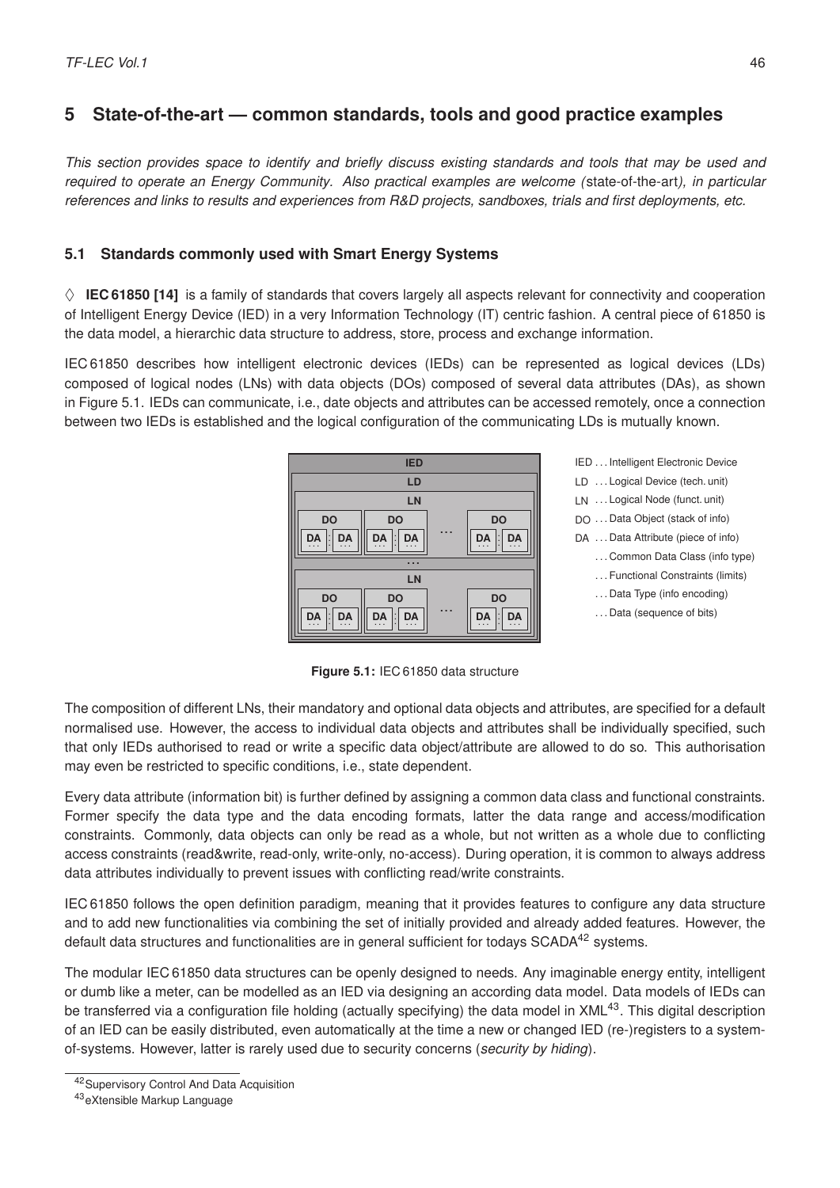# 5 State-of-the-art — common standards, tools and good practice examples

*This section provides space to identify and briefly discuss existing standards and tools that may be used and required to operate an Energy Community. Also practical examples are welcome (*state-of-the-art*), in particular references and links to results and experiences from R&D projects, sandboxes, trials and first deployments, etc.*

## 5.1 Standards commonly used with Smart Energy Systems

♢ **IEC 61850 [14]** is a family of standards that covers largely all aspects relevant for connectivity and cooperation of Intelligent Energy Device (IED) in a very Information Technology (IT) centric fashion. A central piece of 61850 is the data model, a hierarchic data structure to address, store, process and exchange information.

IEC 61850 describes how intelligent electronic devices (IEDs) can be represented as logical devices (LDs) composed of logical nodes (LNs) with data objects (DOs) composed of several data attributes (DAs), as shown in Figure 5.1. IEDs can communicate, i.e., date objects and attributes can be accessed remotely, once a connection between two IEDs is established and the logical configuration of the communicating LDs is mutually known.

IED . . . Intelligent Electronic Device
LD . . . Logical Device (tech. unit)
LN . . . Logical Node (funct. unit)
DO . . . Data Object (stack of info)
DA . . . Data Attribute (piece of info)
. . . Common Data Class (info type)
. . . Functional Constraints (limits)
. . . Data Type (info encoding)
. . . Data (sequence of bits)

**Figure 5.1:** IEC 61850 data structure

The composition of different LNs, their mandatory and optional data objects and attributes, are specified for a default normalised use. However, the access to individual data objects and attributes shall be individually specified, such that only IEDs authorised to read or write a specific data object/attribute are allowed to do so. This authorisation may even be restricted to specific conditions, i.e., state dependent.

Every data attribute (information bit) is further defined by assigning a common data class and functional constraints. Former specify the data type and the data encoding formats, latter the data range and access/modification constraints. Commonly, data objects can only be read as a whole, but not written as a whole due to conflicting access constraints (read&write, read-only, write-only, no-access). During operation, it is common to always address data attributes individually to prevent issues with conflicting read/write constraints.

IEC 61850 follows the open definition paradigm, meaning that it provides features to configure any data structure and to add new functionalities via combining the set of initially provided and already added features. However, the default data structures and functionalities are in general sufficient for todays SCADA[42] systems.

The modular IEC 61850 data structures can be openly designed to needs. Any imaginable energy entity, intelligent or dumb like a meter, can be modelled as an IED via designing an according data model. Data models of IEDs can be transferred via a configuration file holding (actually specifying) the data model in XML[43]. This digital description of an IED can be easily distributed, even automatically at the time a new or changed IED (re-)registers to a system-of-systems. However, latter is rarely used due to security concerns (*security by hiding*).

[42] Supervisory Control And Data Acquisition
[43] eXtensible Markup Language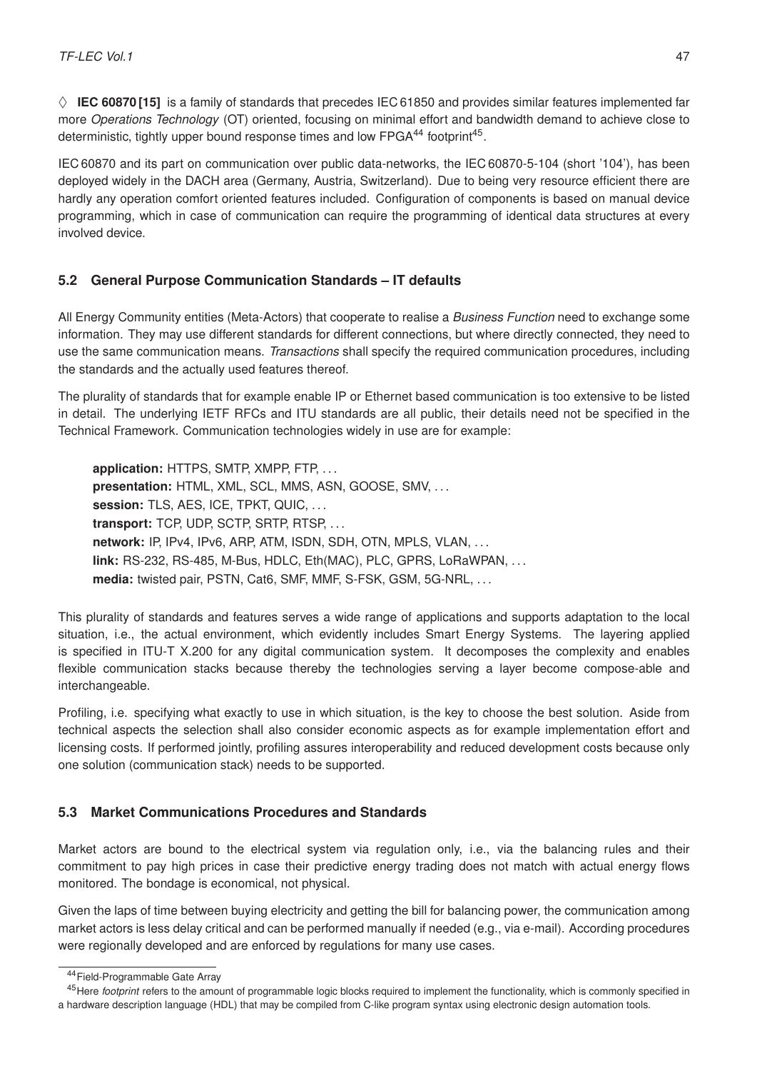◊ **IEC 60870 [15]** is a family of standards that precedes IEC 61850 and provides similar features implemented far more *Operations Technology* (OT) oriented, focusing on minimal effort and bandwidth demand to achieve close to deterministic, tightly upper bound response times and low FPGA[44] footprint[45].

IEC 60870 and its part on communication over public data-networks, the IEC 60870-5-104 (short '104'), has been deployed widely in the DACH area (Germany, Austria, Switzerland). Due to being very resource efficient there are hardly any operation comfort oriented features included. Configuration of components is based on manual device programming, which in case of communication can require the programming of identical data structures at every involved device.

## 5.2 General Purpose Communication Standards – IT defaults

All Energy Community entities (Meta-Actors) that cooperate to realise a *Business Function* need to exchange some information. They may use different standards for different connections, but where directly connected, they need to use the same communication means. *Transactions* shall specify the required communication procedures, including the standards and the actually used features thereof.

The plurality of standards that for example enable IP or Ethernet based communication is too extensive to be listed in detail. The underlying IETF RFCs and ITU standards are all public, their details need not be specified in the Technical Framework. Communication technologies widely in use are for example:

**application:** HTTPS, SMTP, XMPP, FTP, ...
**presentation:** HTML, XML, SCL, MMS, ASN, GOOSE, SMV, ...
**session:** TLS, AES, ICE, TPKT, QUIC, ...
**transport:** TCP, UDP, SCTP, SRTP, RTSP, ...
**network:** IP, IPv4, IPv6, ARP, ATM, ISDN, SDH, OTN, MPLS, VLAN, ...
**link:** RS-232, RS-485, M-Bus, HDLC, Eth(MAC), PLC, GPRS, LoRaWPAN, ...
**media:** twisted pair, PSTN, Cat6, SMF, MMF, S-FSK, GSM, 5G-NRL, ...

This plurality of standards and features serves a wide range of applications and supports adaptation to the local situation, i.e., the actual environment, which evidently includes Smart Energy Systems. The layering applied is specified in ITU-T X.200 for any digital communication system. It decomposes the complexity and enables flexible communication stacks because thereby the technologies serving a layer become compose-able and interchangeable.

Profiling, i.e. specifying what exactly to use in which situation, is the key to choose the best solution. Aside from technical aspects the selection shall also consider economic aspects as for example implementation effort and licensing costs. If performed jointly, profiling assures interoperability and reduced development costs because only one solution (communication stack) needs to be supported.

## 5.3 Market Communications Procedures and Standards

Market actors are bound to the electrical system via regulation only, i.e., via the balancing rules and their commitment to pay high prices in case their predictive energy trading does not match with actual energy flows monitored. The bondage is economical, not physical.

Given the laps of time between buying electricity and getting the bill for balancing power, the communication among market actors is less delay critical and can be performed manually if needed (e.g., via e-mail). According procedures were regionally developed and are enforced by regulations for many use cases.

[44] Field-Programmable Gate Array

[45] Here *footprint* refers to the amount of programmable logic blocks required to implement the functionality, which is commonly specified in a hardware description language (HDL) that may be compiled from C-like program syntax using electronic design automation tools.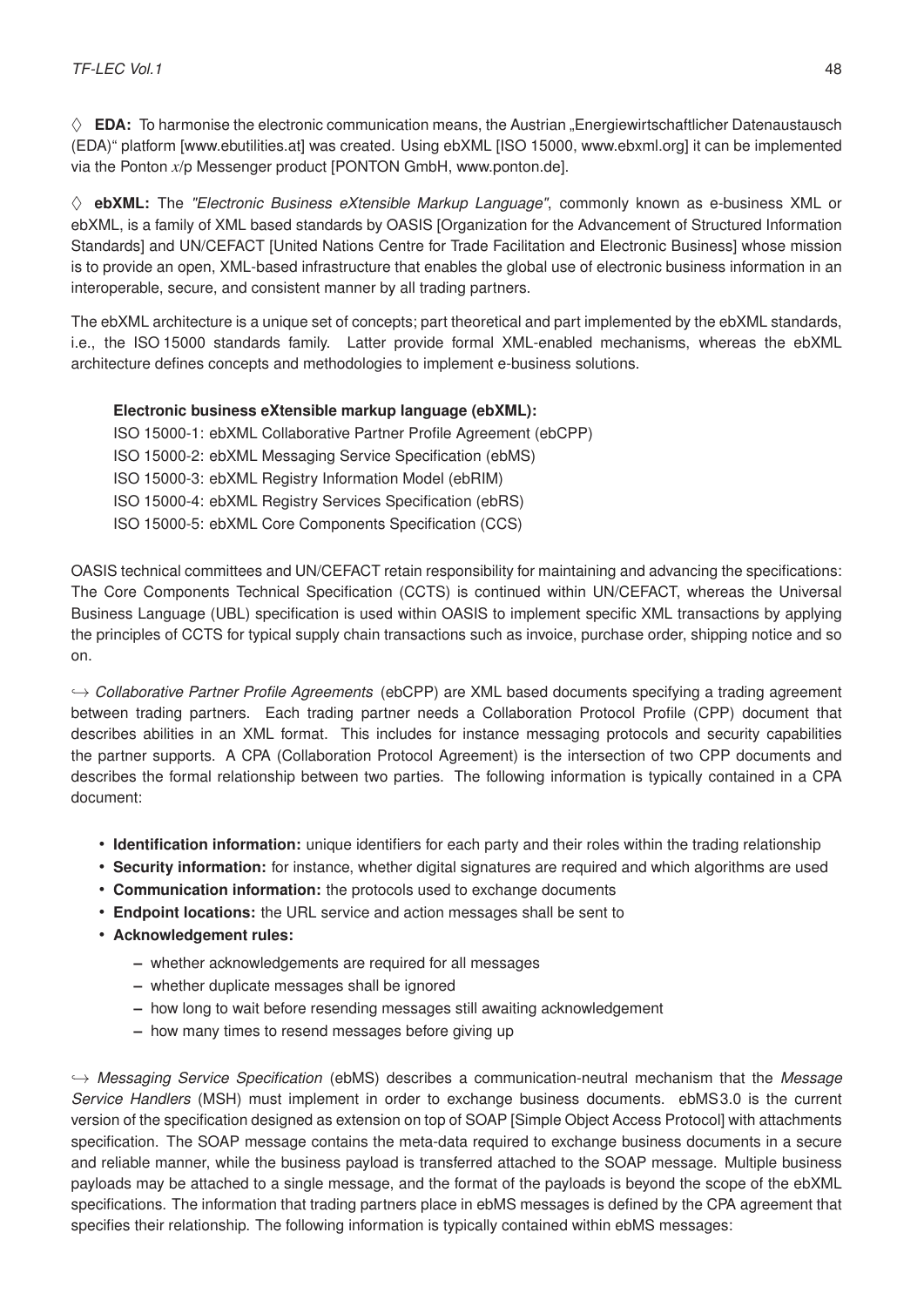◊ **EDA:** To harmonise the electronic communication means, the Austrian „Energiewirtschaftlicher Datenaustausch (EDA)“ platform [www.ebutilities.at] was created. Using ebXML [ISO 15000, www.ebxml.org] it can be implemented via the Ponton *x*/p Messenger product [PONTON GmbH, www.ponton.de].

◊ **ebXML:** The *"Electronic Business eXtensible Markup Language"*, commonly known as e-business XML or ebXML, is a family of XML based standards by OASIS [Organization for the Advancement of Structured Information Standards] and UN/CEFACT [United Nations Centre for Trade Facilitation and Electronic Business] whose mission is to provide an open, XML-based infrastructure that enables the global use of electronic business information in an interoperable, secure, and consistent manner by all trading partners.

The ebXML architecture is a unique set of concepts; part theoretical and part implemented by the ebXML standards, i.e., the ISO 15000 standards family. Latter provide formal XML-enabled mechanisms, whereas the ebXML architecture defines concepts and methodologies to implement e-business solutions.

**Electronic business eXtensible markup language (ebXML):**
ISO 15000-1: ebXML Collaborative Partner Profile Agreement (ebCPP)
ISO 15000-2: ebXML Messaging Service Specification (ebMS)
ISO 15000-3: ebXML Registry Information Model (ebRIM)
ISO 15000-4: ebXML Registry Services Specification (ebRS)
ISO 15000-5: ebXML Core Components Specification (CCS)

OASIS technical committees and UN/CEFACT retain responsibility for maintaining and advancing the specifications: The Core Components Technical Specification (CCTS) is continued within UN/CEFACT, whereas the Universal Business Language (UBL) specification is used within OASIS to implement specific XML transactions by applying the principles of CCTS for typical supply chain transactions such as invoice, purchase order, shipping notice and so on.

↪ *Collaborative Partner Profile Agreements* (ebCPP) are XML based documents specifying a trading agreement between trading partners. Each trading partner needs a Collaboration Protocol Profile (CPP) document that describes abilities in an XML format. This includes for instance messaging protocols and security capabilities the partner supports. A CPA (Collaboration Protocol Agreement) is the intersection of two CPP documents and describes the formal relationship between two parties. The following information is typically contained in a CPA document:

- **Identification information:** unique identifiers for each party and their roles within the trading relationship
- **Security information:** for instance, whether digital signatures are required and which algorithms are used
- **Communication information:** the protocols used to exchange documents
- **Endpoint locations:** the URL service and action messages shall be sent to
- **Acknowledgement rules:**
  - whether acknowledgements are required for all messages
  - whether duplicate messages shall be ignored
  - how long to wait before resending messages still awaiting acknowledgement
  - how many times to resend messages before giving up

↪ *Messaging Service Specification* (ebMS) describes a communication-neutral mechanism that the *Message Service Handlers* (MSH) must implement in order to exchange business documents. ebMS 3.0 is the current version of the specification designed as extension on top of SOAP [Simple Object Access Protocol] with attachments specification. The SOAP message contains the meta-data required to exchange business documents in a secure and reliable manner, while the business payload is transferred attached to the SOAP message. Multiple business payloads may be attached to a single message, and the format of the payloads is beyond the scope of the ebXML specifications. The information that trading partners place in ebMS messages is defined by the CPA agreement that specifies their relationship. The following information is typically contained within ebMS messages: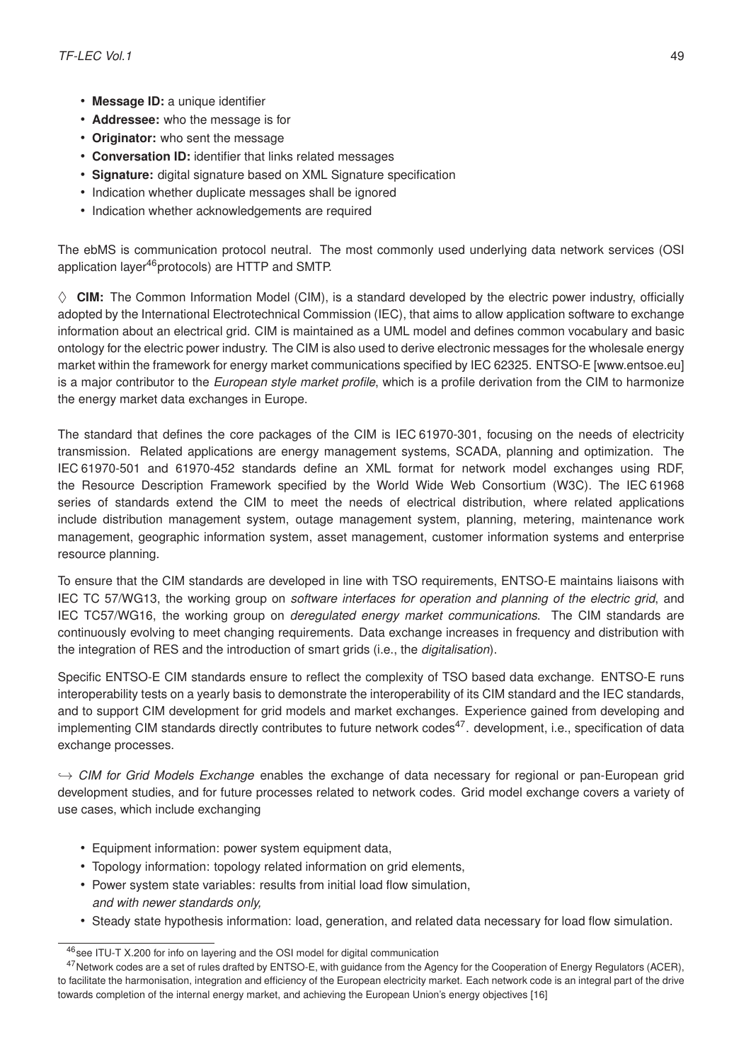- **Message ID:** a unique identifier
- **Addressee:** who the message is for
- **Originator:** who sent the message
- **Conversation ID:** identifier that links related messages
- **Signature:** digital signature based on XML Signature specification
- Indication whether duplicate messages shall be ignored
- Indication whether acknowledgements are required

The ebMS is communication protocol neutral. The most commonly used underlying data network services (OSI application layer[46]protocols) are HTTP and SMTP.

◇ **CIM:** The Common Information Model (CIM), is a standard developed by the electric power industry, officially adopted by the International Electrotechnical Commission (IEC), that aims to allow application software to exchange information about an electrical grid. CIM is maintained as a UML model and defines common vocabulary and basic ontology for the electric power industry. The CIM is also used to derive electronic messages for the wholesale energy market within the framework for energy market communications specified by IEC 62325. ENTSO-E [www.entsoe.eu] is a major contributor to the *European style market profile*, which is a profile derivation from the CIM to harmonize the energy market data exchanges in Europe.

The standard that defines the core packages of the CIM is IEC 61970-301, focusing on the needs of electricity transmission. Related applications are energy management systems, SCADA, planning and optimization. The IEC 61970-501 and 61970-452 standards define an XML format for network model exchanges using RDF, the Resource Description Framework specified by the World Wide Web Consortium (W3C). The IEC 61968 series of standards extend the CIM to meet the needs of electrical distribution, where related applications include distribution management system, outage management system, planning, metering, maintenance work management, geographic information system, asset management, customer information systems and enterprise resource planning.

To ensure that the CIM standards are developed in line with TSO requirements, ENTSO-E maintains liaisons with IEC TC 57/WG13, the working group on *software interfaces for operation and planning of the electric grid*, and IEC TC57/WG16, the working group on *deregulated energy market communications*. The CIM standards are continuously evolving to meet changing requirements. Data exchange increases in frequency and distribution with the integration of RES and the introduction of smart grids (i.e., the *digitalisation*).

Specific ENTSO-E CIM standards ensure to reflect the complexity of TSO based data exchange. ENTSO-E runs interoperability tests on a yearly basis to demonstrate the interoperability of its CIM standard and the IEC standards, and to support CIM development for grid models and market exchanges. Experience gained from developing and implementing CIM standards directly contributes to future network codes[47]. development, i.e., specification of data exchange processes.

↪ *CIM for Grid Models Exchange* enables the exchange of data necessary for regional or pan-European grid development studies, and for future processes related to network codes. Grid model exchange covers a variety of use cases, which include exchanging

- Equipment information: power system equipment data,
- Topology information: topology related information on grid elements,
- Power system state variables: results from initial load flow simulation,
  *and with newer standards only,*
- Steady state hypothesis information: load, generation, and related data necessary for load flow simulation.

---

[46] see ITU-T X.200 for info on layering and the OSI model for digital communication

[47] Network codes are a set of rules drafted by ENTSO-E, with guidance from the Agency for the Cooperation of Energy Regulators (ACER), to facilitate the harmonisation, integration and efficiency of the European electricity market. Each network code is an integral part of the drive towards completion of the internal energy market, and achieving the European Union's energy objectives [16]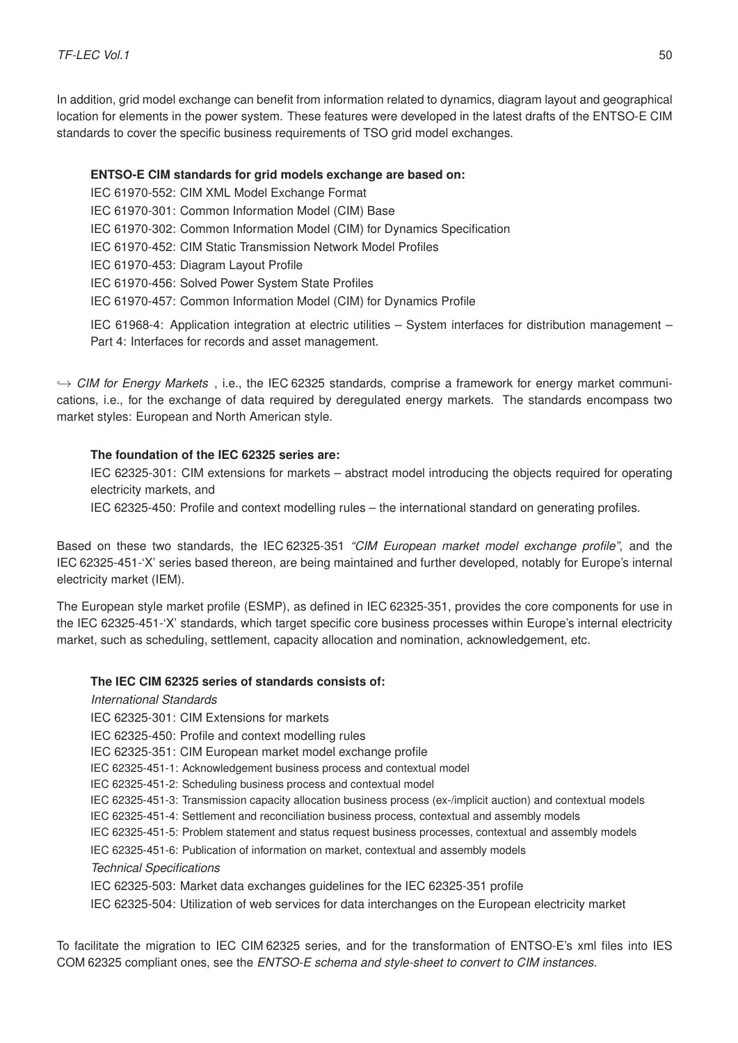In addition, grid model exchange can benefit from information related to dynamics, diagram layout and geographical location for elements in the power system. These features were developed in the latest drafts of the ENTSO-E CIM standards to cover the specific business requirements of TSO grid model exchanges.

> **ENTSO-E CIM standards for grid models exchange are based on:**
>
> IEC 61970-552: CIM XML Model Exchange Format
> IEC 61970-301: Common Information Model (CIM) Base
> IEC 61970-302: Common Information Model (CIM) for Dynamics Specification
> IEC 61970-452: CIM Static Transmission Network Model Profiles
> IEC 61970-453: Diagram Layout Profile
> IEC 61970-456: Solved Power System State Profiles
> IEC 61970-457: Common Information Model (CIM) for Dynamics Profile
>
> IEC 61968-4: Application integration at electric utilities – System interfaces for distribution management – Part 4: Interfaces for records and asset management.

↪ *CIM for Energy Markets* , i.e., the IEC 62325 standards, comprise a framework for energy market communications, i.e., for the exchange of data required by deregulated energy markets. The standards encompass two market styles: European and North American style.

> **The foundation of the IEC 62325 series are:**
>
> IEC 62325-301: CIM extensions for markets – abstract model introducing the objects required for operating electricity markets, and
> IEC 62325-450: Profile and context modelling rules – the international standard on generating profiles.

Based on these two standards, the IEC 62325-351 *"CIM European market model exchange profile"*, and the IEC 62325-451-'X' series based thereon, are being maintained and further developed, notably for Europe's internal electricity market (IEM).

The European style market profile (ESMP), as defined in IEC 62325-351, provides the core components for use in the IEC 62325-451-'X' standards, which target specific core business processes within Europe's internal electricity market, such as scheduling, settlement, capacity allocation and nomination, acknowledgement, etc.

> **The IEC CIM 62325 series of standards consists of:**
>
> *International Standards*
> IEC 62325-301: CIM Extensions for markets
> IEC 62325-450: Profile and context modelling rules
> IEC 62325-351: CIM European market model exchange profile
> IEC 62325-451-1: Acknowledgement business process and contextual model
> IEC 62325-451-2: Scheduling business process and contextual model
> IEC 62325-451-3: Transmission capacity allocation business process (ex-/implicit auction) and contextual models
> IEC 62325-451-4: Settlement and reconciliation business process, contextual and assembly models
> IEC 62325-451-5: Problem statement and status request business processes, contextual and assembly models
> IEC 62325-451-6: Publication of information on market, contextual and assembly models
> *Technical Specifications*
> IEC 62325-503: Market data exchanges guidelines for the IEC 62325-351 profile
> IEC 62325-504: Utilization of web services for data interchanges on the European electricity market

To facilitate the migration to IEC CIM 62325 series, and for the transformation of ENTSO-E's xml files into IES COM 62325 compliant ones, see the *ENTSO-E schema and style-sheet to convert to CIM instances*.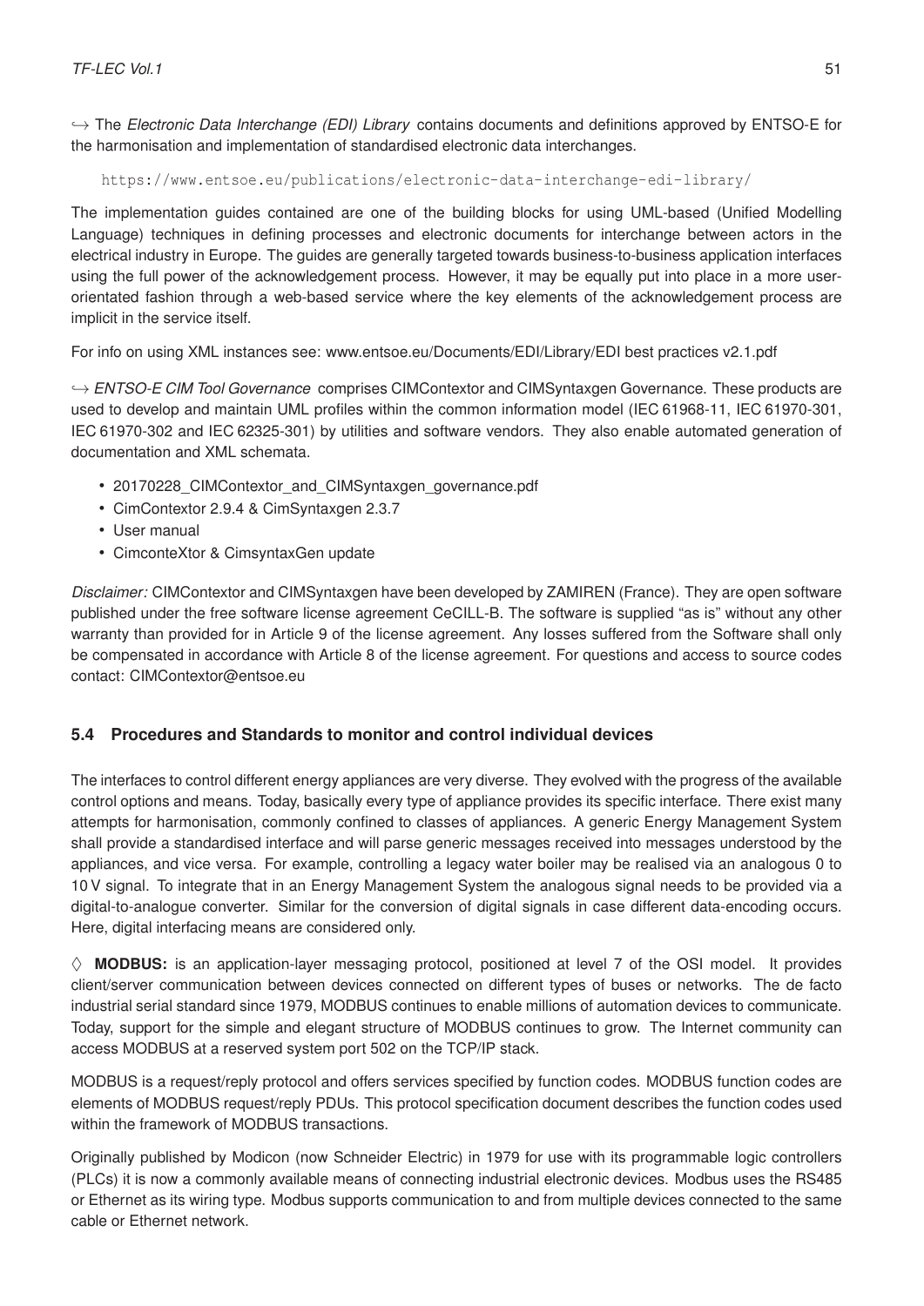↪ The *Electronic Data Interchange (EDI) Library* contains documents and definitions approved by ENTSO-E for the harmonisation and implementation of standardised electronic data interchanges.

`https://www.entsoe.eu/publications/electronic-data-interchange-edi-library/`

The implementation guides contained are one of the building blocks for using UML-based (Unified Modelling Language) techniques in defining processes and electronic documents for interchange between actors in the electrical industry in Europe. The guides are generally targeted towards business-to-business application interfaces using the full power of the acknowledgement process. However, it may be equally put into place in a more user-orientated fashion through a web-based service where the key elements of the acknowledgement process are implicit in the service itself.

For info on using XML instances see: www.entsoe.eu/Documents/EDI/Library/EDI best practices v2.1.pdf

↪ *ENTSO-E CIM Tool Governance* comprises CIMContextor and CIMSyntaxgen Governance. These products are used to develop and maintain UML profiles within the common information model (IEC 61968-11, IEC 61970-301, IEC 61970-302 and IEC 62325-301) by utilities and software vendors. They also enable automated generation of documentation and XML schemata.

- 20170228_CIMContextor_and_CIMSyntaxgen_governance.pdf
- CimContextor 2.9.4 & CimSyntaxgen 2.3.7
- User manual
- CimconteXtor & CimsyntaxGen update

*Disclaimer:* CIMContextor and CIMSyntaxgen have been developed by ZAMIREN (France). They are open software published under the free software license agreement CeCILL-B. The software is supplied "as is" without any other warranty than provided for in Article 9 of the license agreement. Any losses suffered from the Software shall only be compensated in accordance with Article 8 of the license agreement. For questions and access to source codes contact: CIMContextor@entsoe.eu

### 5.4 Procedures and Standards to monitor and control individual devices

The interfaces to control different energy appliances are very diverse. They evolved with the progress of the available control options and means. Today, basically every type of appliance provides its specific interface. There exist many attempts for harmonisation, commonly confined to classes of appliances. A generic Energy Management System shall provide a standardised interface and will parse generic messages received into messages understood by the appliances, and vice versa. For example, controlling a legacy water boiler may be realised via an analogous 0 to 10 V signal. To integrate that in an Energy Management System the analogous signal needs to be provided via a digital-to-analogue converter. Similar for the conversion of digital signals in case different data-encoding occurs. Here, digital interfacing means are considered only.

◊ **MODBUS:** is an application-layer messaging protocol, positioned at level 7 of the OSI model. It provides client/server communication between devices connected on different types of buses or networks. The de facto industrial serial standard since 1979, MODBUS continues to enable millions of automation devices to communicate. Today, support for the simple and elegant structure of MODBUS continues to grow. The Internet community can access MODBUS at a reserved system port 502 on the TCP/IP stack.

MODBUS is a request/reply protocol and offers services specified by function codes. MODBUS function codes are elements of MODBUS request/reply PDUs. This protocol specification document describes the function codes used within the framework of MODBUS transactions.

Originally published by Modicon (now Schneider Electric) in 1979 for use with its programmable logic controllers (PLCs) it is now a commonly available means of connecting industrial electronic devices. Modbus uses the RS485 or Ethernet as its wiring type. Modbus supports communication to and from multiple devices connected to the same cable or Ethernet network.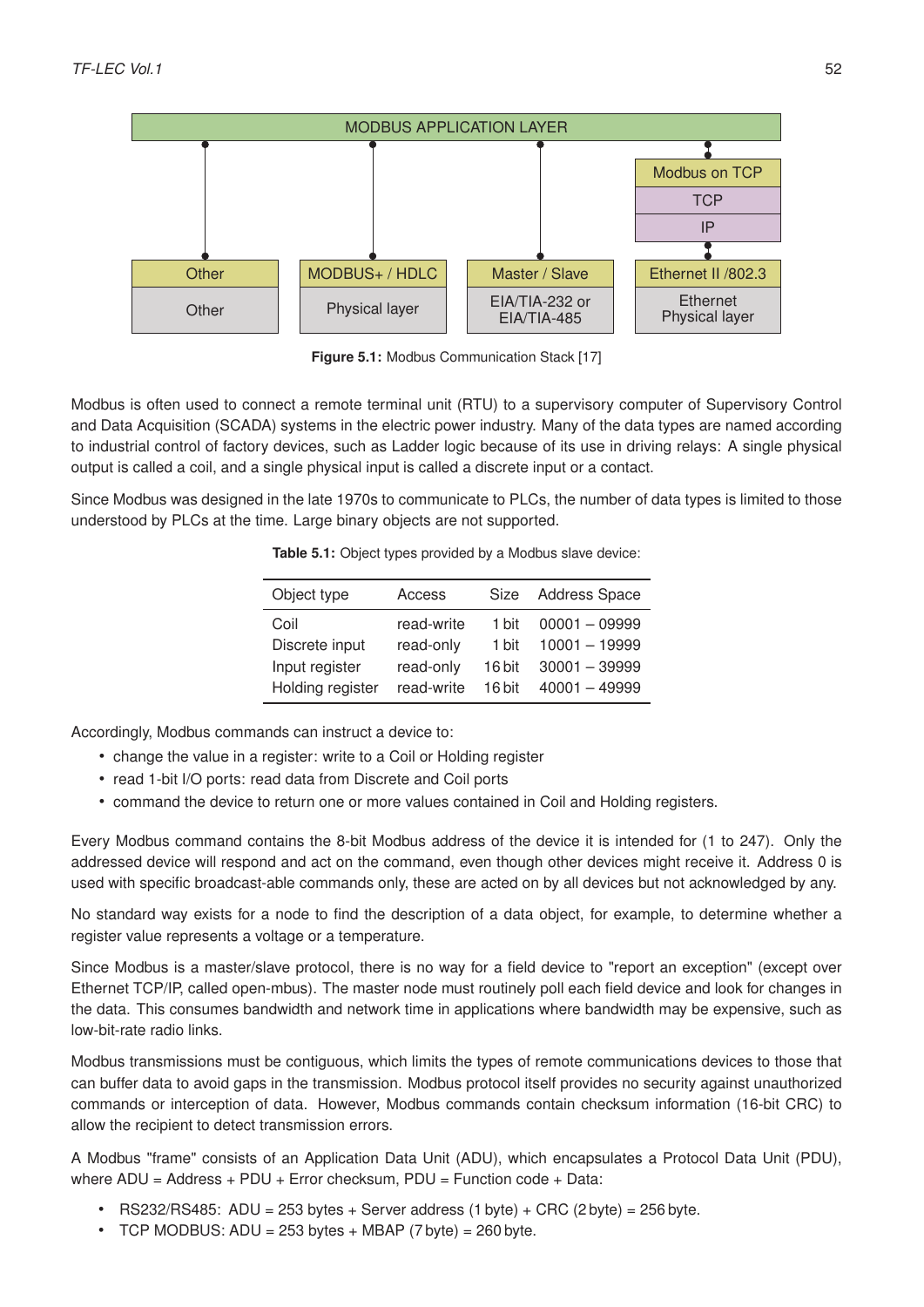Figure 5.1: Modbus Communication Stack [17]

Modbus is often used to connect a remote terminal unit (RTU) to a supervisory computer of Supervisory Control and Data Acquisition (SCADA) systems in the electric power industry. Many of the data types are named according to industrial control of factory devices, such as Ladder logic because of its use in driving relays: A single physical output is called a coil, and a single physical input is called a discrete input or a contact.

Since Modbus was designed in the late 1970s to communicate to PLCs, the number of data types is limited to those understood by PLCs at the time. Large binary objects are not supported.

**Table 5.1:** Object types provided by a Modbus slave device:

| Object type | Access | Size | Address Space |
|---|---|---|---|
| Coil | read-write | 1 bit | 00001 – 09999 |
| Discrete input | read-only | 1 bit | 10001 – 19999 |
| Input register | read-only | 16 bit | 30001 – 39999 |
| Holding register | read-write | 16 bit | 40001 – 49999 |

Accordingly, Modbus commands can instruct a device to:

- change the value in a register: write to a Coil or Holding register
- read 1-bit I/O ports: read data from Discrete and Coil ports
- command the device to return one or more values contained in Coil and Holding registers.

Every Modbus command contains the 8-bit Modbus address of the device it is intended for (1 to 247). Only the addressed device will respond and act on the command, even though other devices might receive it. Address 0 is used with specific broadcast-able commands only, these are acted on by all devices but not acknowledged by any.

No standard way exists for a node to find the description of a data object, for example, to determine whether a register value represents a voltage or a temperature.

Since Modbus is a master/slave protocol, there is no way for a field device to "report an exception" (except over Ethernet TCP/IP, called open-mbus). The master node must routinely poll each field device and look for changes in the data. This consumes bandwidth and network time in applications where bandwidth may be expensive, such as low-bit-rate radio links.

Modbus transmissions must be contiguous, which limits the types of remote communications devices to those that can buffer data to avoid gaps in the transmission. Modbus protocol itself provides no security against unauthorized commands or interception of data. However, Modbus commands contain checksum information (16-bit CRC) to allow the recipient to detect transmission errors.

A Modbus "frame" consists of an Application Data Unit (ADU), which encapsulates a Protocol Data Unit (PDU), where ADU = Address + PDU + Error checksum, PDU = Function code + Data:

- RS232/RS485: ADU = 253 bytes + Server address (1 byte) + CRC (2 byte) = 256 byte.
- TCP MODBUS: ADU = 253 bytes + MBAP (7 byte) = 260 byte.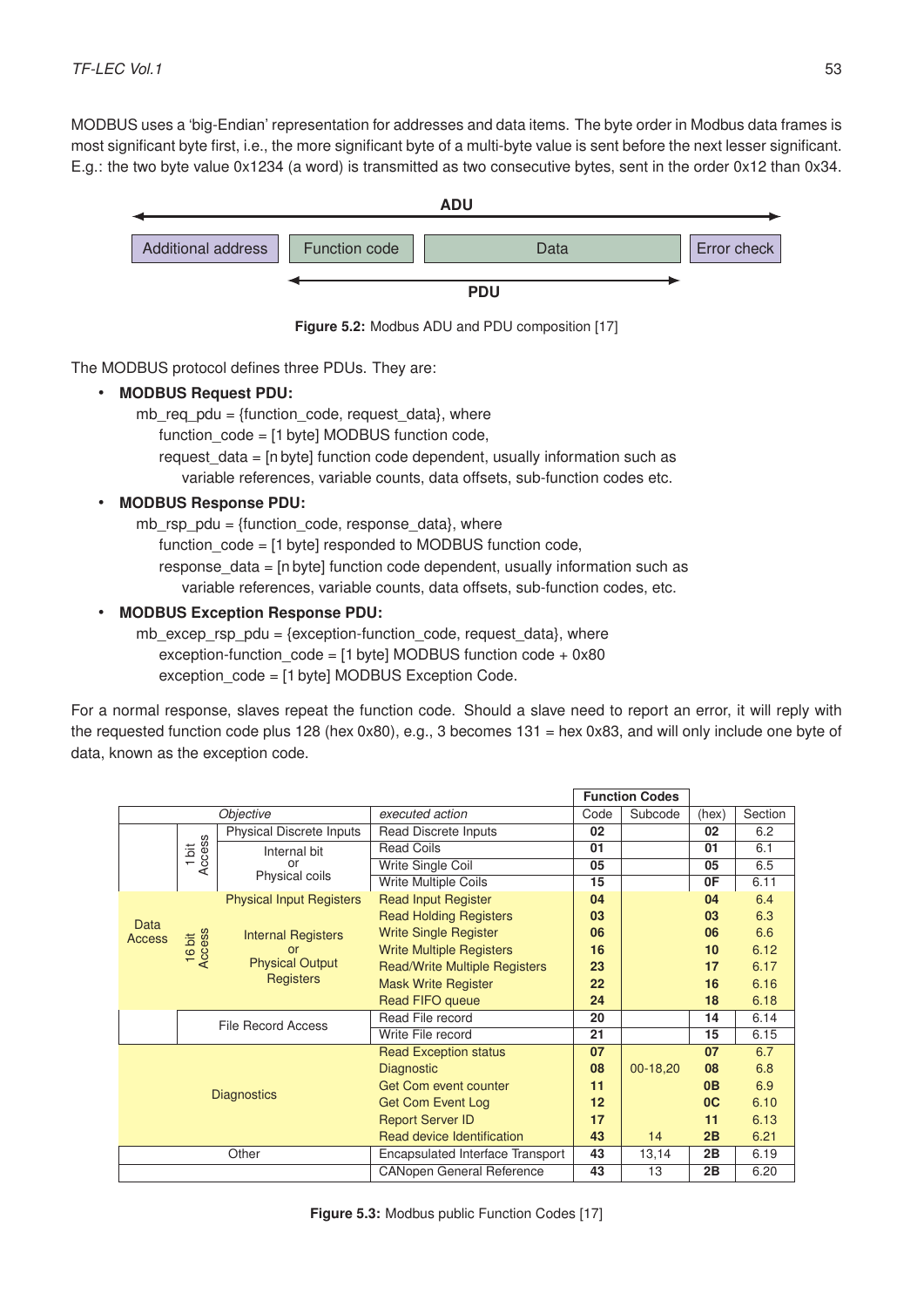MODBUS uses a 'big-Endian' representation for addresses and data items. The byte order in Modbus data frames is most significant byte first, i.e., the more significant byte of a multi-byte value is sent before the next lesser significant. E.g.: the two byte value 0x1234 (a word) is transmitted as two consecutive bytes, sent in the order 0x12 than 0x34.

| ADU | | | |
|---|---|---|---|
| Additional address | Function code | Data | Error check |
| | PDU | | |

**Figure 5.2:** Modbus ADU and PDU composition [17]

The MODBUS protocol defines three PDUs. They are:

- **MODBUS Request PDU:**
  mb_req_pdu = {function_code, request_data}, where
  function_code = [1 byte] MODBUS function code,
  request_data = [n byte] function code dependent, usually information such as variable references, variable counts, data offsets, sub-function codes etc.
- **MODBUS Response PDU:**
  mb_rsp_pdu = {function_code, response_data}, where
  function_code = [1 byte] responded to MODBUS function code,
  response_data = [n byte] function code dependent, usually information such as variable references, variable counts, data offsets, sub-function codes, etc.
- **MODBUS Exception Response PDU:**
  mb_excep_rsp_pdu = {exception-function_code, request_data}, where
  exception-function_code = [1 byte] MODBUS function code + 0x80
  exception_code = [1 byte] MODBUS Exception Code.

For a normal response, slaves repeat the function code. Should a slave need to report an error, it will reply with the requested function code plus 128 (hex 0x80), e.g., 3 becomes 131 = hex 0x83, and will only include one byte of data, known as the exception code.

| Objective | | | *executed action* | Function Codes | | | |
|---|---|---|---|---|---|---|---|
| | | | | Code | Subcode | (hex) | Section |
| Data Access | 1 bit Access | Physical Discrete Inputs | Read Discrete Inputs | **02** | | **02** | 6.2 |
| | | Internal bit or Physical coils | Read Coils | **01** | | **01** | 6.1 |
| | | | Write Single Coil | **05** | | **05** | 6.5 |
| | | | Write Multiple Coils | **15** | | **0F** | 6.11 |
| | 16 bit Access | Physical Input Registers | Read Input Register | **04** | | **04** | 6.4 |
| | | Internal Registers or Physical Output Registers | Read Holding Registers | **03** | | **03** | 6.3 |
| | | | Write Single Register | **06** | | **06** | 6.6 |
| | | | Write Multiple Registers | **16** | | **10** | 6.12 |
| | | | Read/Write Multiple Registers | **23** | | **17** | 6.17 |
| | | | Mask Write Register | **22** | | **16** | 6.16 |
| | | | Read FIFO queue | **24** | | **18** | 6.18 |
| | File Record Access | | Read File record | **20** | | **14** | 6.14 |
| | | | Write File record | **21** | | **15** | 6.15 |
| Diagnostics | | | Read Exception status | **07** | | **07** | 6.7 |
| | | | Diagnostic | **08** | 00-18,20 | **08** | 6.8 |
| | | | Get Com event counter | **11** | | **0B** | 6.9 |
| | | | Get Com Event Log | **12** | | **0C** | 6.10 |
| | | | Report Server ID | **17** | | **11** | 6.13 |
| | | | Read device Identification | **43** | 14 | **2B** | 6.21 |
| Other | | | Encapsulated Interface Transport | **43** | 13,14 | **2B** | 6.19 |
| | | | CANopen General Reference | **43** | 13 | **2B** | 6.20 |

**Figure 5.3:** Modbus public Function Codes [17]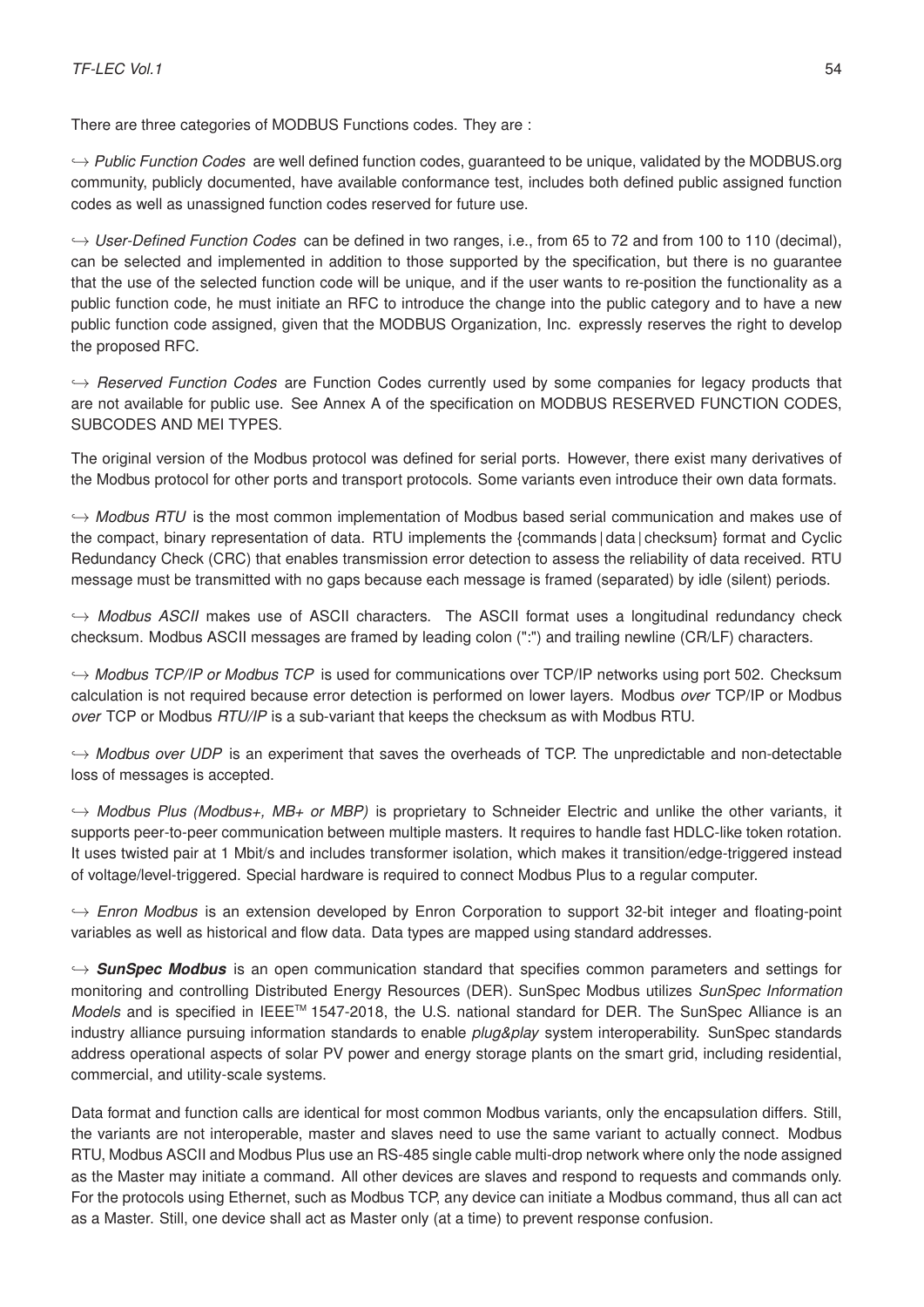There are three categories of MODBUS Functions codes. They are :

↪ *Public Function Codes* are well defined function codes, guaranteed to be unique, validated by the MODBUS.org community, publicly documented, have available conformance test, includes both defined public assigned function codes as well as unassigned function codes reserved for future use.

↪ *User-Defined Function Codes* can be defined in two ranges, i.e., from 65 to 72 and from 100 to 110 (decimal), can be selected and implemented in addition to those supported by the specification, but there is no guarantee that the use of the selected function code will be unique, and if the user wants to re-position the functionality as a public function code, he must initiate an RFC to introduce the change into the public category and to have a new public function code assigned, given that the MODBUS Organization, Inc. expressly reserves the right to develop the proposed RFC.

↪ *Reserved Function Codes* are Function Codes currently used by some companies for legacy products that are not available for public use. See Annex A of the specification on MODBUS RESERVED FUNCTION CODES, SUBCODES AND MEI TYPES.

The original version of the Modbus protocol was defined for serial ports. However, there exist many derivatives of the Modbus protocol for other ports and transport protocols. Some variants even introduce their own data formats.

↪ *Modbus RTU* is the most common implementation of Modbus based serial communication and makes use of the compact, binary representation of data. RTU implements the {commands | data | checksum} format and Cyclic Redundancy Check (CRC) that enables transmission error detection to assess the reliability of data received. RTU message must be transmitted with no gaps because each message is framed (separated) by idle (silent) periods.

↪ *Modbus ASCII* makes use of ASCII characters. The ASCII format uses a longitudinal redundancy check checksum. Modbus ASCII messages are framed by leading colon (":") and trailing newline (CR/LF) characters.

↪ *Modbus TCP/IP or Modbus TCP* is used for communications over TCP/IP networks using port 502. Checksum calculation is not required because error detection is performed on lower layers. Modbus *over* TCP/IP or Modbus *over* TCP or Modbus *RTU/IP* is a sub-variant that keeps the checksum as with Modbus RTU.

↪ *Modbus over UDP* is an experiment that saves the overheads of TCP. The unpredictable and non-detectable loss of messages is accepted.

↪ *Modbus Plus (Modbus+, MB+ or MBP)* is proprietary to Schneider Electric and unlike the other variants, it supports peer-to-peer communication between multiple masters. It requires to handle fast HDLC-like token rotation. It uses twisted pair at 1 Mbit/s and includes transformer isolation, which makes it transition/edge-triggered instead of voltage/level-triggered. Special hardware is required to connect Modbus Plus to a regular computer.

↪ *Enron Modbus* is an extension developed by Enron Corporation to support 32-bit integer and floating-point variables as well as historical and flow data. Data types are mapped using standard addresses.

↪ ***SunSpec Modbus*** is an open communication standard that specifies common parameters and settings for monitoring and controlling Distributed Energy Resources (DER). SunSpec Modbus utilizes *SunSpec Information Models* and is specified in IEEE™ 1547-2018, the U.S. national standard for DER. The SunSpec Alliance is an industry alliance pursuing information standards to enable *plug&play* system interoperability. SunSpec standards address operational aspects of solar PV power and energy storage plants on the smart grid, including residential, commercial, and utility-scale systems.

Data format and function calls are identical for most common Modbus variants, only the encapsulation differs. Still, the variants are not interoperable, master and slaves need to use the same variant to actually connect. Modbus RTU, Modbus ASCII and Modbus Plus use an RS-485 single cable multi-drop network where only the node assigned as the Master may initiate a command. All other devices are slaves and respond to requests and commands only. For the protocols using Ethernet, such as Modbus TCP, any device can initiate a Modbus command, thus all can act as a Master. Still, one device shall act as Master only (at a time) to prevent response confusion.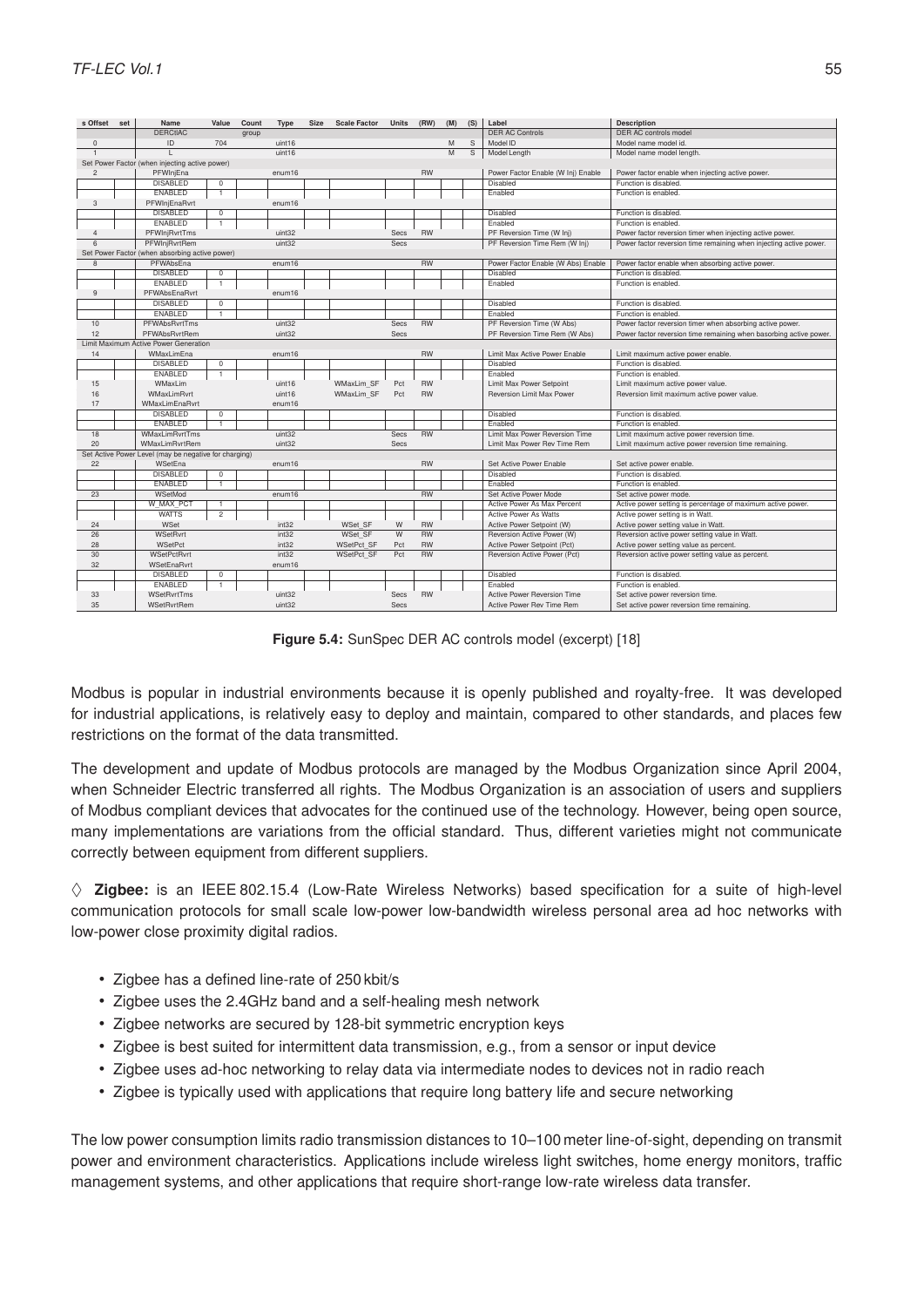| s Offset | set | Name | Value | Count | Type | Size | Scale Factor | Units | (RW) | (M) | (S) | Label | Description |
|---|---|---|---|---|---|---|---|---|---|---|---|---|---|
| | | DERCtlAC | | group | | | | | | | | DER AC Controls | DER AC controls model |
| 0 | | ID | 704 | | uint16 | | | | | M | S | Model ID | Model name model id. |
| 1 | | L | | | uint16 | | | | | M | S | Model Length | Model name model length. |
| Set Power Factor (when injecting active power) | | | | | | | | | | | | | |
| 2 | | PFWInjEna | | | enum16 | | | | RW | | | Power Factor Enable (W Inj) Enable | Power factor enable when injecting active power. |
| | | DISABLED | 0 | | | | | | | | | Disabled | Function is disabled. |
| | | ENABLED | 1 | | | | | | | | | Enabled | Function is enabled. |
| 3 | | PFWInjEnaRvrt | | | enum16 | | | | | | | | |
| | | DISABLED | 0 | | | | | | | | | Disabled | Function is disabled. |
| | | ENABLED | 1 | | | | | | | | | Enabled | Function is enabled. |
| 4 | | PFWInjRvrtTms | | | uint32 | | | Secs | RW | | | PF Reversion Time (W Inj) | Power factor reversion timer when injecting active power. |
| 6 | | PFWInjRvrtRem | | | uint32 | | | Secs | | | | PF Reversion Time Rem (W Inj) | Power factor reversion time remaining when injecting active power. |
| Set Power Factor (when absorbing active power) | | | | | | | | | | | | | |
| 8 | | PFWAbsEna | | | enum16 | | | | RW | | | Power Factor Enable (W Abs) Enable | Power factor enable when absorbing active power. |
| | | DISABLED | 0 | | | | | | | | | Disabled | Function is disabled. |
| | | ENABLED | 1 | | | | | | | | | Enabled | Function is enabled. |
| 9 | | PFWAbsEnaRvrt | | | enum16 | | | | | | | | |
| | | DISABLED | 0 | | | | | | | | | Disabled | Function is disabled. |
| | | ENABLED | 1 | | | | | | | | | Enabled | Function is enabled. |
| 10 | | PFWAbsRvrtTms | | | uint32 | | | Secs | RW | | | PF Reversion Time (W Abs) | Power factor reversion timer when absorbing active power. |
| 12 | | PFWAbsRvrtRem | | | uint32 | | | Secs | | | | PF Reversion Time Rem (W Abs) | Power factor reversion time remaining when basorbing active power. |
| Limit Maximum Active Power Generation | | | | | | | | | | | | | |
| 14 | | WMaxLimEna | | | enum16 | | | | RW | | | Limit Max Active Power Enable | Limit maximum active power enable. |
| | | DISABLED | 0 | | | | | | | | | Disabled | Function is disabled. |
| | | ENABLED | 1 | | | | | | | | | Enabled | Function is enabled. |
| 15 | | WMaxLim | | | uint16 | | WMaxLim_SF | Pct | RW | | | Limit Max Power Setpoint | Limit maximum active power value. |
| 16 | | WMaxLimRvrt | | | uint16 | | WMaxLim_SF | Pct | RW | | | Reversion Limit Max Power | Reversion limit maximum active power value. |
| 17 | | WMaxLimEnaRvrt | | | enum16 | | | | | | | | |
| | | DISABLED | 0 | | | | | | | | | Disabled | Function is disabled. |
| | | ENABLED | 1 | | | | | | | | | Enabled | Function is enabled. |
| 18 | | WMaxLimRvrtTms | | | uint32 | | | Secs | RW | | | Limit Max Power Reversion Time | Limit maximum active power reversion time. |
| 20 | | WMaxLimRvrtRem | | | uint32 | | | Secs | | | | Limit Max Power Rev Time Rem | Limit maximum active power reversion time remaining. |
| Set Active Power Level (may be negative for charging) | | | | | | | | | | | | | |
| 22 | | WSetEna | | | enum16 | | | | RW | | | Set Active Power Enable | Set active power enable. |
| | | DISABLED | 0 | | | | | | | | | Disabled | Function is disabled. |
| | | ENABLED | 1 | | | | | | | | | Enabled | Function is enabled. |
| 23 | | WSetMod | | | enum16 | | | | RW | | | Set Active Power Mode | Set active power mode. |
| | | W_MAX_PCT | 1 | | | | | | | | | Active Power As Max Percent | Active power setting is percentage of maximum active power. |
| | | WATTS | 2 | | | | | | | | | Active Power As Watts | Active power setting is in Watt. |
| 24 | | WSet | | | int32 | | WSet_SF | W | RW | | | Active Power Setpoint (W) | Active power setting value in Watt. |
| 26 | | WSetRvrt | | | int32 | | WSet_SF | W | RW | | | Reversion Active Power (W) | Reversion active power setting value in Watt. |
| 28 | | WSetPct | | | int32 | | WSetPct_SF | Pct | RW | | | Active Power Setpoint (Pct) | Active power setting value as percent. |
| 30 | | WSetPctRvrt | | | int32 | | WSetPct_SF | Pct | RW | | | Reversion Active Power (Pct) | Reversion active power setting value as percent. |
| 32 | | WSetEnaRvrt | | | enum16 | | | | | | | | |
| | | DISABLED | 0 | | | | | | | | | Disabled | Function is disabled. |
| | | ENABLED | 1 | | | | | | | | | Enabled | Function is enabled. |
| 33 | | WSetRvrtTms | | | uint32 | | | Secs | RW | | | Active Power Reversion Time | Set active power reversion time. |
| 35 | | WSetRvrtRem | | | uint32 | | | Secs | | | | Active Power Rev Time Rem | Set active power reversion time remaining. |

**Figure 5.4:** SunSpec DER AC controls model (excerpt) [18]

Modbus is popular in industrial environments because it is openly published and royalty-free. It was developed for industrial applications, is relatively easy to deploy and maintain, compared to other standards, and places few restrictions on the format of the data transmitted.

The development and update of Modbus protocols are managed by the Modbus Organization since April 2004, when Schneider Electric transferred all rights. The Modbus Organization is an association of users and suppliers of Modbus compliant devices that advocates for the continued use of the technology. However, being open source, many implementations are variations from the official standard. Thus, different varieties might not communicate correctly between equipment from different suppliers.

◇ **Zigbee:** is an IEEE 802.15.4 (Low-Rate Wireless Networks) based specification for a suite of high-level communication protocols for small scale low-power low-bandwidth wireless personal area ad hoc networks with low-power close proximity digital radios.

- Zigbee has a defined line-rate of 250 kbit/s
- Zigbee uses the 2.4GHz band and a self-healing mesh network
- Zigbee networks are secured by 128-bit symmetric encryption keys
- Zigbee is best suited for intermittent data transmission, e.g., from a sensor or input device
- Zigbee uses ad-hoc networking to relay data via intermediate nodes to devices not in radio reach
- Zigbee is typically used with applications that require long battery life and secure networking

The low power consumption limits radio transmission distances to 10–100 meter line-of-sight, depending on transmit power and environment characteristics. Applications include wireless light switches, home energy monitors, traffic management systems, and other applications that require short-range low-rate wireless data transfer.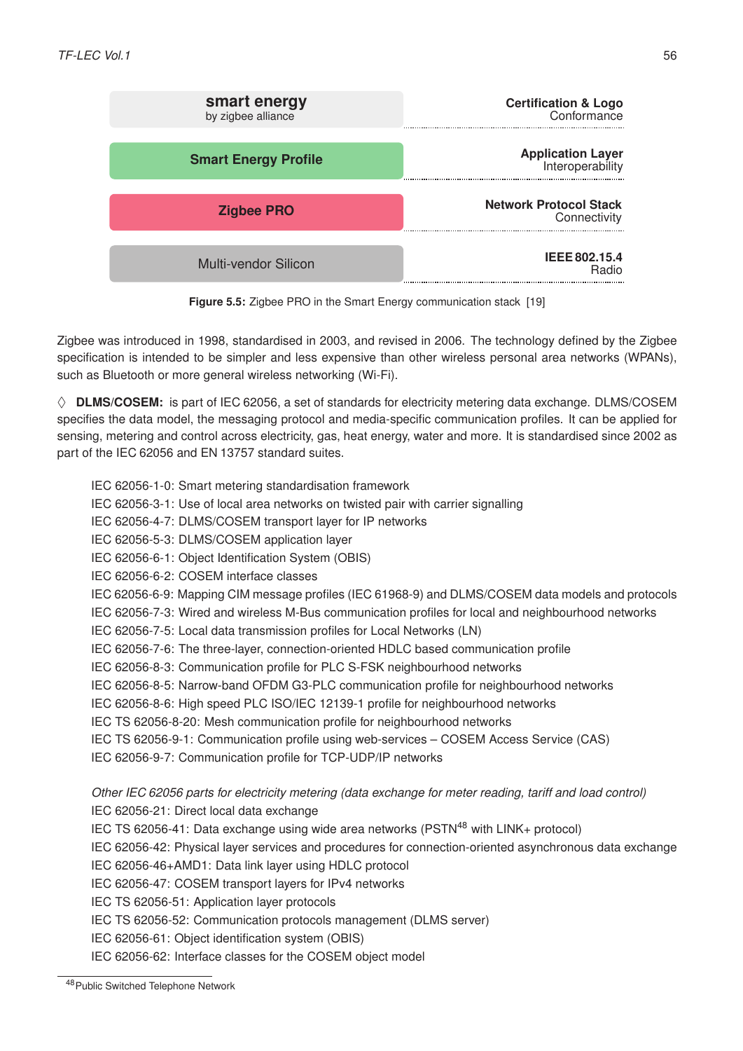| smart energy by zigbee alliance | **Certification & Logo** Conformance |
| --- | --- |
| **Smart Energy Profile** | **Application Layer** Interoperability |
| **Zigbee PRO** | **Network Protocol Stack** Connectivity |
| Multi-vendor Silicon | **IEEE 802.15.4** Radio |

**Figure 5.5:** Zigbee PRO in the Smart Energy communication stack [19]

Zigbee was introduced in 1998, standardised in 2003, and revised in 2006. The technology defined by the Zigbee specification is intended to be simpler and less expensive than other wireless personal area networks (WPANs), such as Bluetooth or more general wireless networking (Wi-Fi).

◊ **DLMS/COSEM:** is part of IEC 62056, a set of standards for electricity metering data exchange. DLMS/COSEM specifies the data model, the messaging protocol and media-specific communication profiles. It can be applied for sensing, metering and control across electricity, gas, heat energy, water and more. It is standardised since 2002 as part of the IEC 62056 and EN 13757 standard suites.

IEC 62056-1-0: Smart metering standardisation framework  
IEC 62056-3-1: Use of local area networks on twisted pair with carrier signalling  
IEC 62056-4-7: DLMS/COSEM transport layer for IP networks  
IEC 62056-5-3: DLMS/COSEM application layer  
IEC 62056-6-1: Object Identification System (OBIS)  
IEC 62056-6-2: COSEM interface classes  
IEC 62056-6-9: Mapping CIM message profiles (IEC 61968-9) and DLMS/COSEM data models and protocols  
IEC 62056-7-3: Wired and wireless M-Bus communication profiles for local and neighbourhood networks  
IEC 62056-7-5: Local data transmission profiles for Local Networks (LN)  
IEC 62056-7-6: The three-layer, connection-oriented HDLC based communication profile  
IEC 62056-8-3: Communication profile for PLC S-FSK neighbourhood networks  
IEC 62056-8-5: Narrow-band OFDM G3-PLC communication profile for neighbourhood networks  
IEC 62056-8-6: High speed PLC ISO/IEC 12139-1 profile for neighbourhood networks  
IEC TS 62056-8-20: Mesh communication profile for neighbourhood networks  
IEC TS 62056-9-1: Communication profile using web-services – COSEM Access Service (CAS)  
IEC 62056-9-7: Communication profile for TCP-UDP/IP networks

*Other IEC 62056 parts for electricity metering (data exchange for meter reading, tariff and load control)*  
IEC 62056-21: Direct local data exchange  
IEC TS 62056-41: Data exchange using wide area networks (PSTN[48] with LINK+ protocol)  
IEC 62056-42: Physical layer services and procedures for connection-oriented asynchronous data exchange  
IEC 62056-46+AMD1: Data link layer using HDLC protocol  
IEC 62056-47: COSEM transport layers for IPv4 networks  
IEC TS 62056-51: Application layer protocols  
IEC TS 62056-52: Communication protocols management (DLMS server)  
IEC 62056-61: Object identification system (OBIS)  
IEC 62056-62: Interface classes for the COSEM object model

[48] Public Switched Telephone Network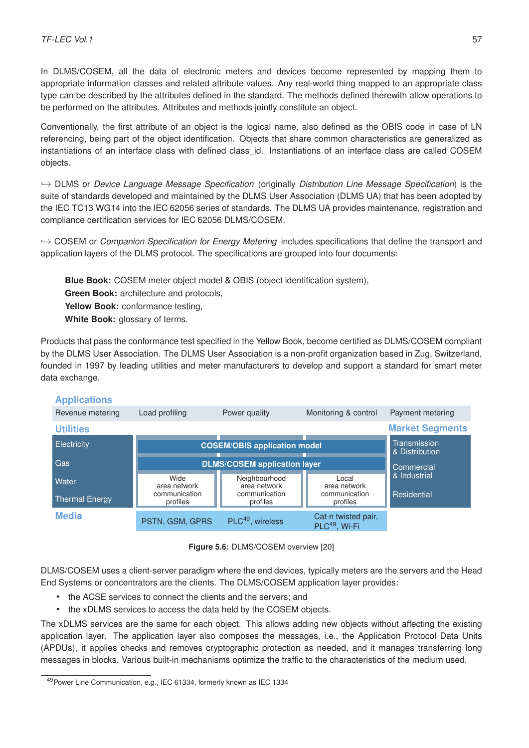In DLMS/COSEM, all the data of electronic meters and devices become represented by mapping them to appropriate information classes and related attribute values. Any real-world thing mapped to an appropriate class type can be described by the attributes defined in the standard. The methods defined therewith allow operations to be performed on the attributes. Attributes and methods jointly constitute an object.

Conventionally, the first attribute of an object is the logical name, also defined as the OBIS code in case of LN referencing, being part of the object identification. Objects that share common characteristics are generalized as instantiations of an interface class with defined class_id. Instantiations of an interface class are called COSEM objects.

↪ DLMS or *Device Language Message Specification* (originally *Distribution Line Message Specification*) is the suite of standards developed and maintained by the DLMS User Association (DLMS UA) that has been adopted by the IEC TC13 WG14 into the IEC 62056 series of standards. The DLMS UA provides maintenance, registration and compliance certification services for IEC 62056 DLMS/COSEM.

↪ COSEM or *Companion Specification for Energy Metering* includes specifications that define the transport and application layers of the DLMS protocol. The specifications are grouped into four documents:

> **Blue Book:** COSEM meter object model & OBIS (object identification system),
> **Green Book:** architecture and protocols,
> **Yellow Book:** conformance testing,
> **White Book:** glossary of terms.

Products that pass the conformance test specified in the Yellow Book, become certified as DLMS/COSEM compliant by the DLMS User Association. The DLMS User Association is a non-profit organization based in Zug, Switzerland, founded in 1997 by leading utilities and meter manufacturers to develop and support a standard for smart meter data exchange.

**Applications**

| Revenue metering | Load profiling | Power quality | Monitoring & control | Payment metering |
|---|---|---|---|---|

| Utilities | | | | Market Segments |
|---|---|---|---|---|
| Electricity<br>Gas<br>Water<br>Thermal Energy | COSEM/OBIS application model | | | Transmission & Distribution<br>Commercial & Industrial<br>Residential |
| | DLMS/COSEM application layer | | | |
| | Wide area network communication profiles | Neighbourhood area network communication profiles | Local area network communication profiles | |
| **Media** | PSTN, GSM, GPRS | PLC[49], wireless | Cat-n twisted pair, PLC[49], Wi-Fi | |

**Figure 5.6:** DLMS/COSEM overview [20]

DLMS/COSEM uses a client-server paradigm where the end devices, typically meters are the servers and the Head End Systems or concentrators are the clients. The DLMS/COSEM application layer provides:

- the ACSE services to connect the clients and the servers; and
- the xDLMS services to access the data held by the COSEM objects.

The xDLMS services are the same for each object. This allows adding new objects without affecting the existing application layer. The application layer also composes the messages, i.e., the Application Protocol Data Units (APDUs), it applies checks and removes cryptographic protection as needed, and it manages transferring long messages in blocks. Various built-in mechanisms optimize the traffic to the characteristics of the medium used.

[49] Power Line Communication, e.g., IEC 61334, formerly known as IEC 1334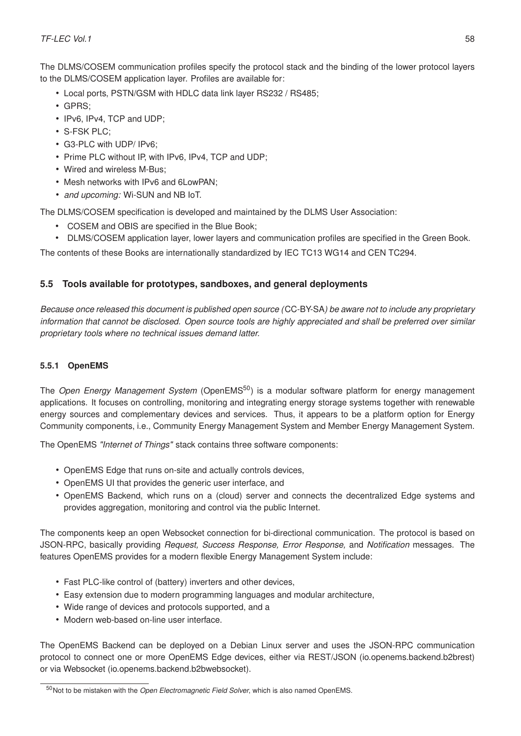The DLMS/COSEM communication profiles specify the protocol stack and the binding of the lower protocol layers to the DLMS/COSEM application layer. Profiles are available for:

- Local ports, PSTN/GSM with HDLC data link layer RS232 / RS485;
- GPRS;
- IPv6, IPv4, TCP and UDP;
- S-FSK PLC;
- G3-PLC with UDP/ IPv6;
- Prime PLC without IP, with IPv6, IPv4, TCP and UDP;
- Wired and wireless M-Bus;
- Mesh networks with IPv6 and 6LowPAN;
- *and upcoming:* Wi-SUN and NB IoT.

The DLMS/COSEM specification is developed and maintained by the DLMS User Association:

- COSEM and OBIS are specified in the Blue Book;
- DLMS/COSEM application layer, lower layers and communication profiles are specified in the Green Book.

The contents of these Books are internationally standardized by IEC TC13 WG14 and CEN TC294.

### 5.5 Tools available for prototypes, sandboxes, and general deployments

*Because once released this document is published open source (*CC-BY-SA*) be aware not to include any proprietary information that cannot be disclosed. Open source tools are highly appreciated and shall be preferred over similar proprietary tools where no technical issues demand latter.*

#### 5.5.1 OpenEMS

The *Open Energy Management System* (OpenEMS[50]) is a modular software platform for energy management applications. It focuses on controlling, monitoring and integrating energy storage systems together with renewable energy sources and complementary devices and services. Thus, it appears to be a platform option for Energy Community components, i.e., Community Energy Management System and Member Energy Management System.

The OpenEMS *"Internet of Things"* stack contains three software components:

- OpenEMS Edge that runs on-site and actually controls devices,
- OpenEMS UI that provides the generic user interface, and
- OpenEMS Backend, which runs on a (cloud) server and connects the decentralized Edge systems and provides aggregation, monitoring and control via the public Internet.

The components keep an open Websocket connection for bi-directional communication. The protocol is based on JSON-RPC, basically providing *Request, Success Response, Error Response,* and *Notification* messages. The features OpenEMS provides for a modern flexible Energy Management System include:

- Fast PLC-like control of (battery) inverters and other devices,
- Easy extension due to modern programming languages and modular architecture,
- Wide range of devices and protocols supported, and a
- Modern web-based on-line user interface.

The OpenEMS Backend can be deployed on a Debian Linux server and uses the JSON-RPC communication protocol to connect one or more OpenEMS Edge devices, either via REST/JSON (io.openems.backend.b2brest) or via Websocket (io.openems.backend.b2bwebsocket).

---

[50] Not to be mistaken with the *Open Electromagnetic Field Solver*, which is also named OpenEMS.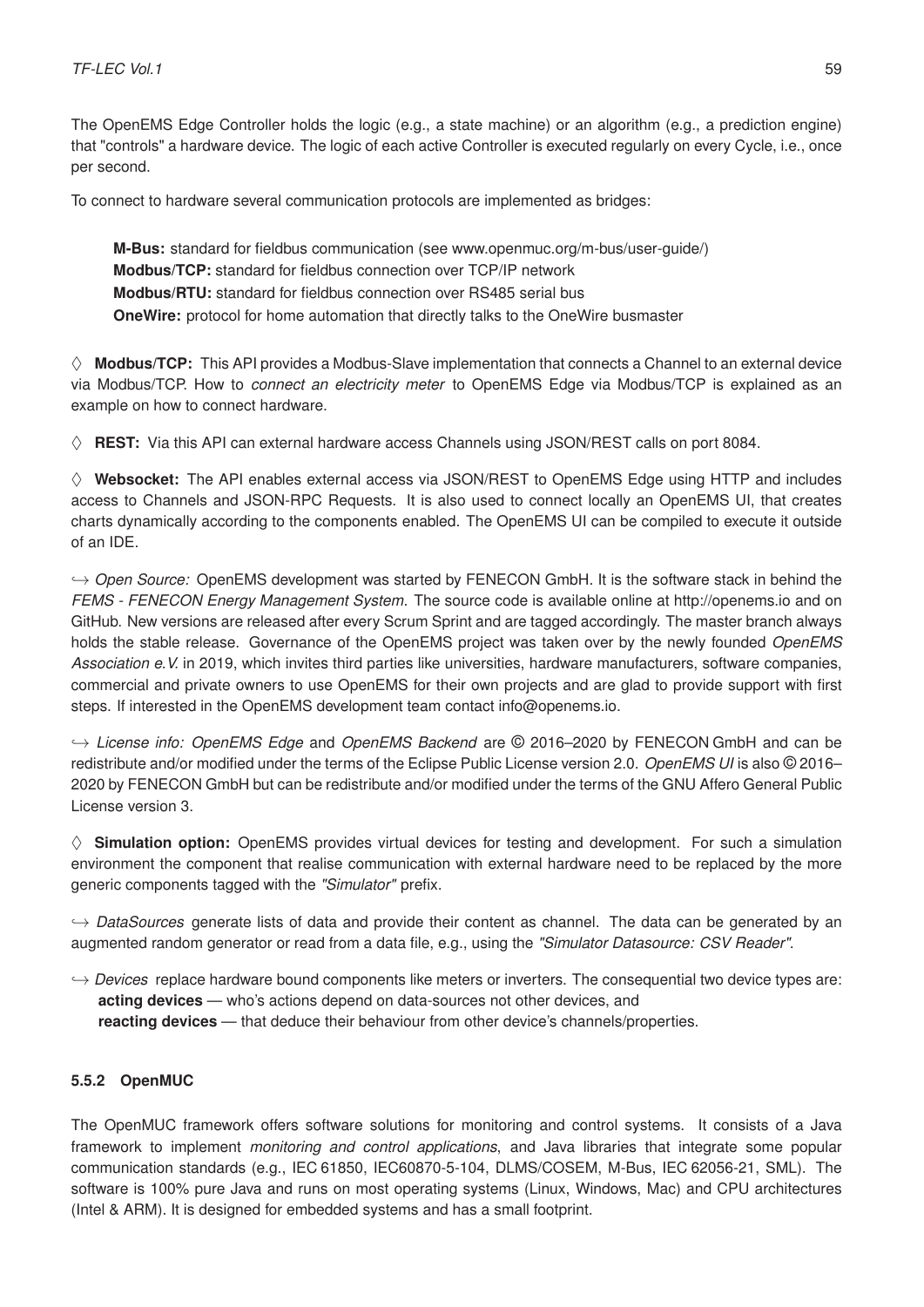The OpenEMS Edge Controller holds the logic (e.g., a state machine) or an algorithm (e.g., a prediction engine) that "controls" a hardware device. The logic of each active Controller is executed regularly on every Cycle, i.e., once per second.

To connect to hardware several communication protocols are implemented as bridges:

> **M-Bus:** standard for fieldbus communication (see www.openmuc.org/m-bus/user-guide/)
> **Modbus/TCP:** standard for fieldbus connection over TCP/IP network
> **Modbus/RTU:** standard for fieldbus connection over RS485 serial bus
> **OneWire:** protocol for home automation that directly talks to the OneWire busmaster

◊ **Modbus/TCP:** This API provides a Modbus-Slave implementation that connects a Channel to an external device via Modbus/TCP. How to *connect an electricity meter* to OpenEMS Edge via Modbus/TCP is explained as an example on how to connect hardware.

◊ **REST:** Via this API can external hardware access Channels using JSON/REST calls on port 8084.

◊ **Websocket:** The API enables external access via JSON/REST to OpenEMS Edge using HTTP and includes access to Channels and JSON-RPC Requests. It is also used to connect locally an OpenEMS UI, that creates charts dynamically according to the components enabled. The OpenEMS UI can be compiled to execute it outside of an IDE.

↪ *Open Source:* OpenEMS development was started by FENECON GmbH. It is the software stack in behind the *FEMS - FENECON Energy Management System*. The source code is available online at http://openems.io and on GitHub. New versions are released after every Scrum Sprint and are tagged accordingly. The master branch always holds the stable release. Governance of the OpenEMS project was taken over by the newly founded *OpenEMS Association e.V.* in 2019, which invites third parties like universities, hardware manufacturers, software companies, commercial and private owners to use OpenEMS for their own projects and are glad to provide support with first steps. If interested in the OpenEMS development team contact info@openems.io.

↪ *License info: OpenEMS Edge* and *OpenEMS Backend* are © 2016–2020 by FENECON GmbH and can be redistribute and/or modified under the terms of the Eclipse Public License version 2.0. *OpenEMS UI* is also © 2016–2020 by FENECON GmbH but can be redistribute and/or modified under the terms of the GNU Affero General Public License version 3.

◊ **Simulation option:** OpenEMS provides virtual devices for testing and development. For such a simulation environment the component that realise communication with external hardware need to be replaced by the more generic components tagged with the *"Simulator"* prefix.

↪ *DataSources* generate lists of data and provide their content as channel. The data can be generated by an augmented random generator or read from a data file, e.g., using the *"Simulator Datasource: CSV Reader"*.

↪ *Devices* replace hardware bound components like meters or inverters. The consequential two device types are:
**acting devices** — who's actions depend on data-sources not other devices, and
**reacting devices** — that deduce their behaviour from other device's channels/properties.

### 5.5.2 OpenMUC

The OpenMUC framework offers software solutions for monitoring and control systems. It consists of a Java framework to implement *monitoring and control applications*, and Java libraries that integrate some popular communication standards (e.g., IEC 61850, IEC60870-5-104, DLMS/COSEM, M-Bus, IEC 62056-21, SML). The software is 100% pure Java and runs on most operating systems (Linux, Windows, Mac) and CPU architectures (Intel & ARM). It is designed for embedded systems and has a small footprint.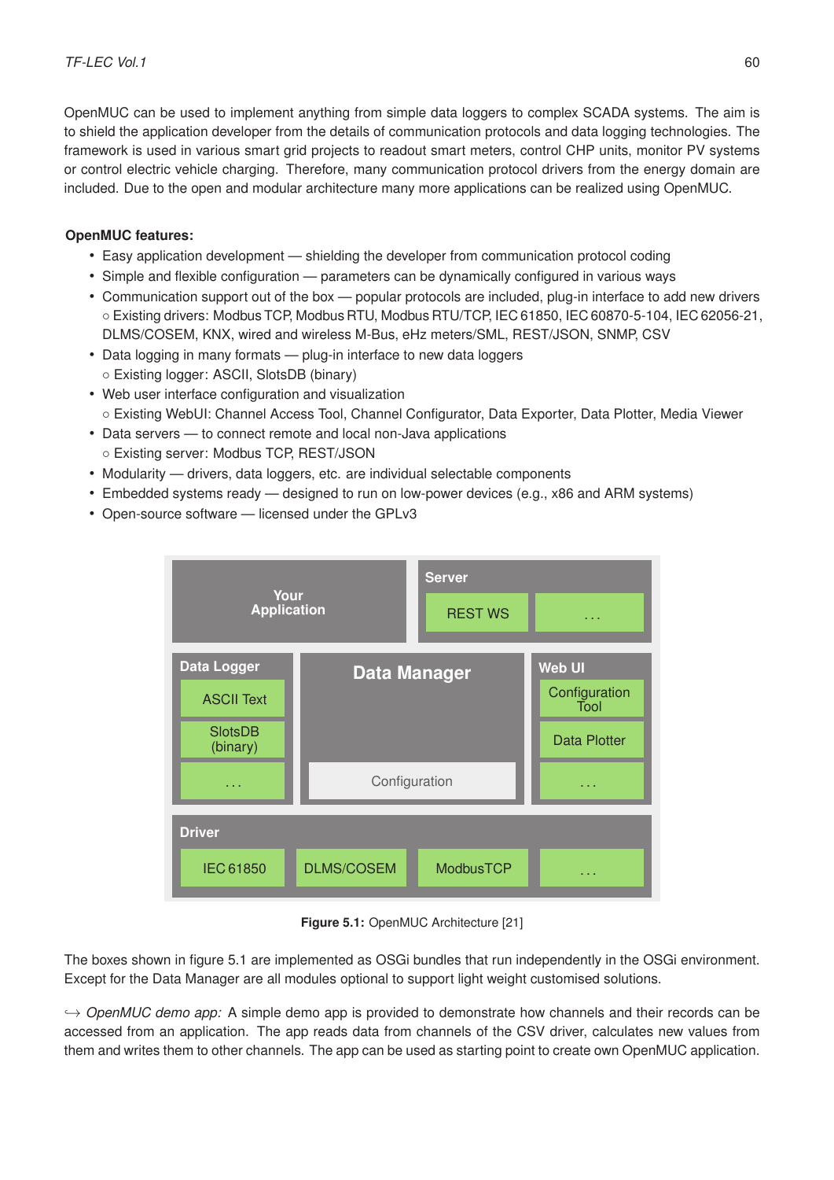OpenMUC can be used to implement anything from simple data loggers to complex SCADA systems. The aim is to shield the application developer from the details of communication protocols and data logging technologies. The framework is used in various smart grid projects to readout smart meters, control CHP units, monitor PV systems or control electric vehicle charging. Therefore, many communication protocol drivers from the energy domain are included. Due to the open and modular architecture many more applications can be realized using OpenMUC.

**OpenMUC features:**

- Easy application development — shielding the developer from communication protocol coding
- Simple and flexible configuration — parameters can be dynamically configured in various ways
- Communication support out of the box — popular protocols are included, plug-in interface to add new drivers
  - Existing drivers: Modbus TCP, Modbus RTU, Modbus RTU/TCP, IEC 61850, IEC 60870-5-104, IEC 62056-21, DLMS/COSEM, KNX, wired and wireless M-Bus, eHz meters/SML, REST/JSON, SNMP, CSV
- Data logging in many formats — plug-in interface to new data loggers
  - Existing logger: ASCII, SlotsDB (binary)
- Web user interface configuration and visualization
  - Existing WebUI: Channel Access Tool, Channel Configurator, Data Exporter, Data Plotter, Media Viewer
- Data servers — to connect remote and local non-Java applications
  - Existing server: Modbus TCP, REST/JSON
- Modularity — drivers, data loggers, etc. are individual selectable components
- Embedded systems ready — designed to run on low-power devices (e.g., x86 and ARM systems)
- Open-source software — licensed under the GPLv3

| Your Application | Server: REST WS, ... |
|---|---|
| Data Logger: ASCII Text, SlotsDB (binary), ... | Data Manager (Configuration) | Web UI: Configuration Tool, Data Plotter, ... |
| Driver: IEC 61850, DLMS/COSEM, ModbusTCP, ... | | |

**Figure 5.1:** OpenMUC Architecture [21]

The boxes shown in figure 5.1 are implemented as OSGi bundles that run independently in the OSGi environment. Except for the Data Manager are all modules optional to support light weight customised solutions.

↪ *OpenMUC demo app:* A simple demo app is provided to demonstrate how channels and their records can be accessed from an application. The app reads data from channels of the CSV driver, calculates new values from them and writes them to other channels. The app can be used as starting point to create own OpenMUC application.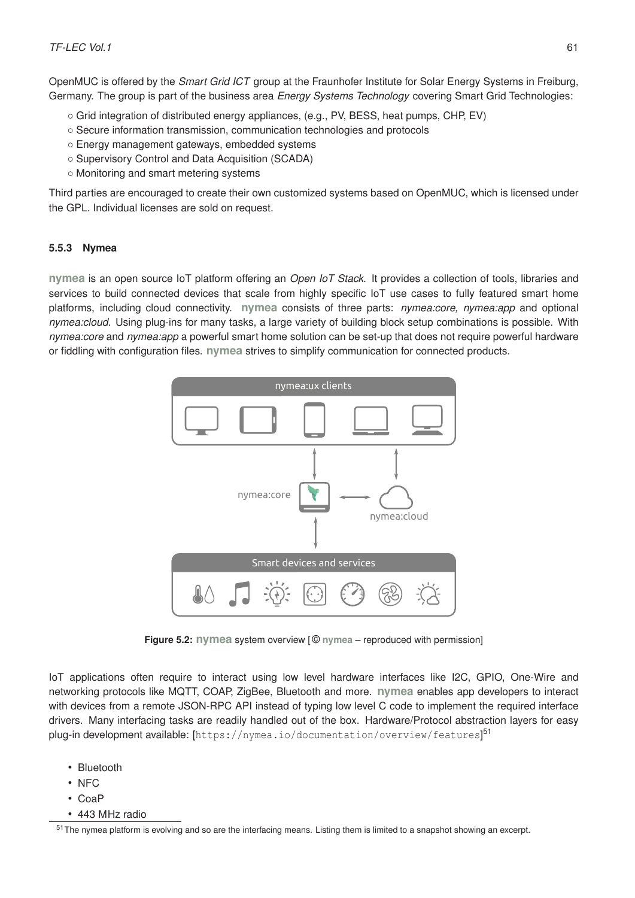OpenMUC is offered by the *Smart Grid ICT* group at the Fraunhofer Institute for Solar Energy Systems in Freiburg, Germany. The group is part of the business area *Energy Systems Technology* covering Smart Grid Technologies:

- ○ Grid integration of distributed energy appliances, (e.g., PV, BESS, heat pumps, CHP, EV)
- ○ Secure information transmission, communication technologies and protocols
- ○ Energy management gateways, embedded systems
- ○ Supervisory Control and Data Acquisition (SCADA)
- ○ Monitoring and smart metering systems

Third parties are encouraged to create their own customized systems based on OpenMUC, which is licensed under the GPL. Individual licenses are sold on request.

### 5.5.3 Nymea

**nymea** is an open source IoT platform offering an *Open IoT Stack*. It provides a collection of tools, libraries and services to build connected devices that scale from highly specific IoT use cases to fully featured smart home platforms, including cloud connectivity. **nymea** consists of three parts: *nymea:core, nymea:app* and optional *nymea:cloud*. Using plug-ins for many tasks, a large variety of building block setup combinations is possible. With *nymea:core* and *nymea:app* a powerful smart home solution can be set-up that does not require powerful hardware or fiddling with configuration files. **nymea** strives to simplify communication for connected products.

**Figure 5.2:** **nymea** system overview [© **nymea** – reproduced with permission]

IoT applications often require to interact using low level hardware interfaces like I2C, GPIO, One-Wire and networking protocols like MQTT, COAP, ZigBee, Bluetooth and more. **nymea** enables app developers to interact with devices from a remote JSON-RPC API instead of typing low level C code to implement the required interface drivers. Many interfacing tasks are readily handled out of the box. Hardware/Protocol abstraction layers for easy plug-in development available: [https://nymea.io/documentation/overview/features][51]

- Bluetooth
- NFC
- CoaP
- 443 MHz radio

[51] The nymea platform is evolving and so are the interfacing means. Listing them is limited to a snapshot showing an excerpt.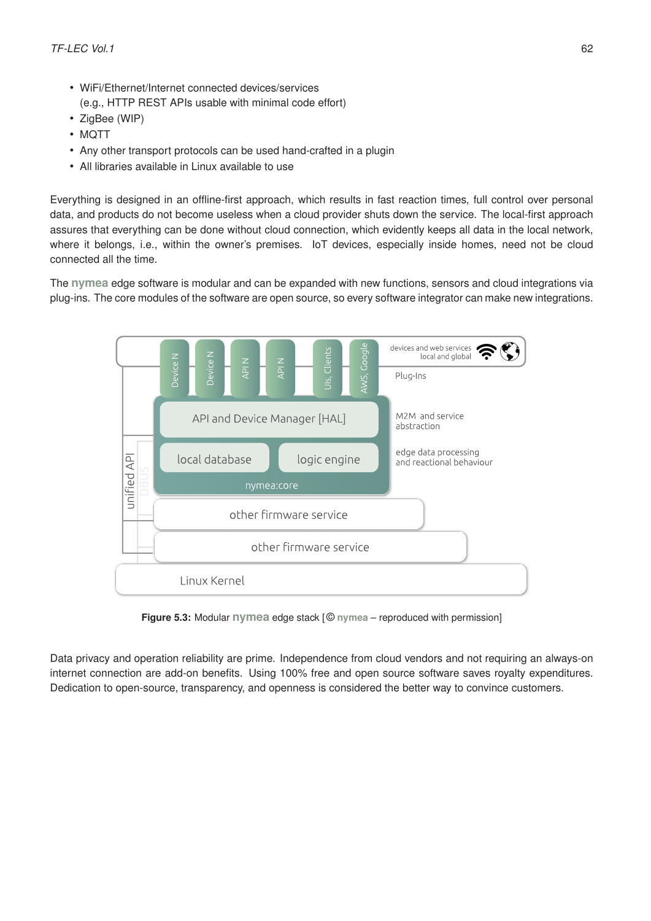- WiFi/Ethernet/Internet connected devices/services
  (e.g., HTTP REST APIs usable with minimal code effort)
- ZigBee (WIP)
- MQTT
- Any other transport protocols can be used hand-crafted in a plugin
- All libraries available in Linux available to use

Everything is designed in an offline-first approach, which results in fast reaction times, full control over personal data, and products do not become useless when a cloud provider shuts down the service. The local-first approach assures that everything can be done without cloud connection, which evidently keeps all data in the local network, where it belongs, i.e., within the owner's premises. IoT devices, especially inside homes, need not be cloud connected all the time.

The **nymea** edge software is modular and can be expanded with new functions, sensors and cloud integrations via plug-ins. The core modules of the software are open source, so every software integrator can make new integrations.

**Figure 5.3:** Modular **nymea** edge stack [© **nymea** – reproduced with permission]

Data privacy and operation reliability are prime. Independence from cloud vendors and not requiring an always-on internet connection are add-on benefits. Using 100% free and open source software saves royalty expenditures. Dedication to open-source, transparency, and openness is considered the better way to convince customers.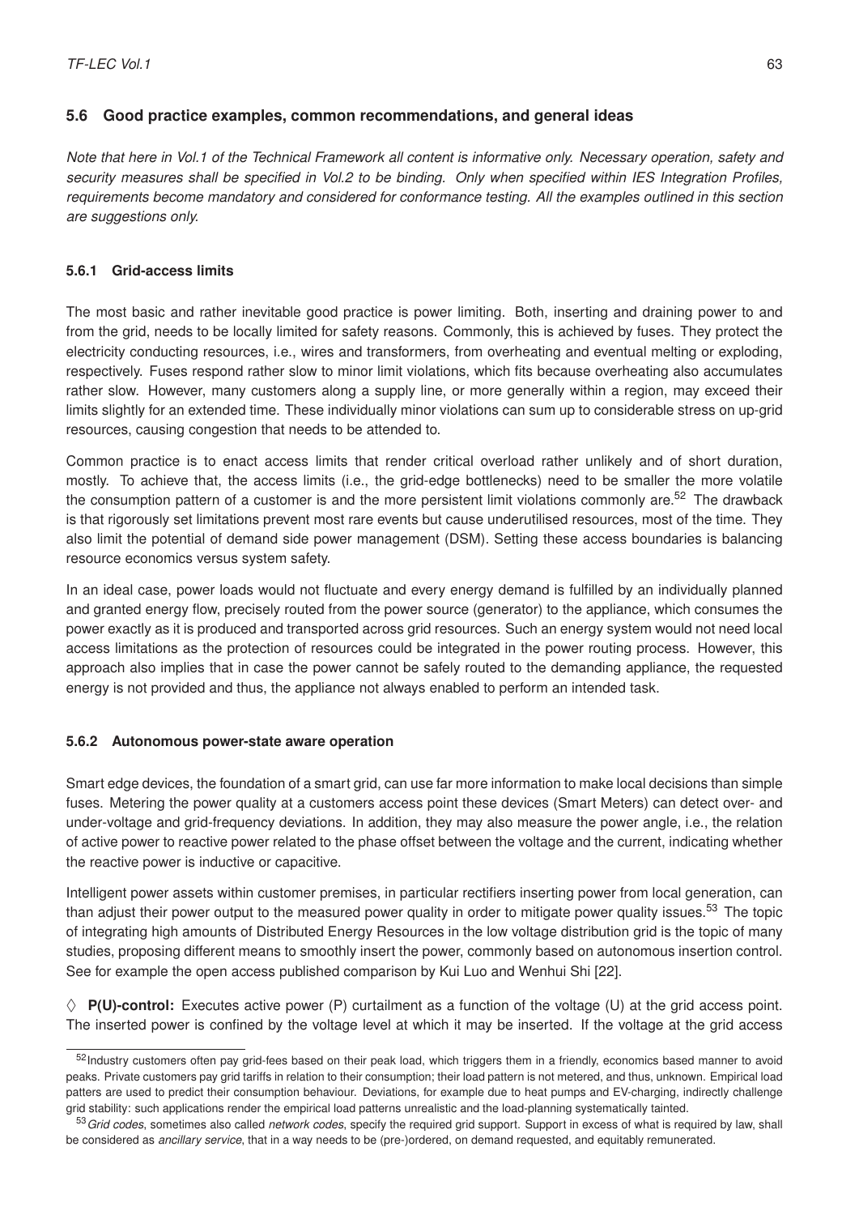### 5.6 Good practice examples, common recommendations, and general ideas

*Note that here in Vol.1 of the Technical Framework all content is informative only. Necessary operation, safety and security measures shall be specified in Vol.2 to be binding. Only when specified within IES Integration Profiles, requirements become mandatory and considered for conformance testing. All the examples outlined in this section are suggestions only.*

#### 5.6.1 Grid-access limits

The most basic and rather inevitable good practice is power limiting. Both, inserting and draining power to and from the grid, needs to be locally limited for safety reasons. Commonly, this is achieved by fuses. They protect the electricity conducting resources, i.e., wires and transformers, from overheating and eventual melting or exploding, respectively. Fuses respond rather slow to minor limit violations, which fits because overheating also accumulates rather slow. However, many customers along a supply line, or more generally within a region, may exceed their limits slightly for an extended time. These individually minor violations can sum up to considerable stress on up-grid resources, causing congestion that needs to be attended to.

Common practice is to enact access limits that render critical overload rather unlikely and of short duration, mostly. To achieve that, the access limits (i.e., the grid-edge bottlenecks) need to be smaller the more volatile the consumption pattern of a customer is and the more persistent limit violations commonly are.[52] The drawback is that rigorously set limitations prevent most rare events but cause underutilised resources, most of the time. They also limit the potential of demand side power management (DSM). Setting these access boundaries is balancing resource economics versus system safety.

In an ideal case, power loads would not fluctuate and every energy demand is fulfilled by an individually planned and granted energy flow, precisely routed from the power source (generator) to the appliance, which consumes the power exactly as it is produced and transported across grid resources. Such an energy system would not need local access limitations as the protection of resources could be integrated in the power routing process. However, this approach also implies that in case the power cannot be safely routed to the demanding appliance, the requested energy is not provided and thus, the appliance not always enabled to perform an intended task.

#### 5.6.2 Autonomous power-state aware operation

Smart edge devices, the foundation of a smart grid, can use far more information to make local decisions than simple fuses. Metering the power quality at a customers access point these devices (Smart Meters) can detect over- and under-voltage and grid-frequency deviations. In addition, they may also measure the power angle, i.e., the relation of active power to reactive power related to the phase offset between the voltage and the current, indicating whether the reactive power is inductive or capacitive.

Intelligent power assets within customer premises, in particular rectifiers inserting power from local generation, can than adjust their power output to the measured power quality in order to mitigate power quality issues.[53] The topic of integrating high amounts of Distributed Energy Resources in the low voltage distribution grid is the topic of many studies, proposing different means to smoothly insert the power, commonly based on autonomous insertion control. See for example the open access published comparison by Kui Luo and Wenhui Shi [22].

◊ **P(U)-control:** Executes active power (P) curtailment as a function of the voltage (U) at the grid access point. The inserted power is confined by the voltage level at which it may be inserted. If the voltage at the grid access

---

[52] Industry customers often pay grid-fees based on their peak load, which triggers them in a friendly, economics based manner to avoid peaks. Private customers pay grid tariffs in relation to their consumption; their load pattern is not metered, and thus, unknown. Empirical load patters are used to predict their consumption behaviour. Deviations, for example due to heat pumps and EV-charging, indirectly challenge grid stability: such applications render the empirical load patterns unrealistic and the load-planning systematically tainted.

[53] *Grid codes*, sometimes also called *network codes*, specify the required grid support. Support in excess of what is required by law, shall be considered as *ancillary service*, that in a way needs to be (pre-)ordered, on demand requested, and equitably remunerated.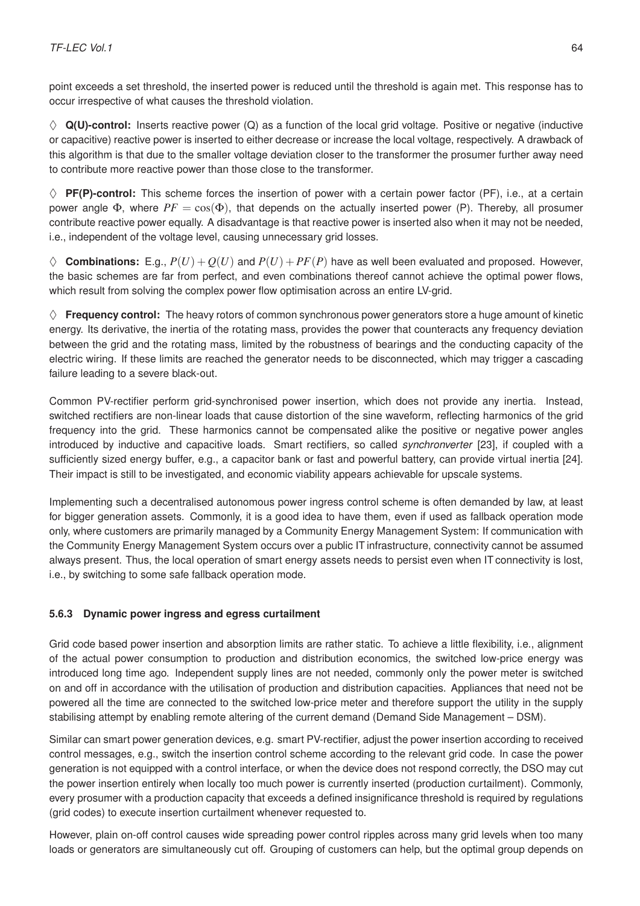point exceeds a set threshold, the inserted power is reduced until the threshold is again met. This response has to occur irrespective of what causes the threshold violation.

◇ **Q(U)-control:** Inserts reactive power (Q) as a function of the local grid voltage. Positive or negative (inductive or capacitive) reactive power is inserted to either decrease or increase the local voltage, respectively. A drawback of this algorithm is that due to the smaller voltage deviation closer to the transformer the prosumer further away need to contribute more reactive power than those close to the transformer.

◇ **PF(P)-control:** This scheme forces the insertion of power with a certain power factor (PF), i.e., at a certain power angle $\Phi$, where $PF = \cos(\Phi)$, that depends on the actually inserted power (P). Thereby, all prosumer contribute reactive power equally. A disadvantage is that reactive power is inserted also when it may not be needed, i.e., independent of the voltage level, causing unnecessary grid losses.

◇ **Combinations:** E.g., $P(U) + Q(U)$ and $P(U) + PF(P)$ have as well been evaluated and proposed. However, the basic schemes are far from perfect, and even combinations thereof cannot achieve the optimal power flows, which result from solving the complex power flow optimisation across an entire LV-grid.

◇ **Frequency control:** The heavy rotors of common synchronous power generators store a huge amount of kinetic energy. Its derivative, the inertia of the rotating mass, provides the power that counteracts any frequency deviation between the grid and the rotating mass, limited by the robustness of bearings and the conducting capacity of the electric wiring. If these limits are reached the generator needs to be disconnected, which may trigger a cascading failure leading to a severe black-out.

Common PV-rectifier perform grid-synchronised power insertion, which does not provide any inertia. Instead, switched rectifiers are non-linear loads that cause distortion of the sine waveform, reflecting harmonics of the grid frequency into the grid. These harmonics cannot be compensated alike the positive or negative power angles introduced by inductive and capacitive loads. Smart rectifiers, so called *synchronverter* [23], if coupled with a sufficiently sized energy buffer, e.g., a capacitor bank or fast and powerful battery, can provide virtual inertia [24]. Their impact is still to be investigated, and economic viability appears achievable for upscale systems.

Implementing such a decentralised autonomous power ingress control scheme is often demanded by law, at least for bigger generation assets. Commonly, it is a good idea to have them, even if used as fallback operation mode only, where customers are primarily managed by a Community Energy Management System: If communication with the Community Energy Management System occurs over a public IT infrastructure, connectivity cannot be assumed always present. Thus, the local operation of smart energy assets needs to persist even when IT connectivity is lost, i.e., by switching to some safe fallback operation mode.

### 5.6.3 Dynamic power ingress and egress curtailment

Grid code based power insertion and absorption limits are rather static. To achieve a little flexibility, i.e., alignment of the actual power consumption to production and distribution economics, the switched low-price energy was introduced long time ago. Independent supply lines are not needed, commonly only the power meter is switched on and off in accordance with the utilisation of production and distribution capacities. Appliances that need not be powered all the time are connected to the switched low-price meter and therefore support the utility in the supply stabilising attempt by enabling remote altering of the current demand (Demand Side Management – DSM).

Similar can smart power generation devices, e.g. smart PV-rectifier, adjust the power insertion according to received control messages, e.g., switch the insertion control scheme according to the relevant grid code. In case the power generation is not equipped with a control interface, or when the device does not respond correctly, the DSO may cut the power insertion entirely when locally too much power is currently inserted (production curtailment). Commonly, every prosumer with a production capacity that exceeds a defined insignificance threshold is required by regulations (grid codes) to execute insertion curtailment whenever requested to.

However, plain on-off control causes wide spreading power control ripples across many grid levels when too many loads or generators are simultaneously cut off. Grouping of customers can help, but the optimal group depends on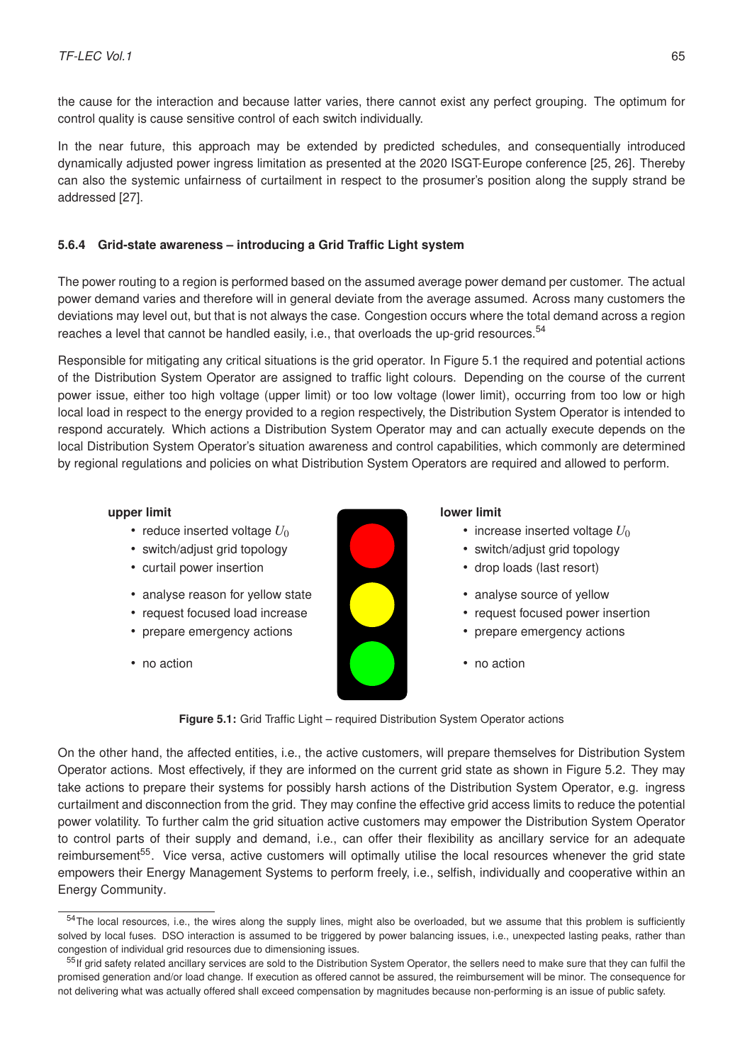the cause for the interaction and because latter varies, there cannot exist any perfect grouping. The optimum for control quality is cause sensitive control of each switch individually.

In the near future, this approach may be extended by predicted schedules, and consequentially introduced dynamically adjusted power ingress limitation as presented at the 2020 ISGT-Europe conference [25, 26]. Thereby can also the systemic unfairness of curtailment in respect to the prosumer's position along the supply strand be addressed [27].

### 5.6.4 Grid-state awareness – introducing a Grid Traffic Light system

The power routing to a region is performed based on the assumed average power demand per customer. The actual power demand varies and therefore will in general deviate from the average assumed. Across many customers the deviations may level out, but that is not always the case. Congestion occurs where the total demand across a region reaches a level that cannot be handled easily, i.e., that overloads the up-grid resources.[54]

Responsible for mitigating any critical situations is the grid operator. In Figure 5.1 the required and potential actions of the Distribution System Operator are assigned to traffic light colours. Depending on the course of the current power issue, either too high voltage (upper limit) or too low voltage (lower limit), occurring from too low or high local load in respect to the energy provided to a region respectively, the Distribution System Operator is intended to respond accurately. Which actions a Distribution System Operator may and can actually execute depends on the local Distribution System Operator's situation awareness and control capabilities, which commonly are determined by regional regulations and policies on what Distribution System Operators are required and allowed to perform.

**upper limit**

- reduce inserted voltage $U_0$
- switch/adjust grid topology
- curtail power insertion

- analyse reason for yellow state
- request focused load increase
- prepare emergency actions

- no action

**lower limit**

- increase inserted voltage $U_0$
- switch/adjust grid topology
- drop loads (last resort)

- analyse source of yellow
- request focused power insertion
- prepare emergency actions

- no action

**Figure 5.1:** Grid Traffic Light – required Distribution System Operator actions

On the other hand, the affected entities, i.e., the active customers, will prepare themselves for Distribution System Operator actions. Most effectively, if they are informed on the current grid state as shown in Figure 5.2. They may take actions to prepare their systems for possibly harsh actions of the Distribution System Operator, e.g. ingress curtailment and disconnection from the grid. They may confine the effective grid access limits to reduce the potential power volatility. To further calm the grid situation active customers may empower the Distribution System Operator to control parts of their supply and demand, i.e., can offer their flexibility as ancillary service for an adequate reimbursement[55]. Vice versa, active customers will optimally utilise the local resources whenever the grid state empowers their Energy Management Systems to perform freely, i.e., selfish, individually and cooperative within an Energy Community.

[54] The local resources, i.e., the wires along the supply lines, might also be overloaded, but we assume that this problem is sufficiently solved by local fuses. DSO interaction is assumed to be triggered by power balancing issues, i.e., unexpected lasting peaks, rather than congestion of individual grid resources due to dimensioning issues.

[55] If grid safety related ancillary services are sold to the Distribution System Operator, the sellers need to make sure that they can fulfil the promised generation and/or load change. If execution as offered cannot be assured, the reimbursement will be minor. The consequence for not delivering what was actually offered shall exceed compensation by magnitudes because non-performing is an issue of public safety.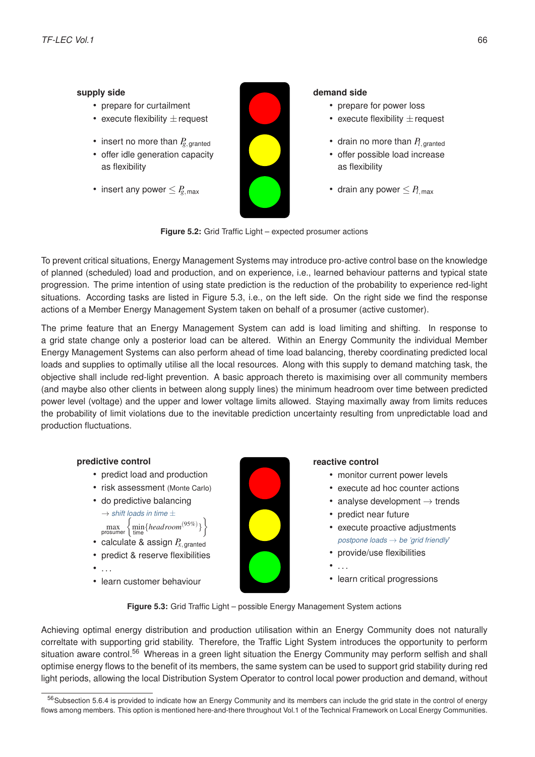**supply side**

- prepare for curtailment
- execute flexibility $\pm$request
- insert no more than $P_{g,\text{granted}}$
- offer idle generation capacity as flexibility
- insert any power $\leq P_{g,\text{max}}$

**demand side**

- prepare for power loss
- execute flexibility $\pm$request
- drain no more than $P_{l,\text{granted}}$
- offer possible load increase as flexibility
- drain any power $\leq P_{l,\text{max}}$

**Figure 5.2:** Grid Traffic Light – expected prosumer actions

To prevent critical situations, Energy Management Systems may introduce pro-active control base on the knowledge of planned (scheduled) load and production, and on experience, i.e., learned behaviour patterns and typical state progression. The prime intention of using state prediction is the reduction of the probability to experience red-light situations. According tasks are listed in Figure 5.3, i.e., on the left side. On the right side we find the response actions of a Member Energy Management System taken on behalf of a prosumer (active customer).

The prime feature that an Energy Management System can add is load limiting and shifting. In response to a grid state change only a posterior load can be altered. Within an Energy Community the individual Member Energy Management Systems can also perform ahead of time load balancing, thereby coordinating predicted local loads and supplies to optimally utilise all the local resources. Along with this supply to demand matching task, the objective shall include red-light prevention. A basic approach thereto is maximising over all community members (and maybe also other clients in between along supply lines) the minimum headroom over time between predicted power level (voltage) and the upper and lower voltage limits allowed. Staying maximally away from limits reduces the probability of limit violations due to the inevitable prediction uncertainty resulting from unpredictable load and production fluctuations.

**predictive control**

- predict load and production
- risk assessment (Monte Carlo)
- do predictive balancing
  $\rightarrow$ *shift loads in time* $\pm$
  $\max_{\text{prosumer}} \left\{ \min_{\text{time}} \{ headroom^{(95\%)} \} \right\}$
- calculate & assign $P_{x,\text{granted}}$
- predict & reserve flexibilities
- ...
- learn customer behaviour

**reactive control**

- monitor current power levels
- execute ad hoc counter actions
- analyse development $\rightarrow$ trends
- predict near future
- execute proactive adjustments
  *postpone loads* $\rightarrow$ *be 'grid friendly'*
- provide/use flexibilities
- ...
- learn critical progressions

**Figure 5.3:** Grid Traffic Light – possible Energy Management System actions

Achieving optimal energy distribution and production utilisation within an Energy Community does not naturally correltate with supporting grid stability. Therefore, the Traffic Light System introduces the opportunity to perform situation aware control.[56] Whereas in a green light situation the Energy Community may perform selfish and shall optimise energy flows to the benefit of its members, the same system can be used to support grid stability during red light periods, allowing the local Distribution System Operator to control local power production and demand, without

[56] Subsection 5.6.4 is provided to indicate how an Energy Community and its members can include the grid state in the control of energy flows among members. This option is mentioned here-and-there throughout Vol.1 of the Technical Framework on Local Energy Communities.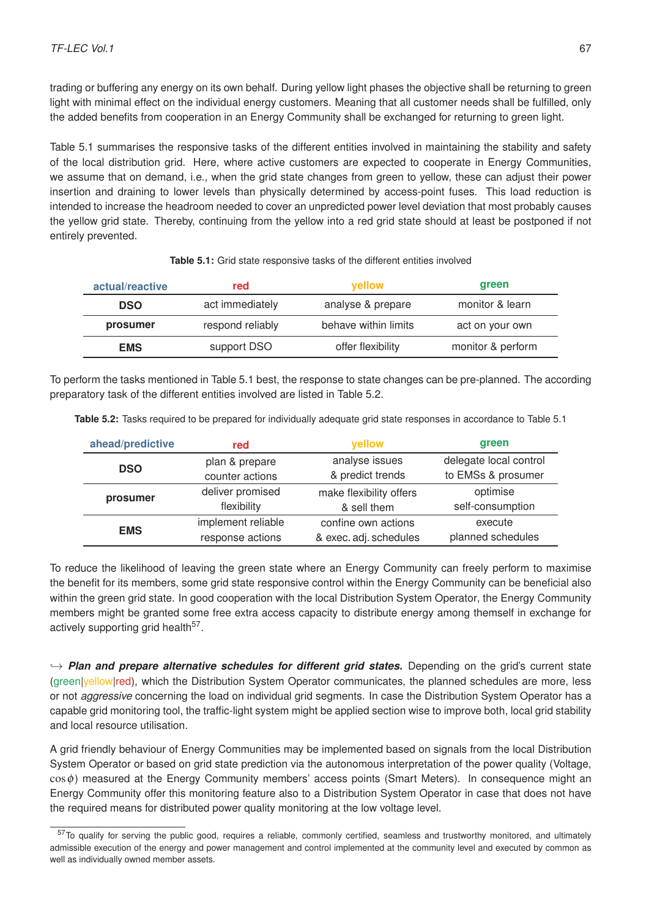trading or buffering any energy on its own behalf. During yellow light phases the objective shall be returning to green light with minimal effect on the individual energy customers. Meaning that all customer needs shall be fulfilled, only the added benefits from cooperation in an Energy Community shall be exchanged for returning to green light.

Table 5.1 summarises the responsive tasks of the different entities involved in maintaining the stability and safety of the local distribution grid. Here, where active customers are expected to cooperate in Energy Communities, we assume that on demand, i.e., when the grid state changes from green to yellow, these can adjust their power insertion and draining to lower levels than physically determined by access-point fuses. This load reduction is intended to increase the headroom needed to cover an unpredicted power level deviation that most probably causes the yellow grid state. Thereby, continuing from the yellow into a red grid state should at least be postponed if not entirely prevented.

**Table 5.1:** Grid state responsive tasks of the different entities involved

| actual/reactive | red | yellow | green |
|---|---|---|---|
| **DSO** | act immediately | analyse & prepare | monitor & learn |
| **prosumer** | respond reliably | behave within limits | act on your own |
| **EMS** | support DSO | offer flexibility | monitor & perform |

To perform the tasks mentioned in Table 5.1 best, the response to state changes can be pre-planned. The according preparatory task of the different entities involved are listed in Table 5.2.

**Table 5.2:** Tasks required to be prepared for individually adequate grid state responses in accordance to Table 5.1

| ahead/predictive | red | yellow | green |
|---|---|---|---|
| **DSO** | plan & prepare counter actions | analyse issues & predict trends | delegate local control to EMSs & prosumer |
| **prosumer** | deliver promised flexibility | make flexibility offers & sell them | optimise self-consumption |
| **EMS** | implement reliable response actions | confine own actions & exec. adj. schedules | execute planned schedules |

To reduce the likelihood of leaving the green state where an Energy Community can freely perform to maximise the benefit for its members, some grid state responsive control within the Energy Community can be beneficial also within the green grid state. In good cooperation with the local Distribution System Operator, the Energy Community members might be granted some free extra access capacity to distribute energy among themself in exchange for actively supporting grid health[57].

↪ ***Plan and prepare alternative schedules for different grid states.*** Depending on the grid's current state (green|yellow|red), which the Distribution System Operator communicates, the planned schedules are more, less or not *aggressive* concerning the load on individual grid segments. In case the Distribution System Operator has a capable grid monitoring tool, the traffic-light system might be applied section wise to improve both, local grid stability and local resource utilisation.

A grid friendly behaviour of Energy Communities may be implemented based on signals from the local Distribution System Operator or based on grid state prediction via the autonomous interpretation of the power quality (Voltage, $\cos\phi$) measured at the Energy Community members' access points (Smart Meters). In consequence might an Energy Community offer this monitoring feature also to a Distribution System Operator in case that does not have the required means for distributed power quality monitoring at the low voltage level.

[57] To qualify for serving the public good, requires a reliable, commonly certified, seamless and trustworthy monitored, and ultimately admissible execution of the energy and power management and control implemented at the community level and executed by common as well as individually owned member assets.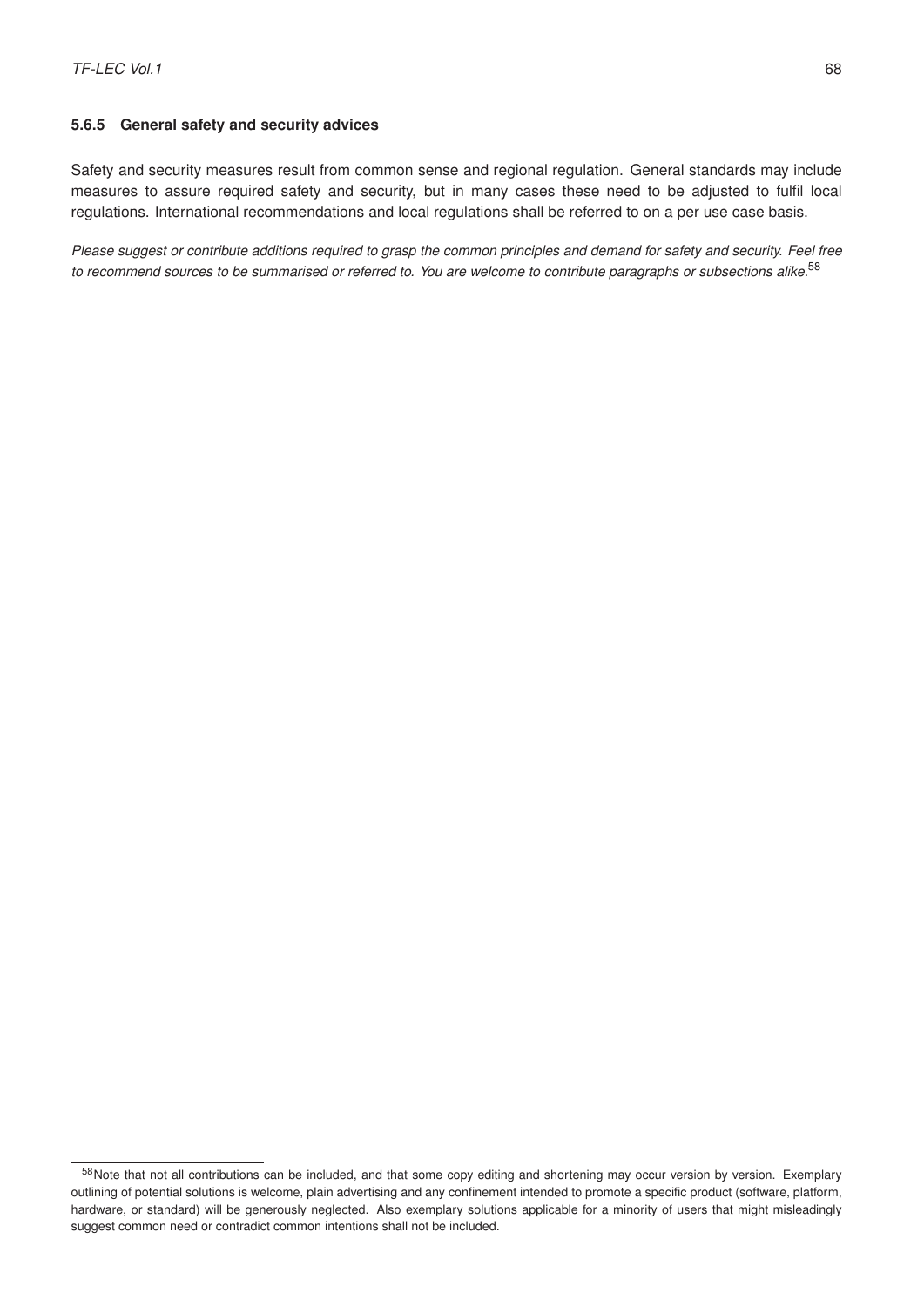#### 5.6.5 General safety and security advices

Safety and security measures result from common sense and regional regulation. General standards may include measures to assure required safety and security, but in many cases these need to be adjusted to fulfil local regulations. International recommendations and local regulations shall be referred to on a per use case basis.

*Please suggest or contribute additions required to grasp the common principles and demand for safety and security. Feel free to recommend sources to be summarised or referred to. You are welcome to contribute paragraphs or subsections alike.*[58]

[58] Note that not all contributions can be included, and that some copy editing and shortening may occur version by version. Exemplary outlining of potential solutions is welcome, plain advertising and any confinement intended to promote a specific product (software, platform, hardware, or standard) will be generously neglected. Also exemplary solutions applicable for a minority of users that might misleadingly suggest common need or contradict common intentions shall not be included.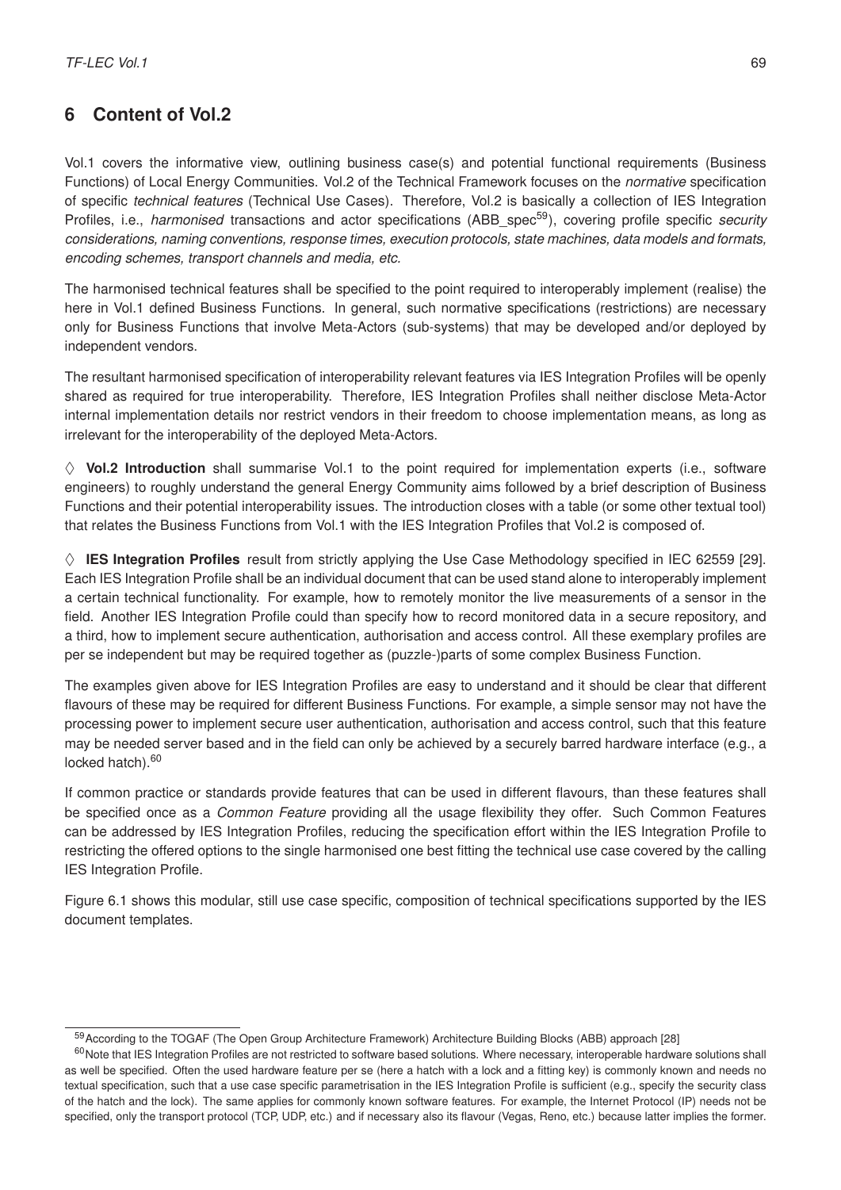# 6 Content of Vol.2

Vol.1 covers the informative view, outlining business case(s) and potential functional requirements (Business Functions) of Local Energy Communities. Vol.2 of the Technical Framework focuses on the *normative* specification of specific *technical features* (Technical Use Cases). Therefore, Vol.2 is basically a collection of IES Integration Profiles, i.e., *harmonised* transactions and actor specifications (ABB_spec[59]), covering profile specific *security considerations, naming conventions, response times, execution protocols, state machines, data models and formats, encoding schemes, transport channels and media, etc.*

The harmonised technical features shall be specified to the point required to interoperably implement (realise) the here in Vol.1 defined Business Functions. In general, such normative specifications (restrictions) are necessary only for Business Functions that involve Meta-Actors (sub-systems) that may be developed and/or deployed by independent vendors.

The resultant harmonised specification of interoperability relevant features via IES Integration Profiles will be openly shared as required for true interoperability. Therefore, IES Integration Profiles shall neither disclose Meta-Actor internal implementation details nor restrict vendors in their freedom to choose implementation means, as long as irrelevant for the interoperability of the deployed Meta-Actors.

◊ **Vol.2 Introduction** shall summarise Vol.1 to the point required for implementation experts (i.e., software engineers) to roughly understand the general Energy Community aims followed by a brief description of Business Functions and their potential interoperability issues. The introduction closes with a table (or some other textual tool) that relates the Business Functions from Vol.1 with the IES Integration Profiles that Vol.2 is composed of.

◊ **IES Integration Profiles** result from strictly applying the Use Case Methodology specified in IEC 62559 [29]. Each IES Integration Profile shall be an individual document that can be used stand alone to interoperably implement a certain technical functionality. For example, how to remotely monitor the live measurements of a sensor in the field. Another IES Integration Profile could than specify how to record monitored data in a secure repository, and a third, how to implement secure authentication, authorisation and access control. All these exemplary profiles are per se independent but may be required together as (puzzle-)parts of some complex Business Function.

The examples given above for IES Integration Profiles are easy to understand and it should be clear that different flavours of these may be required for different Business Functions. For example, a simple sensor may not have the processing power to implement secure user authentication, authorisation and access control, such that this feature may be needed server based and in the field can only be achieved by a securely barred hardware interface (e.g., a locked hatch).[60]

If common practice or standards provide features that can be used in different flavours, than these features shall be specified once as a *Common Feature* providing all the usage flexibility they offer. Such Common Features can be addressed by IES Integration Profiles, reducing the specification effort within the IES Integration Profile to restricting the offered options to the single harmonised one best fitting the technical use case covered by the calling IES Integration Profile.

Figure 6.1 shows this modular, still use case specific, composition of technical specifications supported by the IES document templates.

---

[59] According to the TOGAF (The Open Group Architecture Framework) Architecture Building Blocks (ABB) approach [28]

[60] Note that IES Integration Profiles are not restricted to software based solutions. Where necessary, interoperable hardware solutions shall as well be specified. Often the used hardware feature per se (here a hatch with a lock and a fitting key) is commonly known and needs no textual specification, such that a use case specific parametrisation in the IES Integration Profile is sufficient (e.g., specify the security class of the hatch and the lock). The same applies for commonly known software features. For example, the Internet Protocol (IP) needs not be specified, only the transport protocol (TCP, UDP, etc.) and if necessary also its flavour (Vegas, Reno, etc.) because latter implies the former.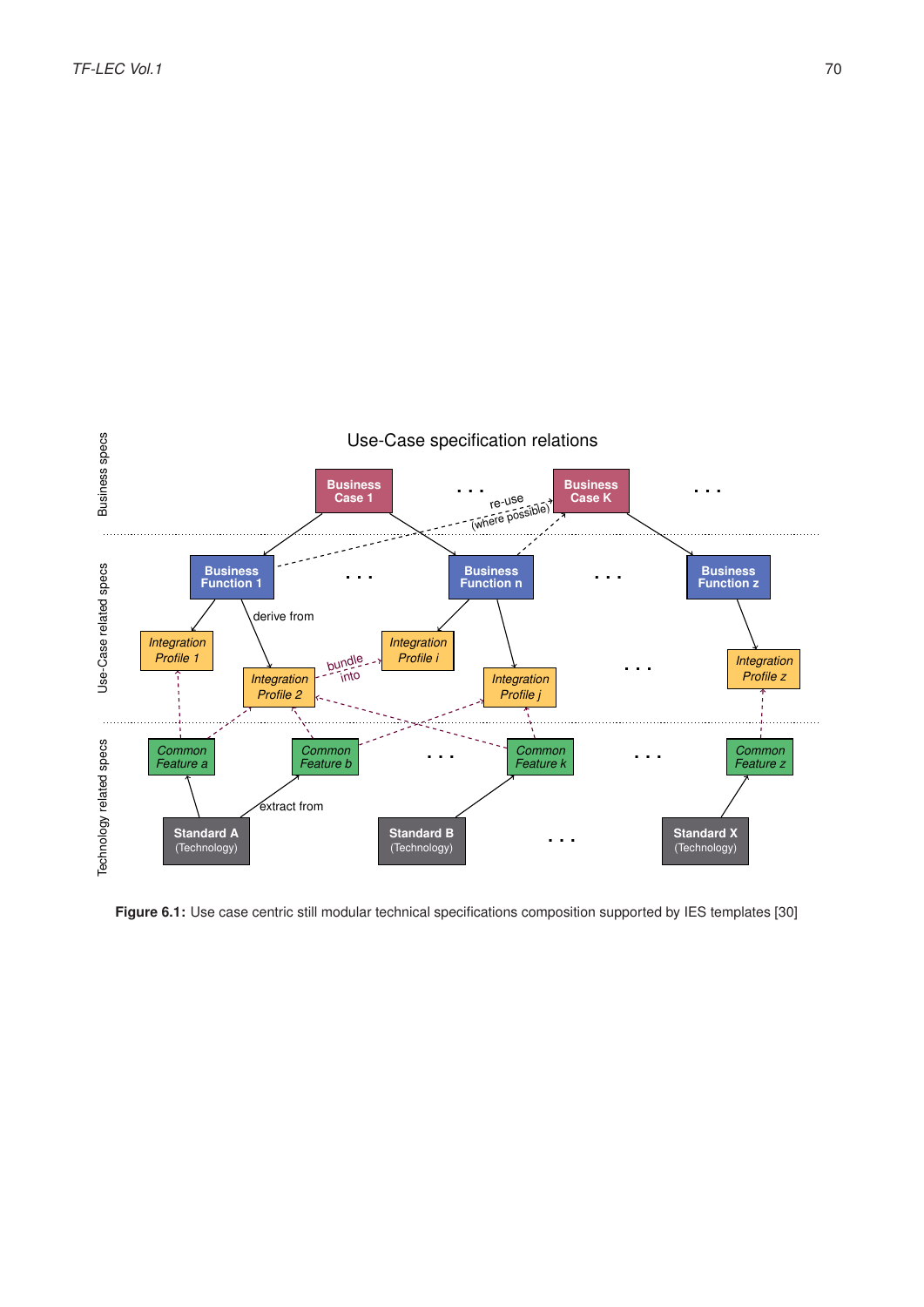**Figure 6.1:** Use case centric still modular technical specifications composition supported by IES templates [30]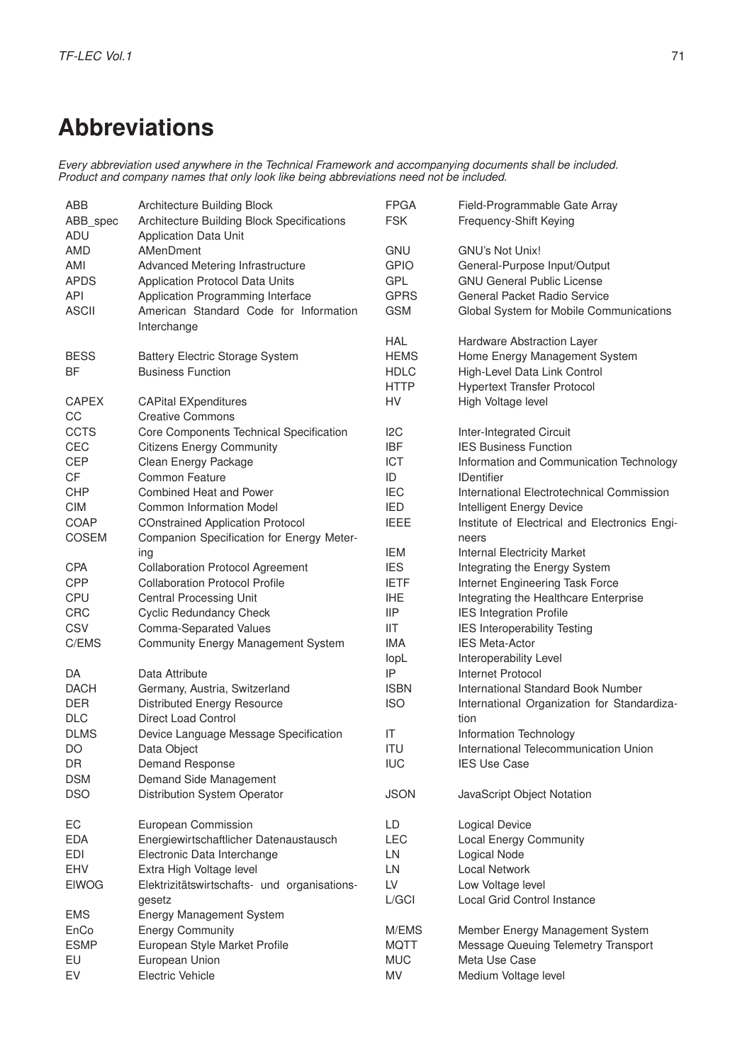# Abbreviations

*Every abbreviation used anywhere in the Technical Framework and accompanying documents shall be included. Product and company names that only look like being abbreviations need not be included.*

| | |
|---|---|
| ABB | Architecture Building Block |
| ABB_spec | Architecture Building Block Specifications |
| ADU | Application Data Unit |
| AMD | AMenDment |
| AMI | Advanced Metering Infrastructure |
| APDS | Application Protocol Data Units |
| API | Application Programming Interface |
| ASCII | American Standard Code for Information Interchange |
| BESS | Battery Electric Storage System |
| BF | Business Function |
| CAPEX | CAPital EXpenditures |
| CC | Creative Commons |
| CCTS | Core Components Technical Specification |
| CEC | Citizens Energy Community |
| CEP | Clean Energy Package |
| CF | Common Feature |
| CHP | Combined Heat and Power |
| CIM | Common Information Model |
| COAP | COnstrained Application Protocol |
| COSEM | Companion Specification for Energy Metering |
| CPA | Collaboration Protocol Agreement |
| CPP | Collaboration Protocol Profile |
| CPU | Central Processing Unit |
| CRC | Cyclic Redundancy Check |
| CSV | Comma-Separated Values |
| C/EMS | Community Energy Management System |
| DA | Data Attribute |
| DACH | Germany, Austria, Switzerland |
| DER | Distributed Energy Resource |
| DLC | Direct Load Control |
| DLMS | Device Language Message Specification |
| DO | Data Object |
| DR | Demand Response |
| DSM | Demand Side Management |
| DSO | Distribution System Operator |
| EC | European Commission |
| EDA | Energiewirtschaftlicher Datenaustausch |
| EDI | Electronic Data Interchange |
| EHV | Extra High Voltage level |
| ElWOG | Elektrizitätswirtschafts- und organisationsgesetz |
| EMS | Energy Management System |
| EnCo | Energy Community |
| ESMP | European Style Market Profile |
| EU | European Union |
| EV | Electric Vehicle |
| FPGA | Field-Programmable Gate Array |
| FSK | Frequency-Shift Keying |
| GNU | GNU's Not Unix! |
| GPIO | General-Purpose Input/Output |
| GPL | GNU General Public License |
| GPRS | General Packet Radio Service |
| GSM | Global System for Mobile Communications |
| HAL | Hardware Abstraction Layer |
| HEMS | Home Energy Management System |
| HDLC | High-Level Data Link Control |
| HTTP | Hypertext Transfer Protocol |
| HV | High Voltage level |
| I2C | Inter-Integrated Circuit |
| IBF | IES Business Function |
| ICT | Information and Communication Technology |
| ID | IDentifier |
| IEC | International Electrotechnical Commission |
| IED | Intelligent Energy Device |
| IEEE | Institute of Electrical and Electronics Engineers |
| IEM | Internal Electricity Market |
| IES | Integrating the Energy System |
| IETF | Internet Engineering Task Force |
| IHE | Integrating the Healthcare Enterprise |
| IIP | IES Integration Profile |
| IIT | IES Interoperability Testing |
| IMA | IES Meta-Actor |
| IopL | Interoperability Level |
| IP | Internet Protocol |
| ISBN | International Standard Book Number |
| ISO | International Organization for Standardization |
| IT | Information Technology |
| ITU | International Telecommunication Union |
| IUC | IES Use Case |
| JSON | JavaScript Object Notation |
| LD | Logical Device |
| LEC | Local Energy Community |
| LN | Logical Node |
| LN | Local Network |
| LV | Low Voltage level |
| L/GCI | Local Grid Control Instance |
| M/EMS | Member Energy Management System |
| MQTT | Message Queuing Telemetry Transport |
| MUC | Meta Use Case |
| MV | Medium Voltage level |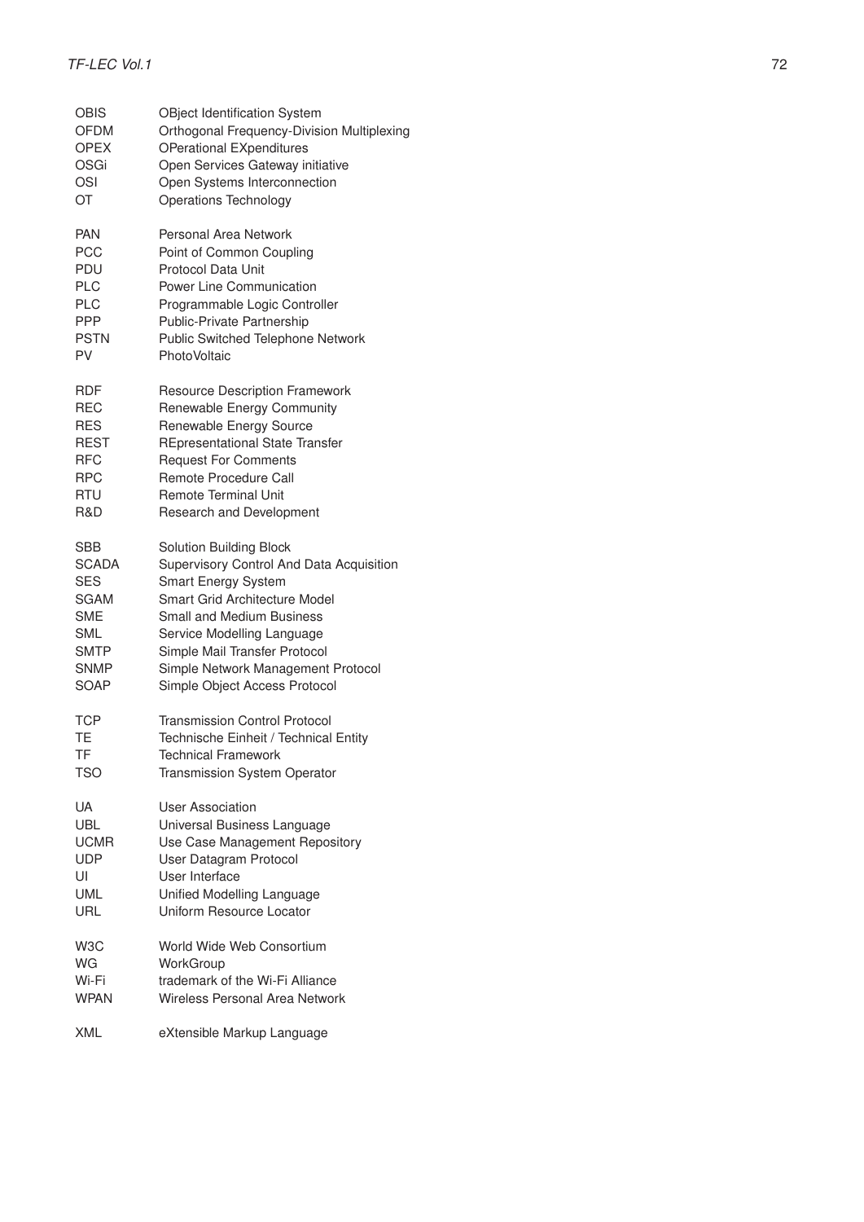| | |
|---|---|
| OBIS | OBject Identification System |
| OFDM | Orthogonal Frequency-Division Multiplexing |
| OPEX | OPerational EXpenditures |
| OSGi | Open Services Gateway initiative |
| OSI | Open Systems Interconnection |
| OT | Operations Technology |
| PAN | Personal Area Network |
| PCC | Point of Common Coupling |
| PDU | Protocol Data Unit |
| PLC | Power Line Communication |
| PLC | Programmable Logic Controller |
| PPP | Public-Private Partnership |
| PSTN | Public Switched Telephone Network |
| PV | PhotoVoltaic |
| RDF | Resource Description Framework |
| REC | Renewable Energy Community |
| RES | Renewable Energy Source |
| REST | REpresentational State Transfer |
| RFC | Request For Comments |
| RPC | Remote Procedure Call |
| RTU | Remote Terminal Unit |
| R&D | Research and Development |
| SBB | Solution Building Block |
| SCADA | Supervisory Control And Data Acquisition |
| SES | Smart Energy System |
| SGAM | Smart Grid Architecture Model |
| SME | Small and Medium Business |
| SML | Service Modelling Language |
| SMTP | Simple Mail Transfer Protocol |
| SNMP | Simple Network Management Protocol |
| SOAP | Simple Object Access Protocol |
| TCP | Transmission Control Protocol |
| TE | Technische Einheit / Technical Entity |
| TF | Technical Framework |
| TSO | Transmission System Operator |
| UA | User Association |
| UBL | Universal Business Language |
| UCMR | Use Case Management Repository |
| UDP | User Datagram Protocol |
| UI | User Interface |
| UML | Unified Modelling Language |
| URL | Uniform Resource Locator |
| W3C | World Wide Web Consortium |
| WG | WorkGroup |
| Wi-Fi | trademark of the Wi-Fi Alliance |
| WPAN | Wireless Personal Area Network |
| XML | eXtensible Markup Language |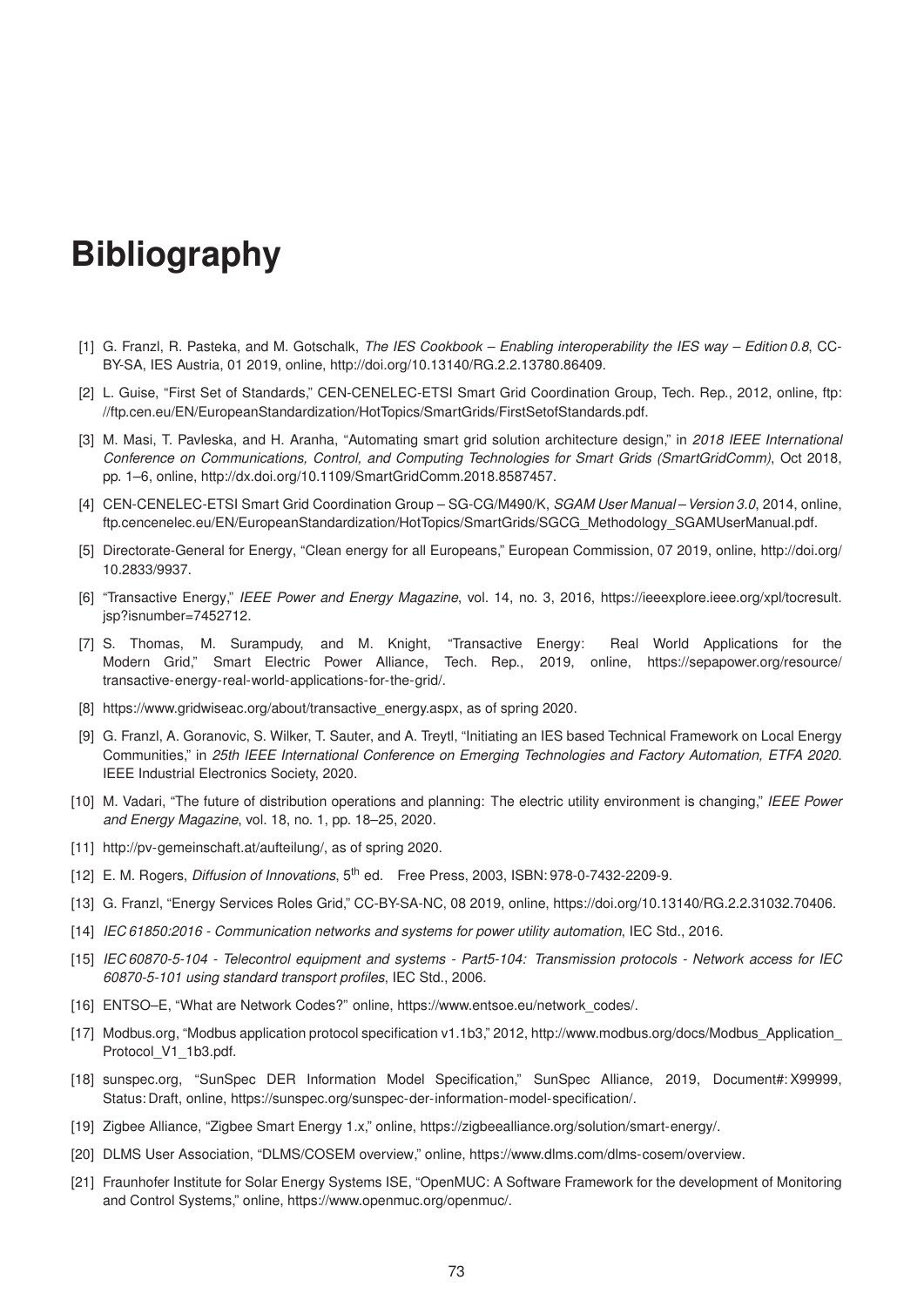# Bibliography

[1] G. Franzl, R. Pasteka, and M. Gotschalk, *The IES Cookbook – Enabling interoperability the IES way – Edition 0.8*, CC-BY-SA, IES Austria, 01 2019, online, http://doi.org/10.13140/RG.2.2.13780.86409.

[2] L. Guise, "First Set of Standards," CEN-CENELEC-ETSI Smart Grid Coordination Group, Tech. Rep., 2012, online, ftp://ftp.cen.eu/EN/EuropeanStandardization/HotTopics/SmartGrids/FirstSetofStandards.pdf.

[3] M. Masi, T. Pavleska, and H. Aranha, "Automating smart grid solution architecture design," in *2018 IEEE International Conference on Communications, Control, and Computing Technologies for Smart Grids (SmartGridComm)*, Oct 2018, pp. 1–6, online, http://dx.doi.org/10.1109/SmartGridComm.2018.8587457.

[4] CEN-CENELEC-ETSI Smart Grid Coordination Group – SG-CG/M490/K, *SGAM User Manual – Version 3.0*, 2014, online, ftp.cencenelec.eu/EN/EuropeanStandardization/HotTopics/SmartGrids/SGCG_Methodology_SGAMUserManual.pdf.

[5] Directorate-General for Energy, "Clean energy for all Europeans," European Commission, 07 2019, online, http://doi.org/10.2833/9937.

[6] "Transactive Energy," *IEEE Power and Energy Magazine*, vol. 14, no. 3, 2016, https://ieeexplore.ieee.org/xpl/tocresult.jsp?isnumber=7452712.

[7] S. Thomas, M. Surampudy, and M. Knight, "Transactive Energy: Real World Applications for the Modern Grid," Smart Electric Power Alliance, Tech. Rep., 2019, online, https://sepapower.org/resource/transactive-energy-real-world-applications-for-the-grid/.

[8] https://www.gridwiseac.org/about/transactive_energy.aspx, as of spring 2020.

[9] G. Franzl, A. Goranovic, S. Wilker, T. Sauter, and A. Treytl, "Initiating an IES based Technical Framework on Local Energy Communities," in *25th IEEE International Conference on Emerging Technologies and Factory Automation, ETFA 2020*. IEEE Industrial Electronics Society, 2020.

[10] M. Vadari, "The future of distribution operations and planning: The electric utility environment is changing," *IEEE Power and Energy Magazine*, vol. 18, no. 1, pp. 18–25, 2020.

[11] http://pv-gemeinschaft.at/aufteilung/, as of spring 2020.

[12] E. M. Rogers, *Diffusion of Innovations*, 5th ed. Free Press, 2003, ISBN: 978-0-7432-2209-9.

[13] G. Franzl, "Energy Services Roles Grid," CC-BY-SA-NC, 08 2019, online, https://doi.org/10.13140/RG.2.2.31032.70406.

[14] *IEC 61850:2016 - Communication networks and systems for power utility automation*, IEC Std., 2016.

[15] *IEC 60870-5-104 - Telecontrol equipment and systems - Part5-104: Transmission protocols - Network access for IEC 60870-5-101 using standard transport profiles*, IEC Std., 2006.

[16] ENTSO–E, "What are Network Codes?" online, https://www.entsoe.eu/network_codes/.

[17] Modbus.org, "Modbus application protocol specification v1.1b3," 2012, http://www.modbus.org/docs/Modbus_Application_Protocol_V1_1b3.pdf.

[18] sunspec.org, "SunSpec DER Information Model Specification," SunSpec Alliance, 2019, Document#: X99999, Status: Draft, online, https://sunspec.org/sunspec-der-information-model-specification/.

[19] Zigbee Alliance, "Zigbee Smart Energy 1.x," online, https://zigbeealliance.org/solution/smart-energy/.

[20] DLMS User Association, "DLMS/COSEM overview," online, https://www.dlms.com/dlms-cosem/overview.

[21] Fraunhofer Institute for Solar Energy Systems ISE, "OpenMUC: A Software Framework for the development of Monitoring and Control Systems," online, https://www.openmuc.org/openmuc/.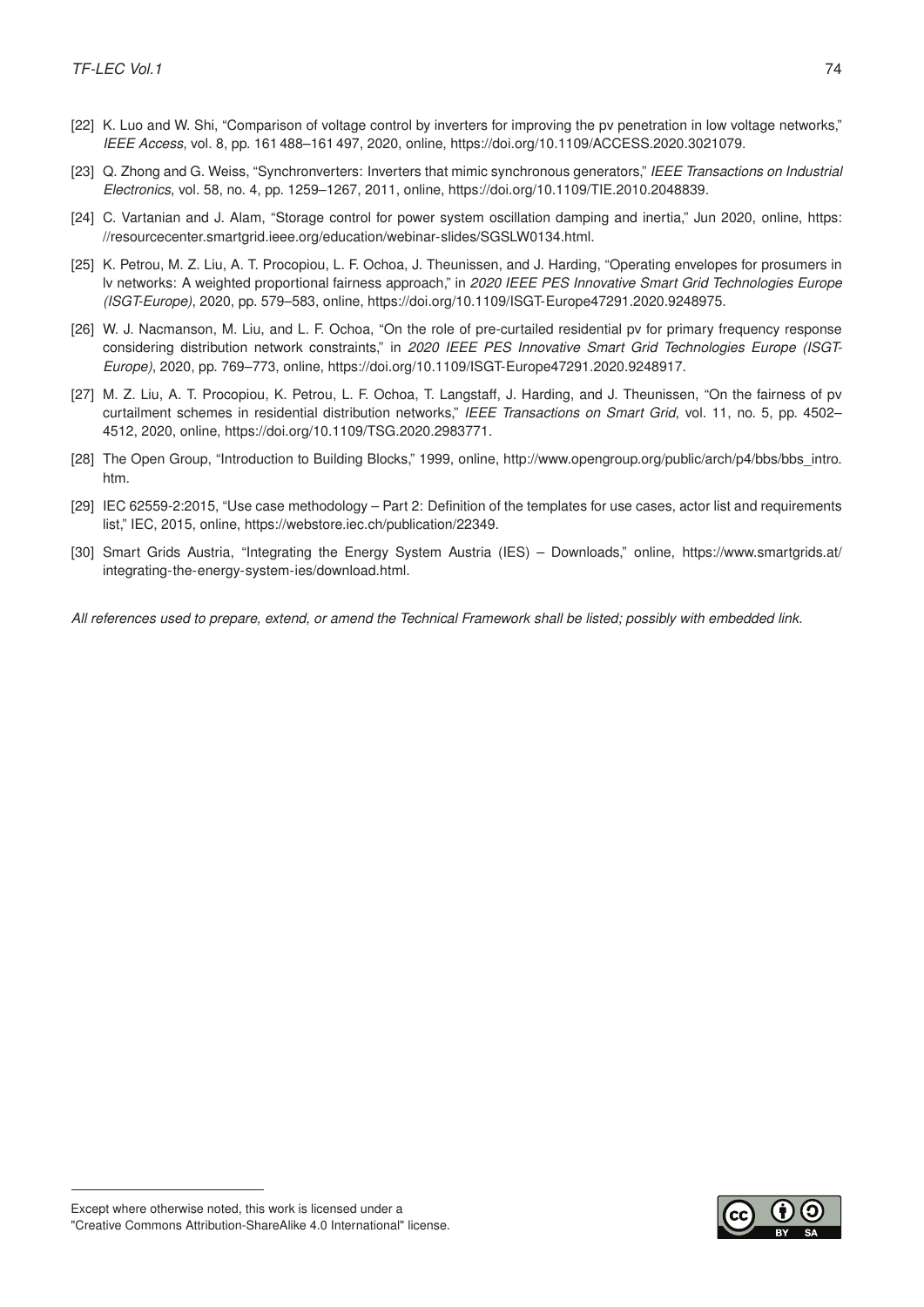[22] K. Luo and W. Shi, "Comparison of voltage control by inverters for improving the pv penetration in low voltage networks," *IEEE Access*, vol. 8, pp. 161 488–161 497, 2020, online, https://doi.org/10.1109/ACCESS.2020.3021079.

[23] Q. Zhong and G. Weiss, "Synchronverters: Inverters that mimic synchronous generators," *IEEE Transactions on Industrial Electronics*, vol. 58, no. 4, pp. 1259–1267, 2011, online, https://doi.org/10.1109/TIE.2010.2048839.

[24] C. Vartanian and J. Alam, "Storage control for power system oscillation damping and inertia," Jun 2020, online, https://resourcecenter.smartgrid.ieee.org/education/webinar-slides/SGSLW0134.html.

[25] K. Petrou, M. Z. Liu, A. T. Procopiou, L. F. Ochoa, J. Theunissen, and J. Harding, "Operating envelopes for prosumers in lv networks: A weighted proportional fairness approach," in *2020 IEEE PES Innovative Smart Grid Technologies Europe (ISGT-Europe)*, 2020, pp. 579–583, online, https://doi.org/10.1109/ISGT-Europe47291.2020.9248975.

[26] W. J. Nacmanson, M. Liu, and L. F. Ochoa, "On the role of pre-curtailed residential pv for primary frequency response considering distribution network constraints," in *2020 IEEE PES Innovative Smart Grid Technologies Europe (ISGT-Europe)*, 2020, pp. 769–773, online, https://doi.org/10.1109/ISGT-Europe47291.2020.9248917.

[27] M. Z. Liu, A. T. Procopiou, K. Petrou, L. F. Ochoa, T. Langstaff, J. Harding, and J. Theunissen, "On the fairness of pv curtailment schemes in residential distribution networks," *IEEE Transactions on Smart Grid*, vol. 11, no. 5, pp. 4502–4512, 2020, online, https://doi.org/10.1109/TSG.2020.2983771.

[28] The Open Group, "Introduction to Building Blocks," 1999, online, http://www.opengroup.org/public/arch/p4/bbs/bbs_intro.htm.

[29] IEC 62559-2:2015, "Use case methodology – Part 2: Definition of the templates for use cases, actor list and requirements list," IEC, 2015, online, https://webstore.iec.ch/publication/22349.

[30] Smart Grids Austria, "Integrating the Energy System Austria (IES) – Downloads," online, https://www.smartgrids.at/integrating-the-energy-system-ies/download.html.

*All references used to prepare, extend, or amend the Technical Framework shall be listed; possibly with embedded link.*

Except where otherwise noted, this work is licensed under a "Creative Commons Attribution-ShareAlike 4.0 International" license.